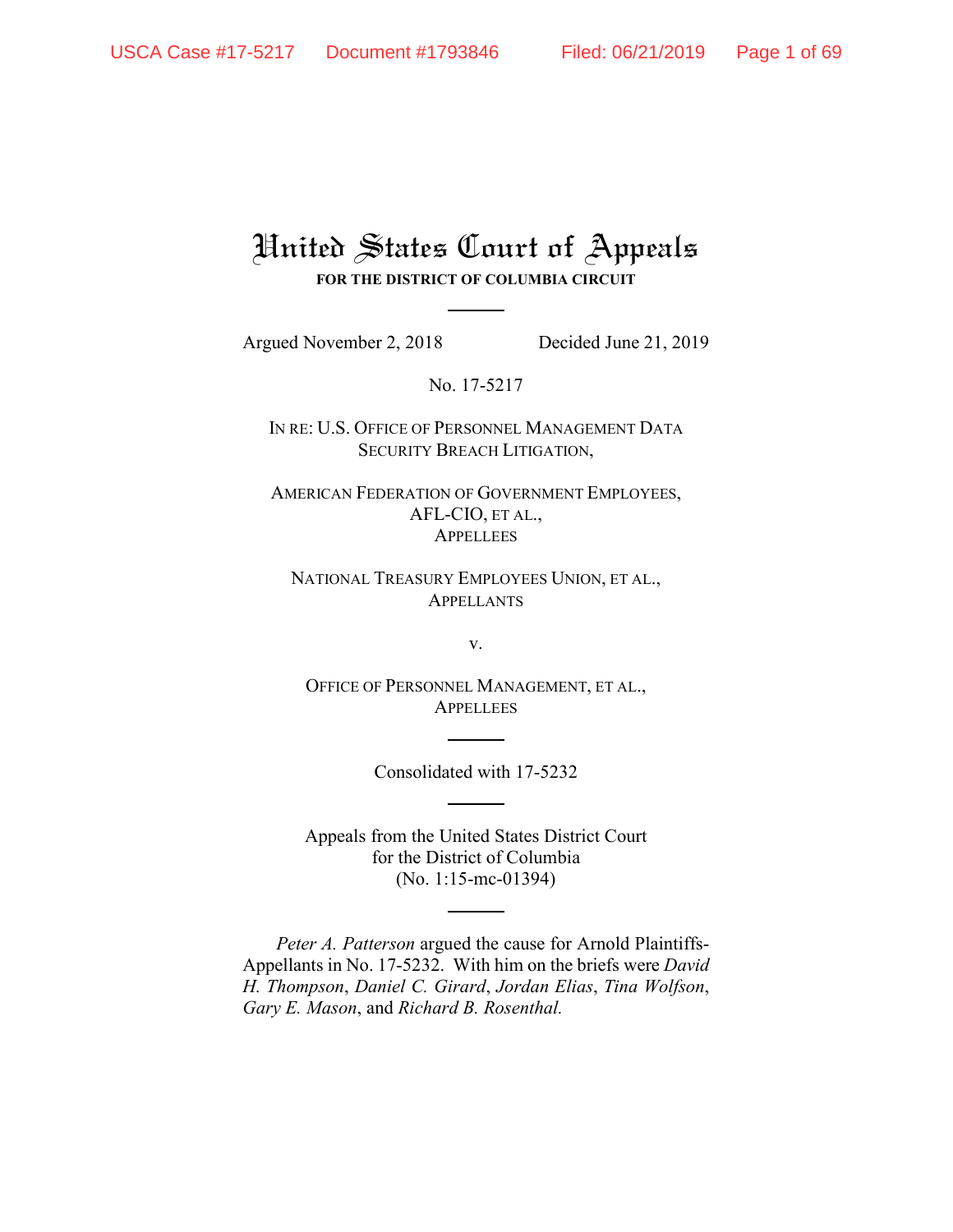# United States Court of Appeals

**FOR THE DISTRICT OF COLUMBIA CIRCUIT**

---

Argued November 2, 2018 Decided June 21, 2019

No. 17-5217

IN RE: U.S. OFFICE OF PERSONNEL MANAGEMENT DATA SECURITY BREACH LITIGATION,

AMERICAN FEDERATION OF GOVERNMENT EMPLOYEES, AFL-CIO, ET AL.,
APPELLEES

NATIONAL TREASURY EMPLOYEES UNION, ET AL.,
APPELLANTS

v.

OFFICE OF PERSONNEL MANAGEMENT, ET AL.,
APPELLEES

---

Consolidated with 17-5232

---

Appeals from the United States District Court
for the District of Columbia
(No. 1:15-mc-01394)

---

*Peter A. Patterson* argued the cause for Arnold Plaintiffs-Appellants in No. 17-5232. With him on the briefs were *David H. Thompson*, *Daniel C. Girard*, *Jordan Elias*, *Tina Wolfson*, *Gary E. Mason*, and *Richard B. Rosenthal.*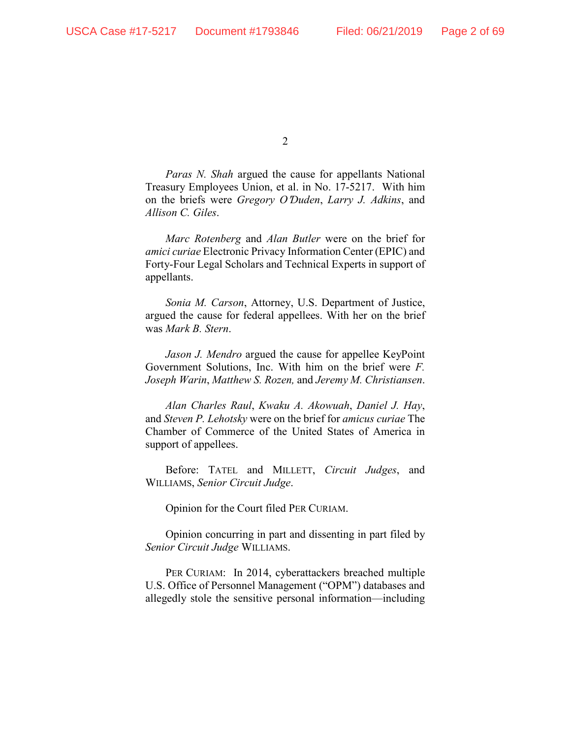*Paras N. Shah* argued the cause for appellants National Treasury Employees Union, et al. in No. 17-5217. With him on the briefs were *Gregory O'Duden*, *Larry J. Adkins*, and *Allison C. Giles*.

*Marc Rotenberg* and *Alan Butler* were on the brief for *amici curiae* Electronic Privacy Information Center (EPIC) and Forty-Four Legal Scholars and Technical Experts in support of appellants.

*Sonia M. Carson*, Attorney, U.S. Department of Justice, argued the cause for federal appellees. With her on the brief was *Mark B. Stern*.

*Jason J. Mendro* argued the cause for appellee KeyPoint Government Solutions, Inc. With him on the brief were *F. Joseph Warin*, *Matthew S. Rozen,* and *Jeremy M. Christiansen*.

*Alan Charles Raul*, *Kwaku A. Akowuah*, *Daniel J. Hay*, and *Steven P. Lehotsky* were on the brief for *amicus curiae* The Chamber of Commerce of the United States of America in support of appellees.

Before: TATEL and MILLETT, *Circuit Judges*, and WILLIAMS, *Senior Circuit Judge*.

Opinion for the Court filed PER CURIAM.

Opinion concurring in part and dissenting in part filed by *Senior Circuit Judge* WILLIAMS.

PER CURIAM: In 2014, cyberattackers breached multiple U.S. Office of Personnel Management ("OPM") databases and allegedly stole the sensitive personal information—including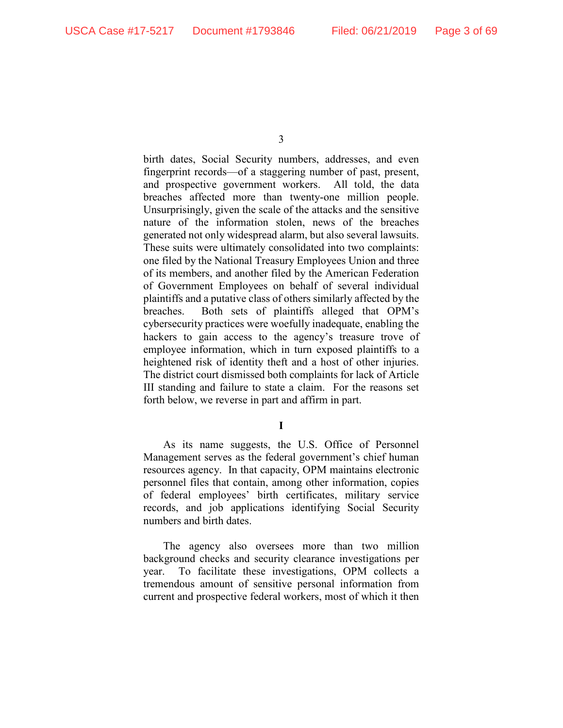birth dates, Social Security numbers, addresses, and even fingerprint records—of a staggering number of past, present, and prospective government workers. All told, the data breaches affected more than twenty-one million people. Unsurprisingly, given the scale of the attacks and the sensitive nature of the information stolen, news of the breaches generated not only widespread alarm, but also several lawsuits. These suits were ultimately consolidated into two complaints: one filed by the National Treasury Employees Union and three of its members, and another filed by the American Federation of Government Employees on behalf of several individual plaintiffs and a putative class of others similarly affected by the breaches. Both sets of plaintiffs alleged that OPM's cybersecurity practices were woefully inadequate, enabling the hackers to gain access to the agency's treasure trove of employee information, which in turn exposed plaintiffs to a heightened risk of identity theft and a host of other injuries. The district court dismissed both complaints for lack of Article III standing and failure to state a claim. For the reasons set forth below, we reverse in part and affirm in part.

# I

As its name suggests, the U.S. Office of Personnel Management serves as the federal government's chief human resources agency. In that capacity, OPM maintains electronic personnel files that contain, among other information, copies of federal employees' birth certificates, military service records, and job applications identifying Social Security numbers and birth dates.

The agency also oversees more than two million background checks and security clearance investigations per year. To facilitate these investigations, OPM collects a tremendous amount of sensitive personal information from current and prospective federal workers, most of which it then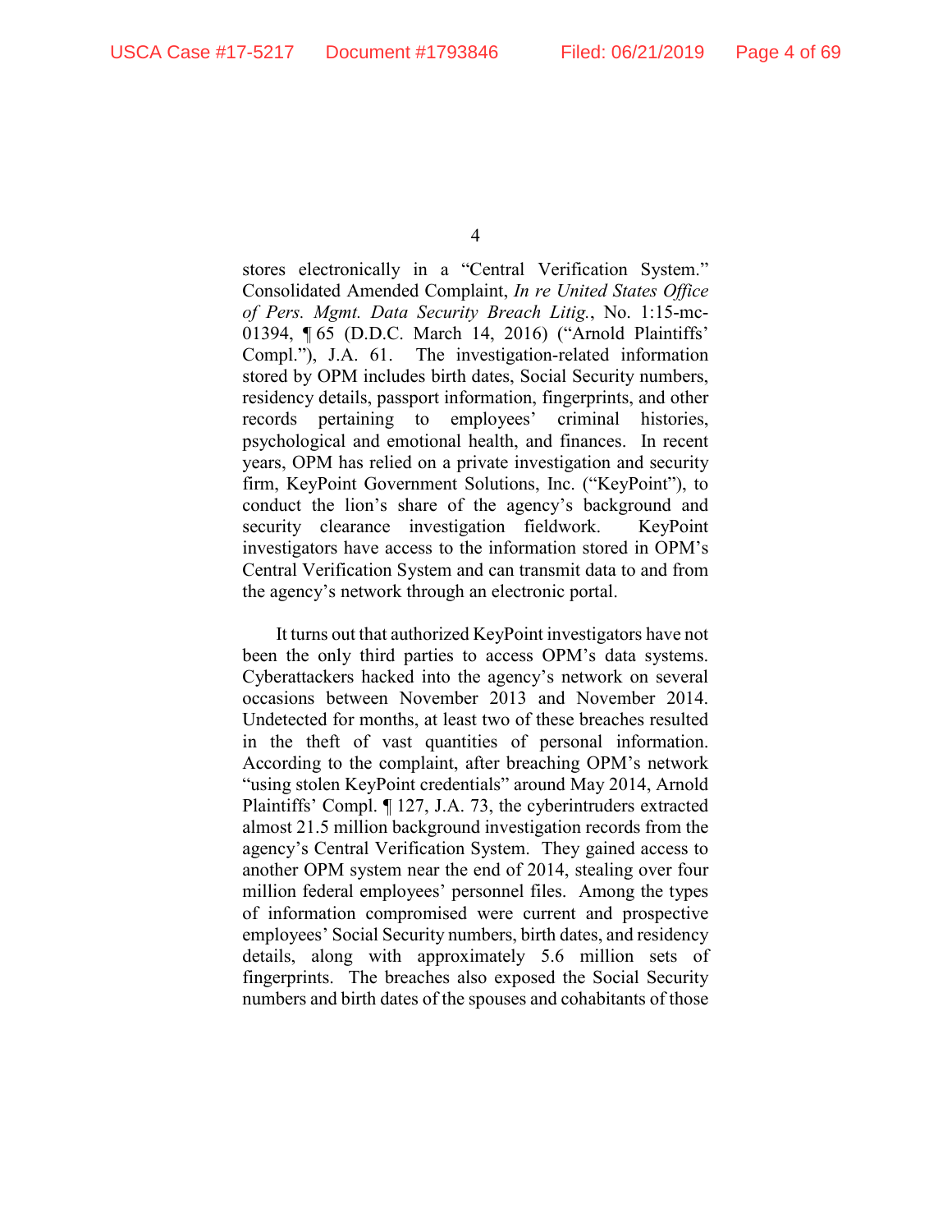stores electronically in a "Central Verification System." Consolidated Amended Complaint, *In re United States Office of Pers. Mgmt. Data Security Breach Litig.*, No. 1:15-mc-01394, ¶ 65 (D.D.C. March 14, 2016) ("Arnold Plaintiffs' Compl."), J.A. 61. The investigation-related information stored by OPM includes birth dates, Social Security numbers, residency details, passport information, fingerprints, and other records pertaining to employees' criminal histories, psychological and emotional health, and finances. In recent years, OPM has relied on a private investigation and security firm, KeyPoint Government Solutions, Inc. ("KeyPoint"), to conduct the lion's share of the agency's background and security clearance investigation fieldwork. KeyPoint investigators have access to the information stored in OPM's Central Verification System and can transmit data to and from the agency's network through an electronic portal.

It turns out that authorized KeyPoint investigators have not been the only third parties to access OPM's data systems. Cyberattackers hacked into the agency's network on several occasions between November 2013 and November 2014. Undetected for months, at least two of these breaches resulted in the theft of vast quantities of personal information. According to the complaint, after breaching OPM's network "using stolen KeyPoint credentials" around May 2014, Arnold Plaintiffs' Compl. ¶ 127, J.A. 73, the cyberintruders extracted almost 21.5 million background investigation records from the agency's Central Verification System. They gained access to another OPM system near the end of 2014, stealing over four million federal employees' personnel files. Among the types of information compromised were current and prospective employees' Social Security numbers, birth dates, and residency details, along with approximately 5.6 million sets of fingerprints. The breaches also exposed the Social Security numbers and birth dates of the spouses and cohabitants of those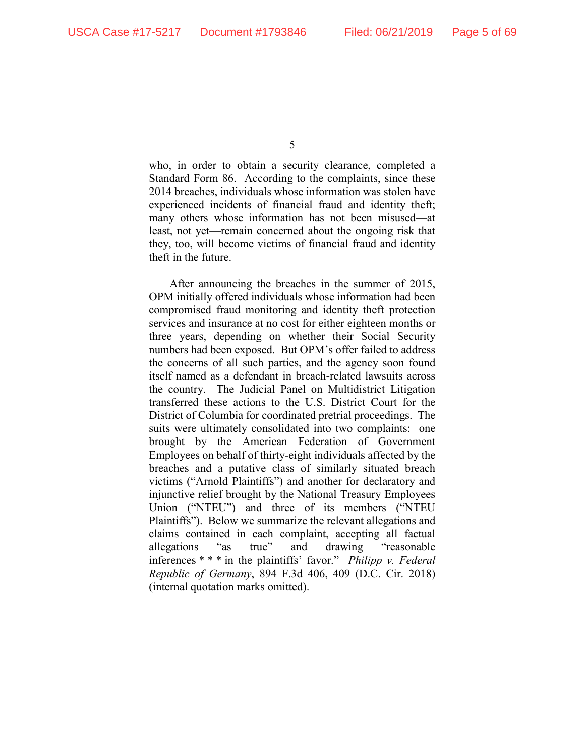who, in order to obtain a security clearance, completed a Standard Form 86. According to the complaints, since these 2014 breaches, individuals whose information was stolen have experienced incidents of financial fraud and identity theft; many others whose information has not been misused—at least, not yet—remain concerned about the ongoing risk that they, too, will become victims of financial fraud and identity theft in the future.

After announcing the breaches in the summer of 2015, OPM initially offered individuals whose information had been compromised fraud monitoring and identity theft protection services and insurance at no cost for either eighteen months or three years, depending on whether their Social Security numbers had been exposed. But OPM's offer failed to address the concerns of all such parties, and the agency soon found itself named as a defendant in breach-related lawsuits across the country. The Judicial Panel on Multidistrict Litigation transferred these actions to the U.S. District Court for the District of Columbia for coordinated pretrial proceedings. The suits were ultimately consolidated into two complaints: one brought by the American Federation of Government Employees on behalf of thirty-eight individuals affected by the breaches and a putative class of similarly situated breach victims ("Arnold Plaintiffs") and another for declaratory and injunctive relief brought by the National Treasury Employees Union ("NTEU") and three of its members ("NTEU Plaintiffs"). Below we summarize the relevant allegations and claims contained in each complaint, accepting all factual allegations "as true" and drawing "reasonable inferences * * * in the plaintiffs' favor." *Philipp v. Federal Republic of Germany*, 894 F.3d 406, 409 (D.C. Cir. 2018) (internal quotation marks omitted).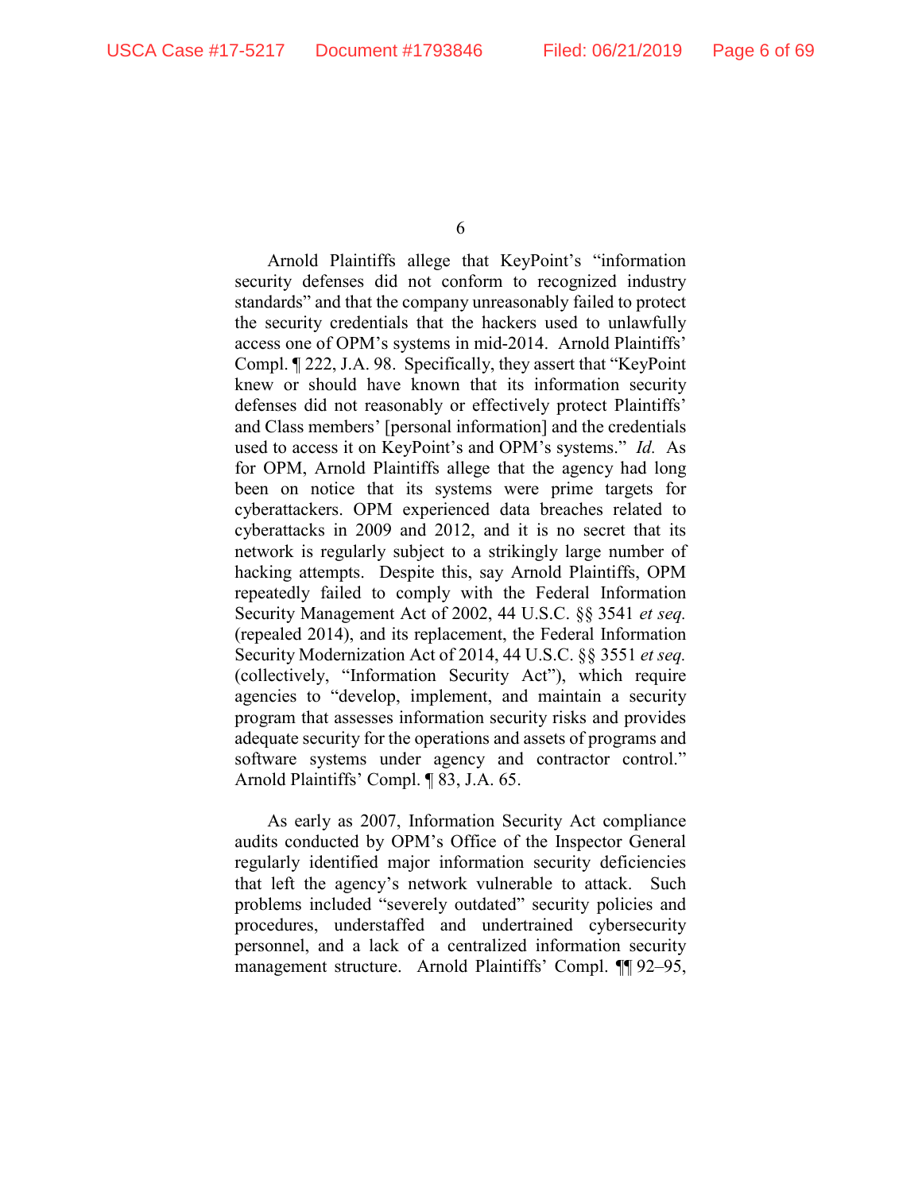Arnold Plaintiffs allege that KeyPoint's "information security defenses did not conform to recognized industry standards" and that the company unreasonably failed to protect the security credentials that the hackers used to unlawfully access one of OPM's systems in mid-2014. Arnold Plaintiffs' Compl. ¶ 222, J.A. 98. Specifically, they assert that "KeyPoint knew or should have known that its information security defenses did not reasonably or effectively protect Plaintiffs' and Class members' [personal information] and the credentials used to access it on KeyPoint's and OPM's systems." *Id.* As for OPM, Arnold Plaintiffs allege that the agency had long been on notice that its systems were prime targets for cyberattackers. OPM experienced data breaches related to cyberattacks in 2009 and 2012, and it is no secret that its network is regularly subject to a strikingly large number of hacking attempts. Despite this, say Arnold Plaintiffs, OPM repeatedly failed to comply with the Federal Information Security Management Act of 2002, 44 U.S.C. §§ 3541 *et seq.* (repealed 2014), and its replacement, the Federal Information Security Modernization Act of 2014, 44 U.S.C. §§ 3551 *et seq.* (collectively, "Information Security Act"), which require agencies to "develop, implement, and maintain a security program that assesses information security risks and provides adequate security for the operations and assets of programs and software systems under agency and contractor control." Arnold Plaintiffs' Compl. ¶ 83, J.A. 65.

As early as 2007, Information Security Act compliance audits conducted by OPM's Office of the Inspector General regularly identified major information security deficiencies that left the agency's network vulnerable to attack. Such problems included "severely outdated" security policies and procedures, understaffed and undertrained cybersecurity personnel, and a lack of a centralized information security management structure. Arnold Plaintiffs' Compl. ¶¶ 92–95,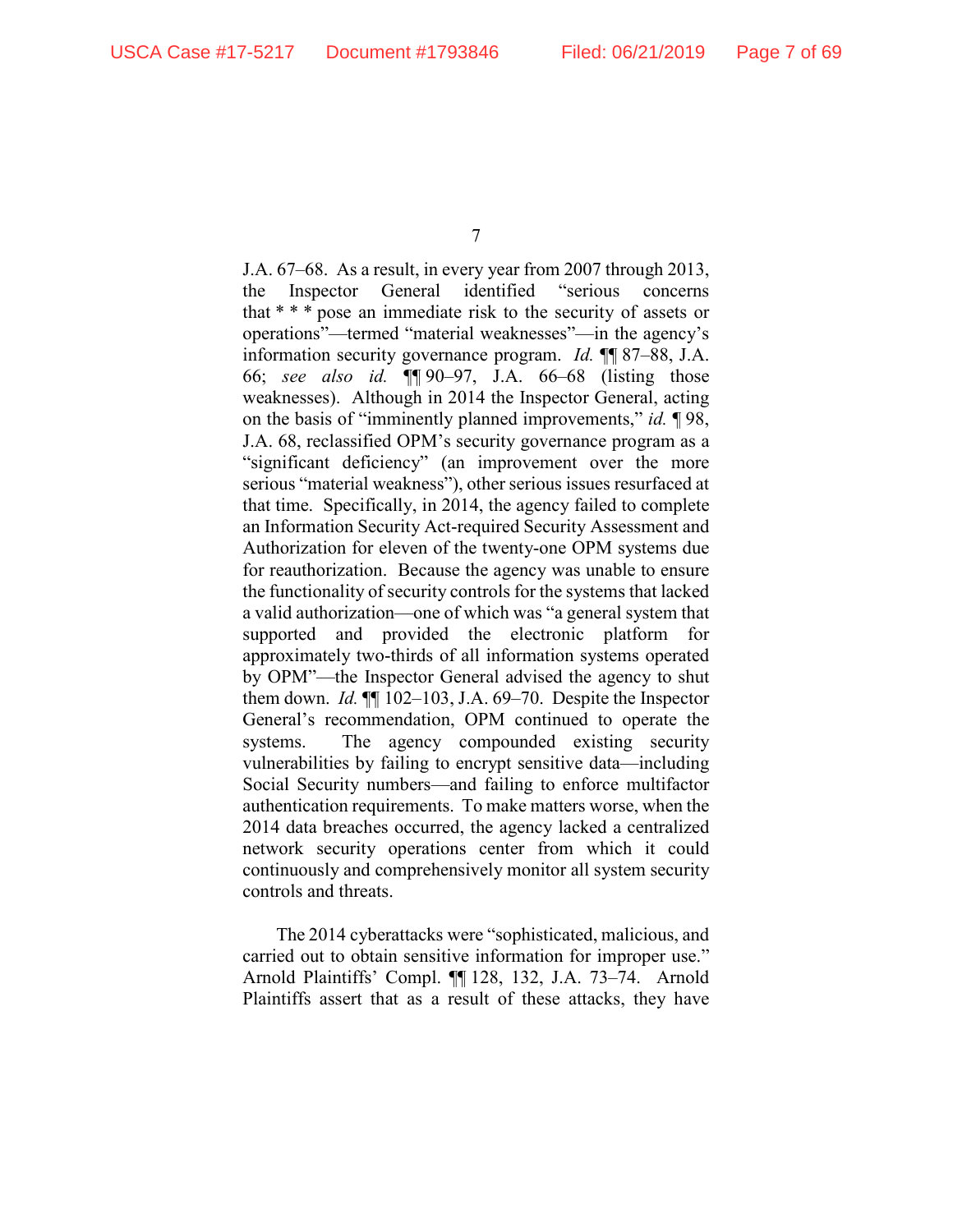J.A. 67–68. As a result, in every year from 2007 through 2013, the Inspector General identified "serious concerns that * * * pose an immediate risk to the security of assets or operations"—termed "material weaknesses"—in the agency's information security governance program. *Id.* ¶¶ 87–88, J.A. 66; *see also id.* ¶¶ 90–97, J.A. 66–68 (listing those weaknesses). Although in 2014 the Inspector General, acting on the basis of "imminently planned improvements," *id.* ¶ 98, J.A. 68, reclassified OPM's security governance program as a "significant deficiency" (an improvement over the more serious "material weakness"), other serious issues resurfaced at that time. Specifically, in 2014, the agency failed to complete an Information Security Act-required Security Assessment and Authorization for eleven of the twenty-one OPM systems due for reauthorization. Because the agency was unable to ensure the functionality of security controls for the systems that lacked a valid authorization—one of which was "a general system that supported and provided the electronic platform for approximately two-thirds of all information systems operated by OPM"—the Inspector General advised the agency to shut them down. *Id.* ¶¶ 102–103, J.A. 69–70. Despite the Inspector General's recommendation, OPM continued to operate the systems. The agency compounded existing security vulnerabilities by failing to encrypt sensitive data—including Social Security numbers—and failing to enforce multifactor authentication requirements. To make matters worse, when the 2014 data breaches occurred, the agency lacked a centralized network security operations center from which it could continuously and comprehensively monitor all system security controls and threats.

The 2014 cyberattacks were "sophisticated, malicious, and carried out to obtain sensitive information for improper use." Arnold Plaintiffs' Compl. ¶¶ 128, 132, J.A. 73–74. Arnold Plaintiffs assert that as a result of these attacks, they have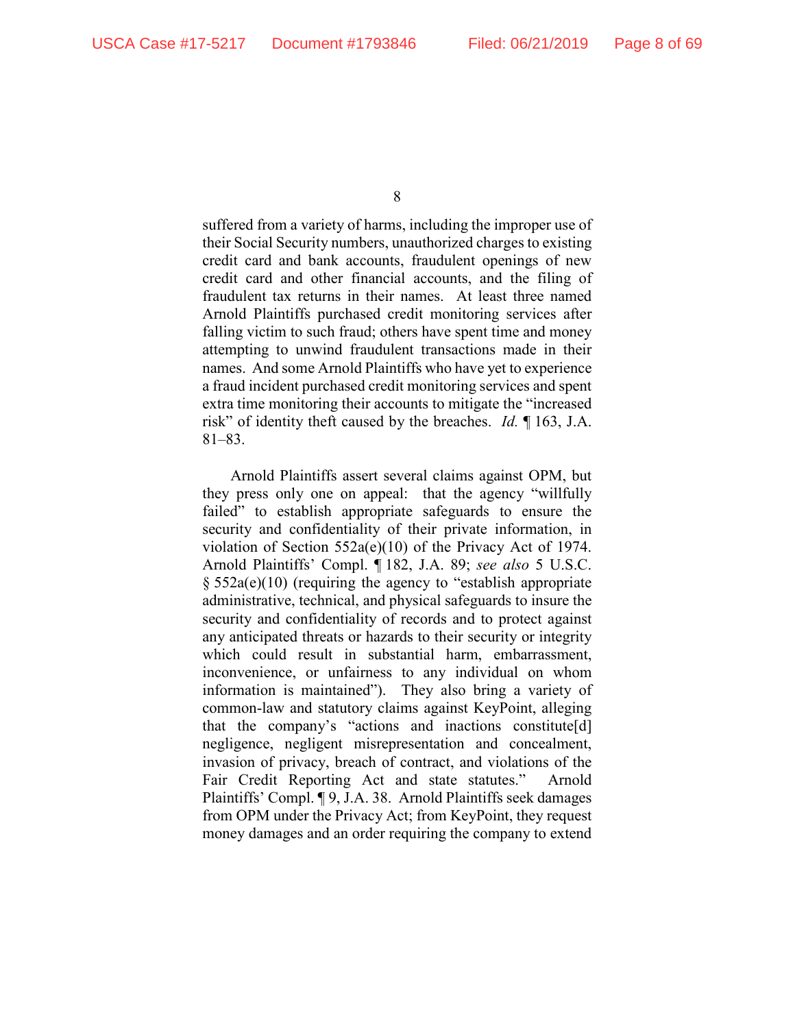suffered from a variety of harms, including the improper use of their Social Security numbers, unauthorized charges to existing credit card and bank accounts, fraudulent openings of new credit card and other financial accounts, and the filing of fraudulent tax returns in their names. At least three named Arnold Plaintiffs purchased credit monitoring services after falling victim to such fraud; others have spent time and money attempting to unwind fraudulent transactions made in their names. And some Arnold Plaintiffs who have yet to experience a fraud incident purchased credit monitoring services and spent extra time monitoring their accounts to mitigate the "increased risk" of identity theft caused by the breaches. *Id.* ¶ 163, J.A. 81–83.

Arnold Plaintiffs assert several claims against OPM, but they press only one on appeal: that the agency "willfully failed" to establish appropriate safeguards to ensure the security and confidentiality of their private information, in violation of Section 552a(e)(10) of the Privacy Act of 1974. Arnold Plaintiffs' Compl. ¶ 182, J.A. 89; *see also* 5 U.S.C. § 552a(e)(10) (requiring the agency to "establish appropriate administrative, technical, and physical safeguards to insure the security and confidentiality of records and to protect against any anticipated threats or hazards to their security or integrity which could result in substantial harm, embarrassment, inconvenience, or unfairness to any individual on whom information is maintained"). They also bring a variety of common-law and statutory claims against KeyPoint, alleging that the company's "actions and inactions constitute[d] negligence, negligent misrepresentation and concealment, invasion of privacy, breach of contract, and violations of the Fair Credit Reporting Act and state statutes." Arnold Plaintiffs' Compl. ¶ 9, J.A. 38. Arnold Plaintiffs seek damages from OPM under the Privacy Act; from KeyPoint, they request money damages and an order requiring the company to extend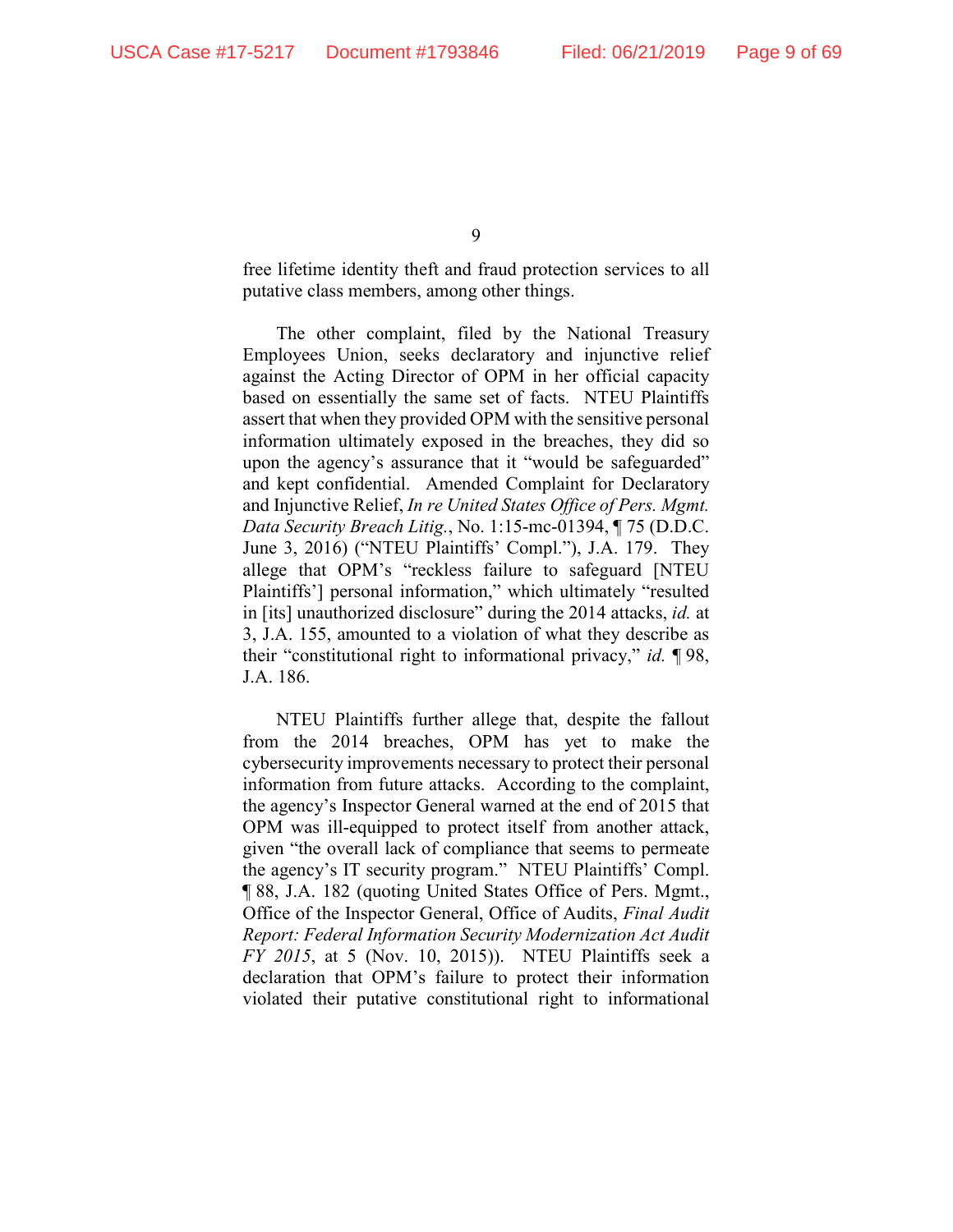free lifetime identity theft and fraud protection services to all putative class members, among other things.

The other complaint, filed by the National Treasury Employees Union, seeks declaratory and injunctive relief against the Acting Director of OPM in her official capacity based on essentially the same set of facts. NTEU Plaintiffs assert that when they provided OPM with the sensitive personal information ultimately exposed in the breaches, they did so upon the agency's assurance that it "would be safeguarded" and kept confidential. Amended Complaint for Declaratory and Injunctive Relief, *In re United States Office of Pers. Mgmt. Data Security Breach Litig.*, No. 1:15-mc-01394, ¶ 75 (D.D.C. June 3, 2016) ("NTEU Plaintiffs' Compl."), J.A. 179. They allege that OPM's "reckless failure to safeguard [NTEU Plaintiffs'] personal information," which ultimately "resulted in [its] unauthorized disclosure" during the 2014 attacks, *id.* at 3, J.A. 155, amounted to a violation of what they describe as their "constitutional right to informational privacy," *id.* ¶ 98, J.A. 186.

NTEU Plaintiffs further allege that, despite the fallout from the 2014 breaches, OPM has yet to make the cybersecurity improvements necessary to protect their personal information from future attacks. According to the complaint, the agency's Inspector General warned at the end of 2015 that OPM was ill-equipped to protect itself from another attack, given "the overall lack of compliance that seems to permeate the agency's IT security program." NTEU Plaintiffs' Compl. ¶ 88, J.A. 182 (quoting United States Office of Pers. Mgmt., Office of the Inspector General, Office of Audits, *Final Audit Report: Federal Information Security Modernization Act Audit FY 2015*, at 5 (Nov. 10, 2015)). NTEU Plaintiffs seek a declaration that OPM's failure to protect their information violated their putative constitutional right to informational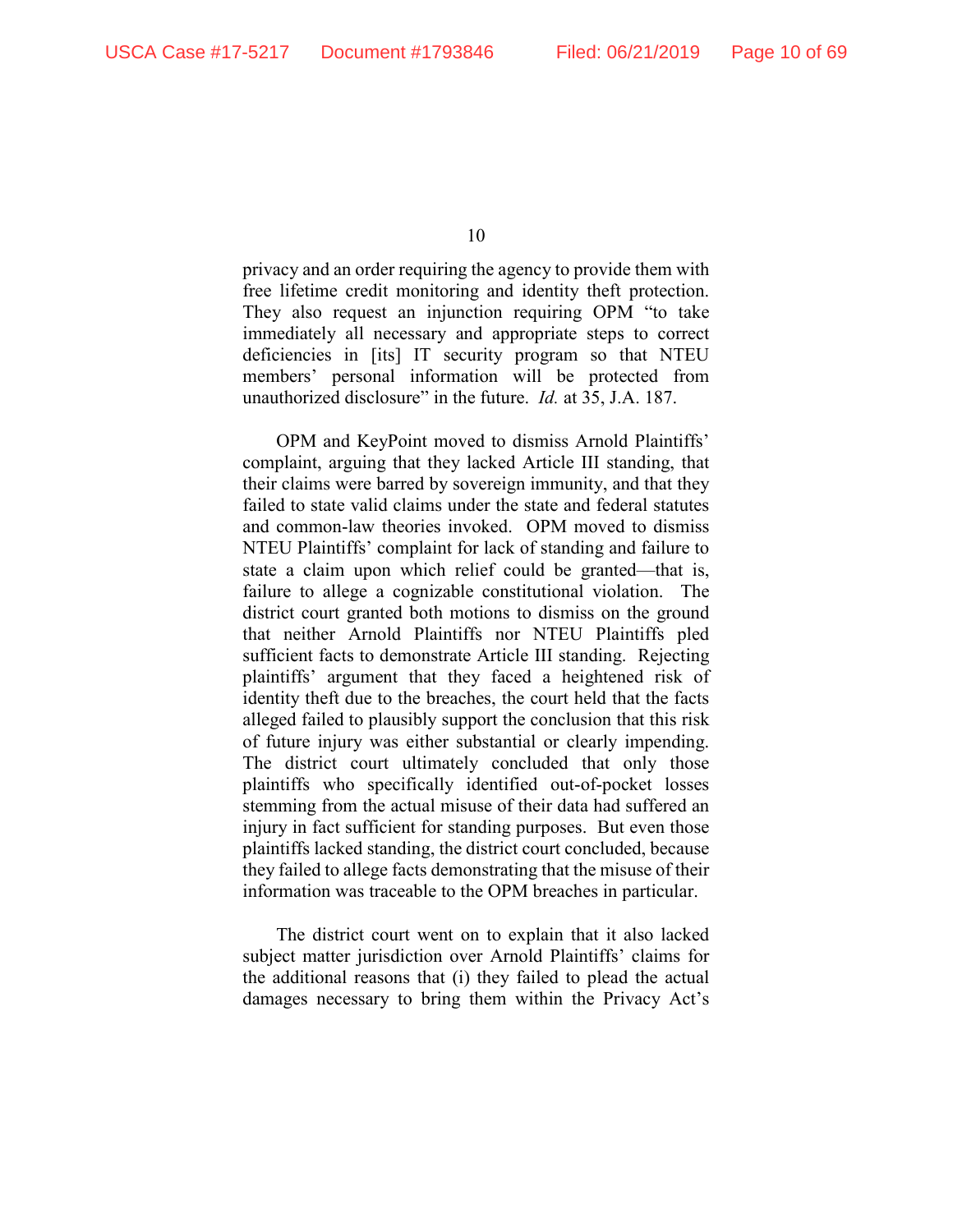privacy and an order requiring the agency to provide them with free lifetime credit monitoring and identity theft protection. They also request an injunction requiring OPM "to take immediately all necessary and appropriate steps to correct deficiencies in [its] IT security program so that NTEU members' personal information will be protected from unauthorized disclosure" in the future. *Id.* at 35, J.A. 187.

OPM and KeyPoint moved to dismiss Arnold Plaintiffs' complaint, arguing that they lacked Article III standing, that their claims were barred by sovereign immunity, and that they failed to state valid claims under the state and federal statutes and common-law theories invoked. OPM moved to dismiss NTEU Plaintiffs' complaint for lack of standing and failure to state a claim upon which relief could be granted—that is, failure to allege a cognizable constitutional violation. The district court granted both motions to dismiss on the ground that neither Arnold Plaintiffs nor NTEU Plaintiffs pled sufficient facts to demonstrate Article III standing. Rejecting plaintiffs' argument that they faced a heightened risk of identity theft due to the breaches, the court held that the facts alleged failed to plausibly support the conclusion that this risk of future injury was either substantial or clearly impending. The district court ultimately concluded that only those plaintiffs who specifically identified out-of-pocket losses stemming from the actual misuse of their data had suffered an injury in fact sufficient for standing purposes. But even those plaintiffs lacked standing, the district court concluded, because they failed to allege facts demonstrating that the misuse of their information was traceable to the OPM breaches in particular.

The district court went on to explain that it also lacked subject matter jurisdiction over Arnold Plaintiffs' claims for the additional reasons that (i) they failed to plead the actual damages necessary to bring them within the Privacy Act's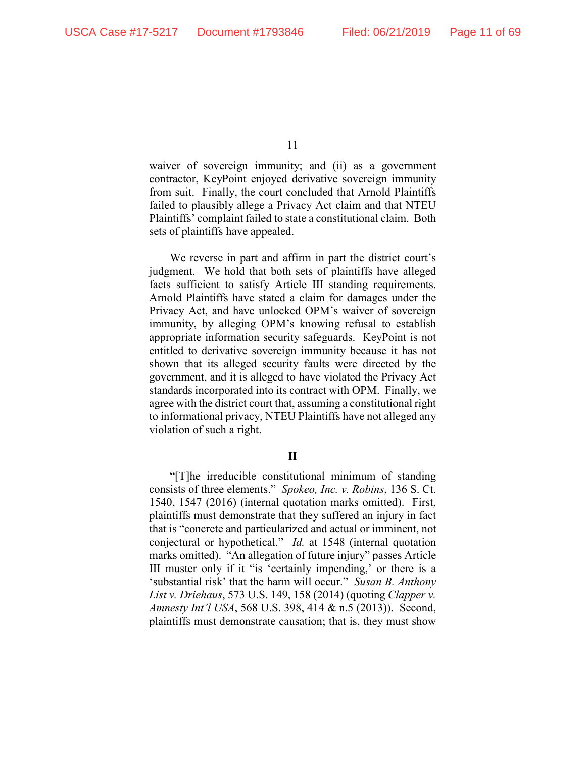waiver of sovereign immunity; and (ii) as a government contractor, KeyPoint enjoyed derivative sovereign immunity from suit. Finally, the court concluded that Arnold Plaintiffs failed to plausibly allege a Privacy Act claim and that NTEU Plaintiffs' complaint failed to state a constitutional claim. Both sets of plaintiffs have appealed.

We reverse in part and affirm in part the district court's judgment. We hold that both sets of plaintiffs have alleged facts sufficient to satisfy Article III standing requirements. Arnold Plaintiffs have stated a claim for damages under the Privacy Act, and have unlocked OPM's waiver of sovereign immunity, by alleging OPM's knowing refusal to establish appropriate information security safeguards. KeyPoint is not entitled to derivative sovereign immunity because it has not shown that its alleged security faults were directed by the government, and it is alleged to have violated the Privacy Act standards incorporated into its contract with OPM. Finally, we agree with the district court that, assuming a constitutional right to informational privacy, NTEU Plaintiffs have not alleged any violation of such a right.

## II

"[T]he irreducible constitutional minimum of standing consists of three elements." *Spokeo, Inc. v. Robins*, 136 S. Ct. 1540, 1547 (2016) (internal quotation marks omitted). First, plaintiffs must demonstrate that they suffered an injury in fact that is "concrete and particularized and actual or imminent, not conjectural or hypothetical." *Id.* at 1548 (internal quotation marks omitted). "An allegation of future injury" passes Article III muster only if it "is 'certainly impending,' or there is a 'substantial risk' that the harm will occur." *Susan B. Anthony List v. Driehaus*, 573 U.S. 149, 158 (2014) (quoting *Clapper v. Amnesty Int'l USA*, 568 U.S. 398, 414 & n.5 (2013)). Second, plaintiffs must demonstrate causation; that is, they must show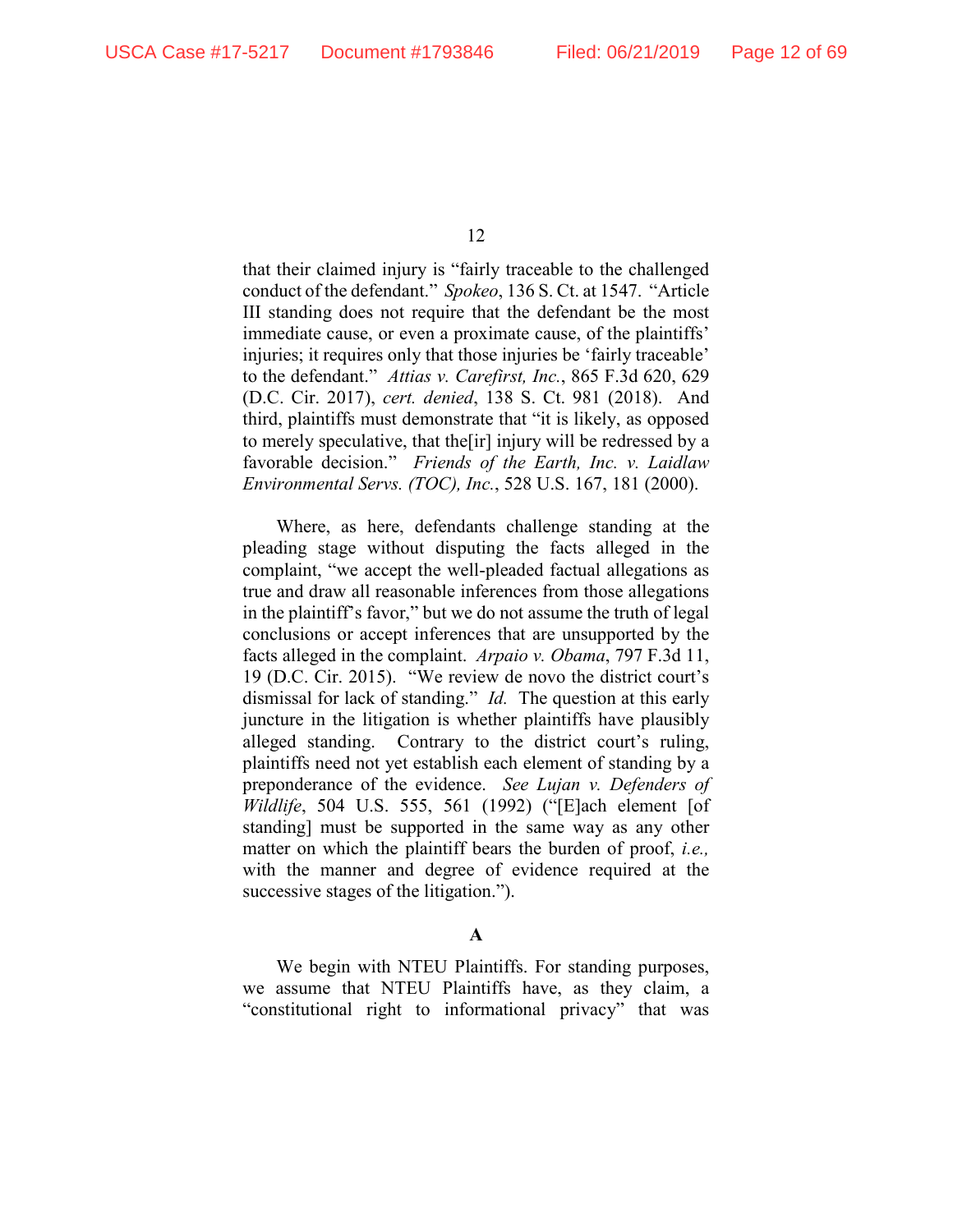that their claimed injury is "fairly traceable to the challenged conduct of the defendant." *Spokeo*, 136 S. Ct. at 1547. "Article III standing does not require that the defendant be the most immediate cause, or even a proximate cause, of the plaintiffs' injuries; it requires only that those injuries be 'fairly traceable' to the defendant." *Attias v. Carefirst, Inc.*, 865 F.3d 620, 629 (D.C. Cir. 2017), *cert. denied*, 138 S. Ct. 981 (2018). And third, plaintiffs must demonstrate that "it is likely, as opposed to merely speculative, that the[ir] injury will be redressed by a favorable decision." *Friends of the Earth, Inc. v. Laidlaw Environmental Servs. (TOC), Inc.*, 528 U.S. 167, 181 (2000).

Where, as here, defendants challenge standing at the pleading stage without disputing the facts alleged in the complaint, "we accept the well-pleaded factual allegations as true and draw all reasonable inferences from those allegations in the plaintiff's favor," but we do not assume the truth of legal conclusions or accept inferences that are unsupported by the facts alleged in the complaint. *Arpaio v. Obama*, 797 F.3d 11, 19 (D.C. Cir. 2015). "We review de novo the district court's dismissal for lack of standing." *Id.* The question at this early juncture in the litigation is whether plaintiffs have plausibly alleged standing. Contrary to the district court's ruling, plaintiffs need not yet establish each element of standing by a preponderance of the evidence. *See Lujan v. Defenders of Wildlife*, 504 U.S. 555, 561 (1992) ("[E]ach element [of standing] must be supported in the same way as any other matter on which the plaintiff bears the burden of proof, *i.e.,* with the manner and degree of evidence required at the successive stages of the litigation.").

### A

We begin with NTEU Plaintiffs. For standing purposes, we assume that NTEU Plaintiffs have, as they claim, a "constitutional right to informational privacy" that was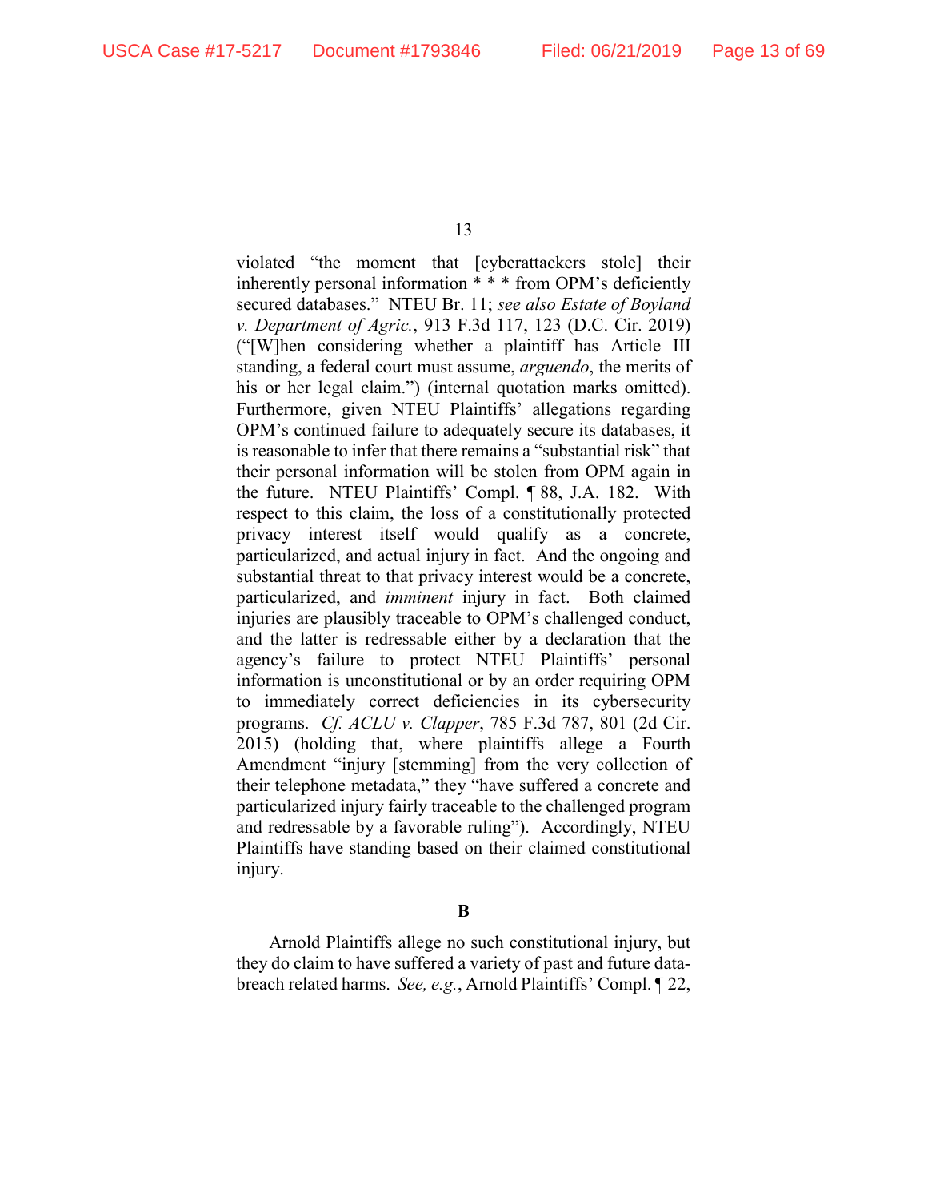violated "the moment that [cyberattackers stole] their inherently personal information * * * from OPM's deficiently secured databases." NTEU Br. 11; *see also Estate of Boyland v. Department of Agric.*, 913 F.3d 117, 123 (D.C. Cir. 2019) ("[W]hen considering whether a plaintiff has Article III standing, a federal court must assume, *arguendo*, the merits of his or her legal claim.") (internal quotation marks omitted). Furthermore, given NTEU Plaintiffs' allegations regarding OPM's continued failure to adequately secure its databases, it is reasonable to infer that there remains a "substantial risk" that their personal information will be stolen from OPM again in the future. NTEU Plaintiffs' Compl. ¶ 88, J.A. 182. With respect to this claim, the loss of a constitutionally protected privacy interest itself would qualify as a concrete, particularized, and actual injury in fact. And the ongoing and substantial threat to that privacy interest would be a concrete, particularized, and *imminent* injury in fact. Both claimed injuries are plausibly traceable to OPM's challenged conduct, and the latter is redressable either by a declaration that the agency's failure to protect NTEU Plaintiffs' personal information is unconstitutional or by an order requiring OPM to immediately correct deficiencies in its cybersecurity programs. *Cf. ACLU v. Clapper*, 785 F.3d 787, 801 (2d Cir. 2015) (holding that, where plaintiffs allege a Fourth Amendment "injury [stemming] from the very collection of their telephone metadata," they "have suffered a concrete and particularized injury fairly traceable to the challenged program and redressable by a favorable ruling"). Accordingly, NTEU Plaintiffs have standing based on their claimed constitutional injury.

**B**

Arnold Plaintiffs allege no such constitutional injury, but they do claim to have suffered a variety of past and future data-breach related harms. *See, e.g.*, Arnold Plaintiffs' Compl. ¶ 22,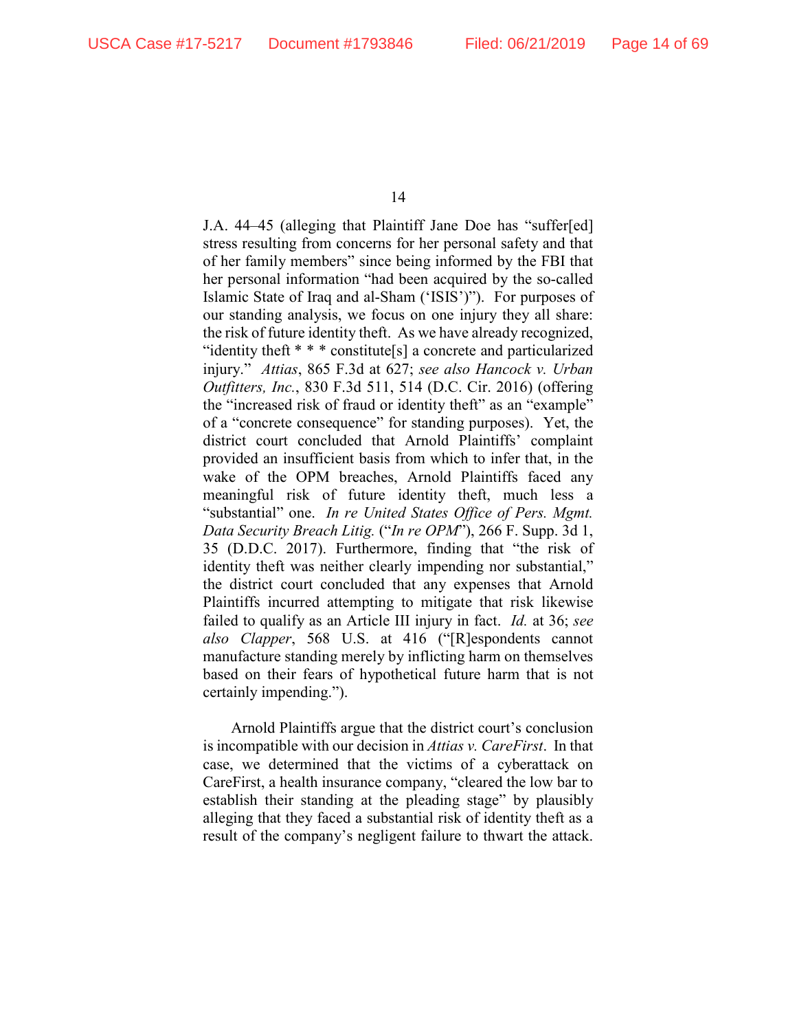J.A. 44–45 (alleging that Plaintiff Jane Doe has "suffer[ed] stress resulting from concerns for her personal safety and that of her family members" since being informed by the FBI that her personal information "had been acquired by the so-called Islamic State of Iraq and al-Sham ('ISIS')"). For purposes of our standing analysis, we focus on one injury they all share: the risk of future identity theft. As we have already recognized, "identity theft * * * constitute[s] a concrete and particularized injury." *Attias*, 865 F.3d at 627; *see also Hancock v. Urban Outfitters, Inc.*, 830 F.3d 511, 514 (D.C. Cir. 2016) (offering the "increased risk of fraud or identity theft" as an "example" of a "concrete consequence" for standing purposes). Yet, the district court concluded that Arnold Plaintiffs' complaint provided an insufficient basis from which to infer that, in the wake of the OPM breaches, Arnold Plaintiffs faced any meaningful risk of future identity theft, much less a "substantial" one. *In re United States Office of Pers. Mgmt. Data Security Breach Litig.* ("*In re OPM*"), 266 F. Supp. 3d 1, 35 (D.D.C. 2017). Furthermore, finding that "the risk of identity theft was neither clearly impending nor substantial," the district court concluded that any expenses that Arnold Plaintiffs incurred attempting to mitigate that risk likewise failed to qualify as an Article III injury in fact. *Id.* at 36; *see also Clapper*, 568 U.S. at 416 ("[R]espondents cannot manufacture standing merely by inflicting harm on themselves based on their fears of hypothetical future harm that is not certainly impending.").

Arnold Plaintiffs argue that the district court's conclusion is incompatible with our decision in *Attias v. CareFirst*. In that case, we determined that the victims of a cyberattack on CareFirst, a health insurance company, "cleared the low bar to establish their standing at the pleading stage" by plausibly alleging that they faced a substantial risk of identity theft as a result of the company's negligent failure to thwart the attack.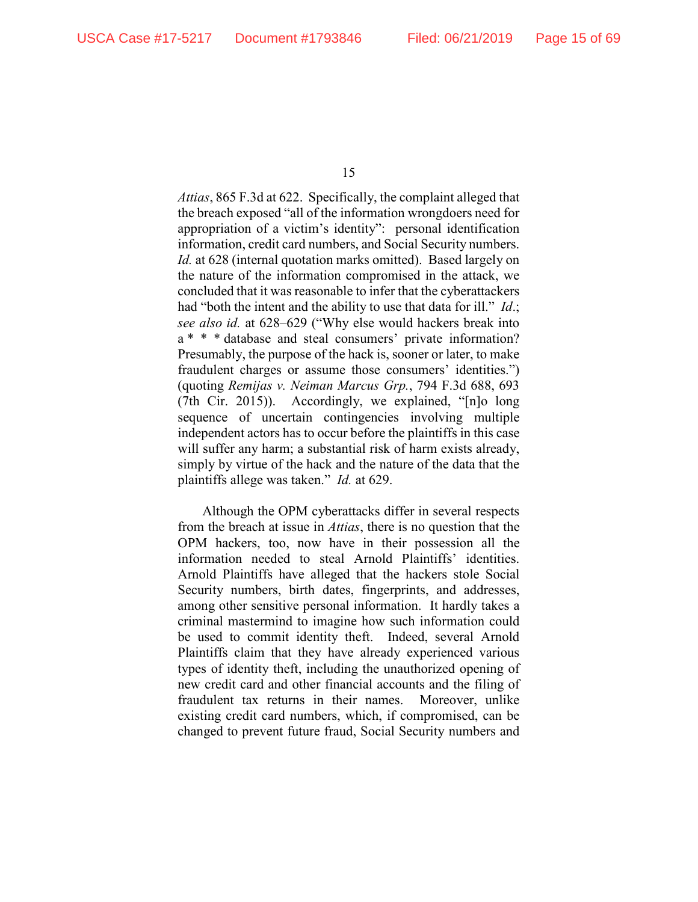*Attias*, 865 F.3d at 622. Specifically, the complaint alleged that the breach exposed "all of the information wrongdoers need for appropriation of a victim's identity": personal identification information, credit card numbers, and Social Security numbers. *Id.* at 628 (internal quotation marks omitted). Based largely on the nature of the information compromised in the attack, we concluded that it was reasonable to infer that the cyberattackers had "both the intent and the ability to use that data for ill." *Id*.; *see also id.* at 628–629 ("Why else would hackers break into a * * * database and steal consumers' private information? Presumably, the purpose of the hack is, sooner or later, to make fraudulent charges or assume those consumers' identities.") (quoting *Remijas v. Neiman Marcus Grp.*, 794 F.3d 688, 693 (7th Cir. 2015)). Accordingly, we explained, "[n]o long sequence of uncertain contingencies involving multiple independent actors has to occur before the plaintiffs in this case will suffer any harm; a substantial risk of harm exists already, simply by virtue of the hack and the nature of the data that the plaintiffs allege was taken." *Id.* at 629.

Although the OPM cyberattacks differ in several respects from the breach at issue in *Attias*, there is no question that the OPM hackers, too, now have in their possession all the information needed to steal Arnold Plaintiffs' identities. Arnold Plaintiffs have alleged that the hackers stole Social Security numbers, birth dates, fingerprints, and addresses, among other sensitive personal information. It hardly takes a criminal mastermind to imagine how such information could be used to commit identity theft. Indeed, several Arnold Plaintiffs claim that they have already experienced various types of identity theft, including the unauthorized opening of new credit card and other financial accounts and the filing of fraudulent tax returns in their names. Moreover, unlike existing credit card numbers, which, if compromised, can be changed to prevent future fraud, Social Security numbers and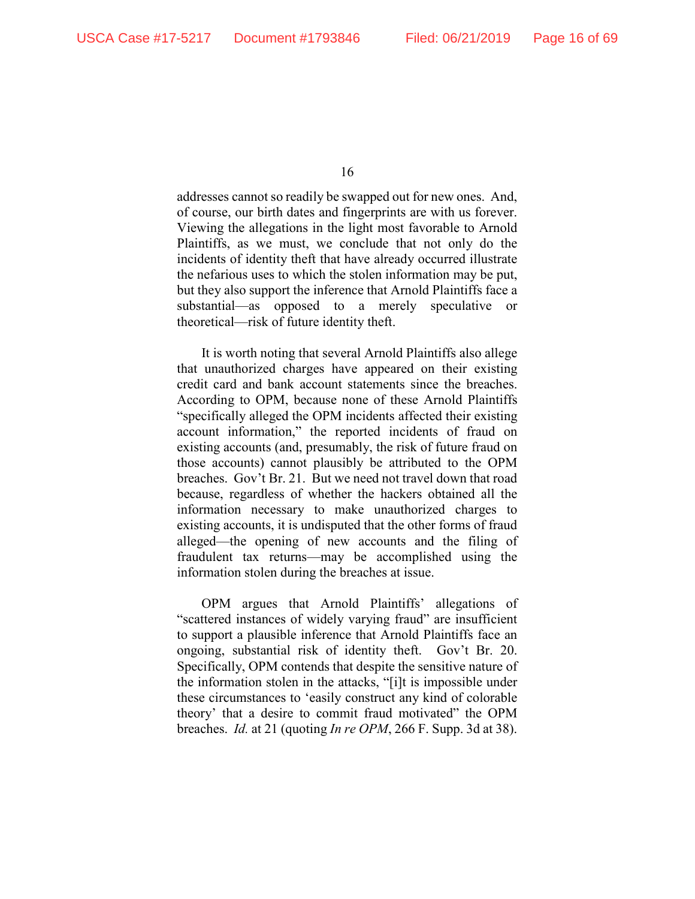addresses cannot so readily be swapped out for new ones. And, of course, our birth dates and fingerprints are with us forever. Viewing the allegations in the light most favorable to Arnold Plaintiffs, as we must, we conclude that not only do the incidents of identity theft that have already occurred illustrate the nefarious uses to which the stolen information may be put, but they also support the inference that Arnold Plaintiffs face a substantial—as opposed to a merely speculative or theoretical—risk of future identity theft.

It is worth noting that several Arnold Plaintiffs also allege that unauthorized charges have appeared on their existing credit card and bank account statements since the breaches. According to OPM, because none of these Arnold Plaintiffs "specifically alleged the OPM incidents affected their existing account information," the reported incidents of fraud on existing accounts (and, presumably, the risk of future fraud on those accounts) cannot plausibly be attributed to the OPM breaches. Gov't Br. 21. But we need not travel down that road because, regardless of whether the hackers obtained all the information necessary to make unauthorized charges to existing accounts, it is undisputed that the other forms of fraud alleged—the opening of new accounts and the filing of fraudulent tax returns—may be accomplished using the information stolen during the breaches at issue.

OPM argues that Arnold Plaintiffs' allegations of "scattered instances of widely varying fraud" are insufficient to support a plausible inference that Arnold Plaintiffs face an ongoing, substantial risk of identity theft. Gov't Br. 20. Specifically, OPM contends that despite the sensitive nature of the information stolen in the attacks, "[i]t is impossible under these circumstances to 'easily construct any kind of colorable theory' that a desire to commit fraud motivated" the OPM breaches. *Id.* at 21 (quoting *In re OPM*, 266 F. Supp. 3d at 38).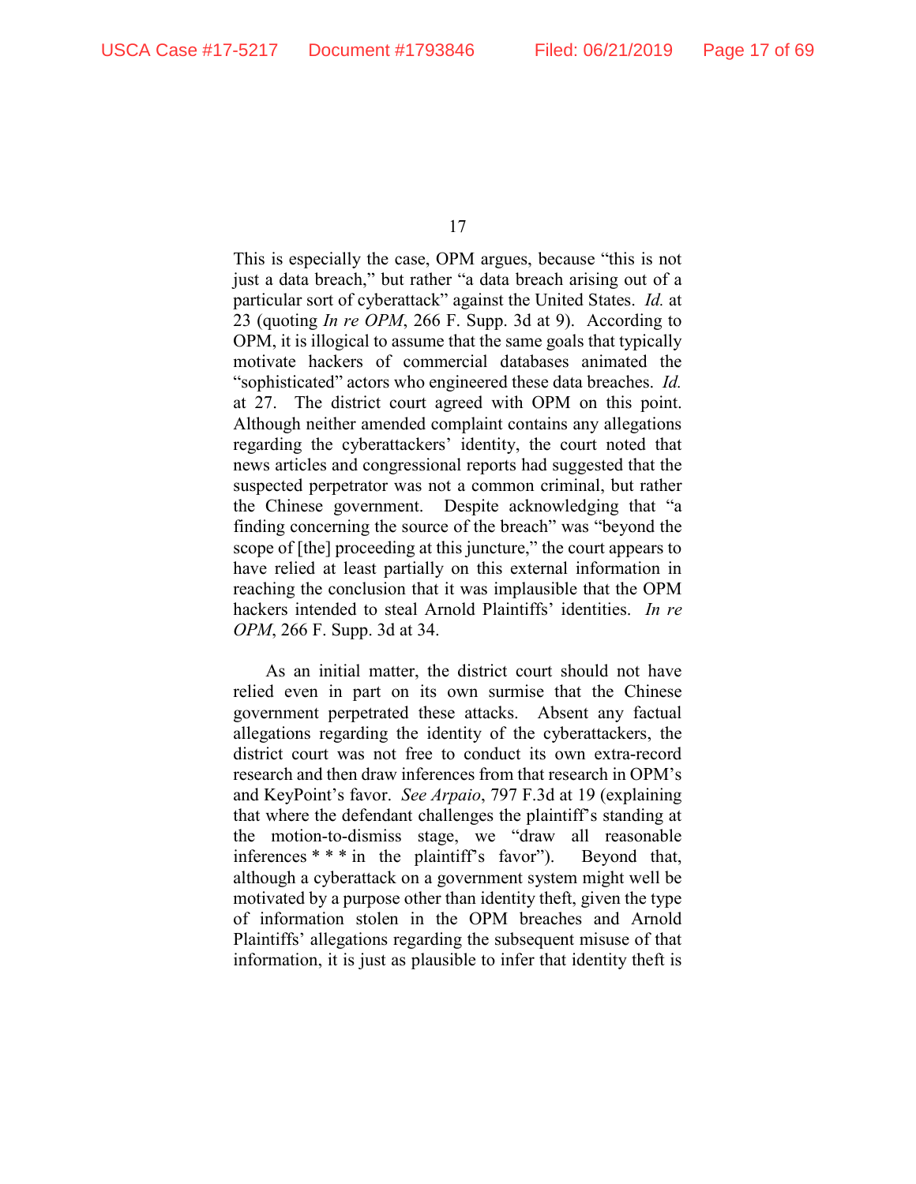This is especially the case, OPM argues, because "this is not just a data breach," but rather "a data breach arising out of a particular sort of cyberattack" against the United States. *Id.* at 23 (quoting *In re OPM*, 266 F. Supp. 3d at 9). According to OPM, it is illogical to assume that the same goals that typically motivate hackers of commercial databases animated the "sophisticated" actors who engineered these data breaches. *Id.* at 27. The district court agreed with OPM on this point. Although neither amended complaint contains any allegations regarding the cyberattackers' identity, the court noted that news articles and congressional reports had suggested that the suspected perpetrator was not a common criminal, but rather the Chinese government. Despite acknowledging that "a finding concerning the source of the breach" was "beyond the scope of [the] proceeding at this juncture," the court appears to have relied at least partially on this external information in reaching the conclusion that it was implausible that the OPM hackers intended to steal Arnold Plaintiffs' identities. *In re OPM*, 266 F. Supp. 3d at 34.

As an initial matter, the district court should not have relied even in part on its own surmise that the Chinese government perpetrated these attacks. Absent any factual allegations regarding the identity of the cyberattackers, the district court was not free to conduct its own extra-record research and then draw inferences from that research in OPM's and KeyPoint's favor. *See Arpaio*, 797 F.3d at 19 (explaining that where the defendant challenges the plaintiff's standing at the motion-to-dismiss stage, we "draw all reasonable inferences * * * in the plaintiff's favor"). Beyond that, although a cyberattack on a government system might well be motivated by a purpose other than identity theft, given the type of information stolen in the OPM breaches and Arnold Plaintiffs' allegations regarding the subsequent misuse of that information, it is just as plausible to infer that identity theft is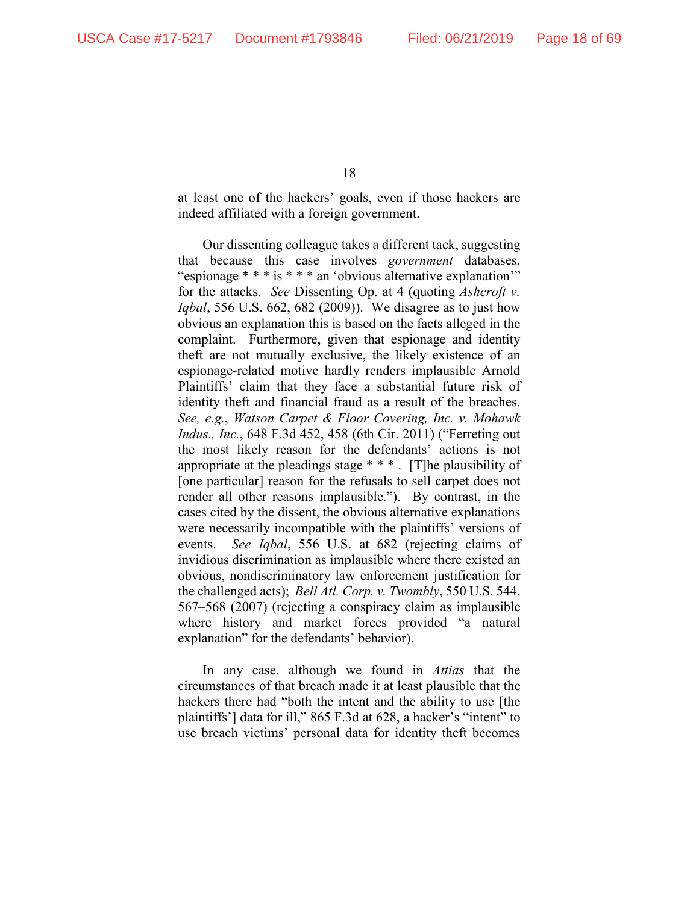at least one of the hackers' goals, even if those hackers are indeed affiliated with a foreign government.

Our dissenting colleague takes a different tack, suggesting that because this case involves *government* databases, "espionage * * * is * * * an 'obvious alternative explanation'" for the attacks. *See* Dissenting Op. at 4 (quoting *Ashcroft v. Iqbal*, 556 U.S. 662, 682 (2009)). We disagree as to just how obvious an explanation this is based on the facts alleged in the complaint. Furthermore, given that espionage and identity theft are not mutually exclusive, the likely existence of an espionage-related motive hardly renders implausible Arnold Plaintiffs' claim that they face a substantial future risk of identity theft and financial fraud as a result of the breaches. *See, e.g.*, *Watson Carpet & Floor Covering, Inc. v. Mohawk Indus., Inc.*, 648 F.3d 452, 458 (6th Cir. 2011) ("Ferreting out the most likely reason for the defendants' actions is not appropriate at the pleadings stage * * * . [T]he plausibility of [one particular] reason for the refusals to sell carpet does not render all other reasons implausible."). By contrast, in the cases cited by the dissent, the obvious alternative explanations were necessarily incompatible with the plaintiffs' versions of events. *See Iqbal*, 556 U.S. at 682 (rejecting claims of invidious discrimination as implausible where there existed an obvious, nondiscriminatory law enforcement justification for the challenged acts); *Bell Atl. Corp. v. Twombly*, 550 U.S. 544, 567–568 (2007) (rejecting a conspiracy claim as implausible where history and market forces provided "a natural explanation" for the defendants' behavior).

In any case, although we found in *Attias* that the circumstances of that breach made it at least plausible that the hackers there had "both the intent and the ability to use [the plaintiffs'] data for ill," 865 F.3d at 628, a hacker's "intent" to use breach victims' personal data for identity theft becomes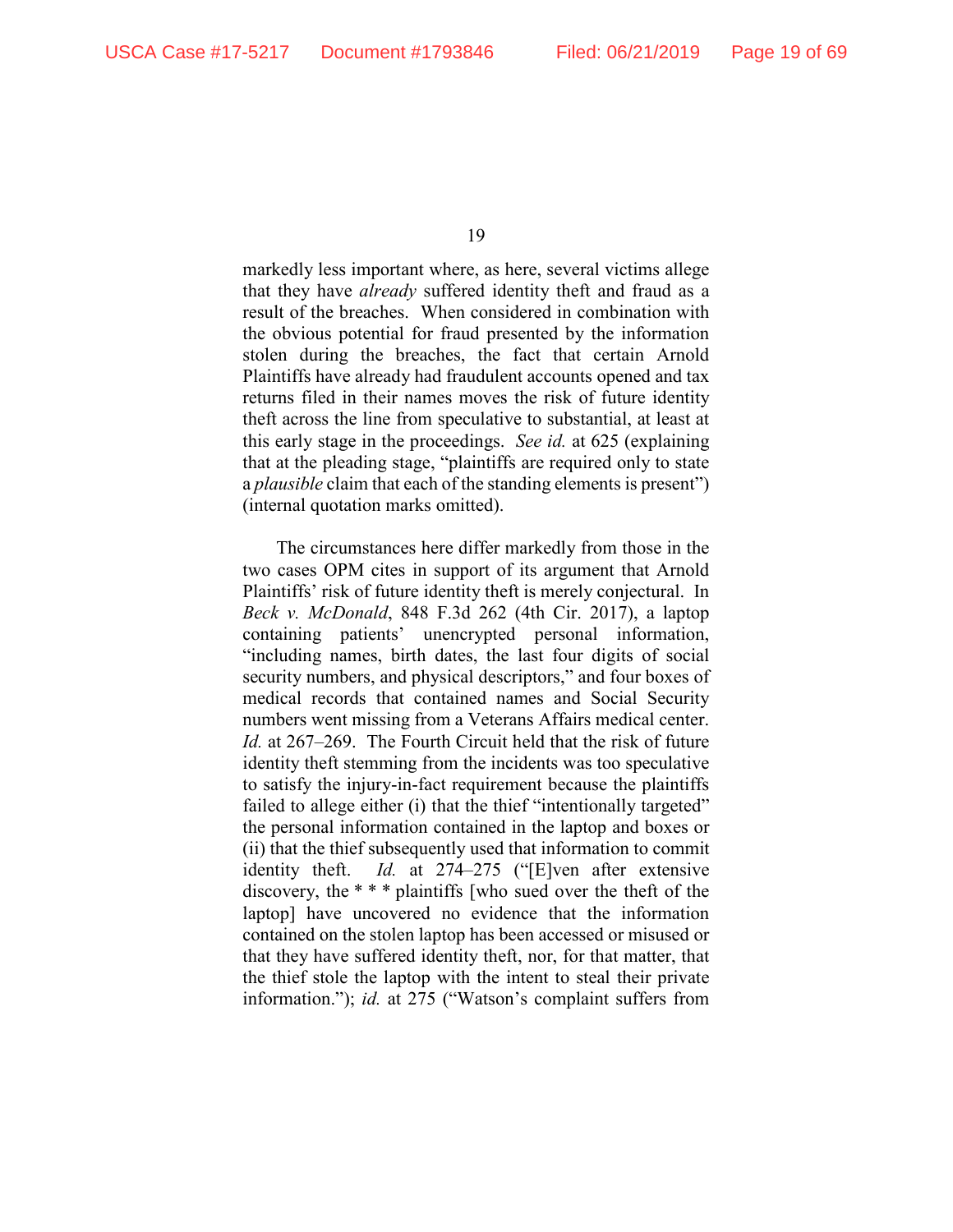markedly less important where, as here, several victims allege that they have *already* suffered identity theft and fraud as a result of the breaches. When considered in combination with the obvious potential for fraud presented by the information stolen during the breaches, the fact that certain Arnold Plaintiffs have already had fraudulent accounts opened and tax returns filed in their names moves the risk of future identity theft across the line from speculative to substantial, at least at this early stage in the proceedings. *See id.* at 625 (explaining that at the pleading stage, "plaintiffs are required only to state a *plausible* claim that each of the standing elements is present") (internal quotation marks omitted).

The circumstances here differ markedly from those in the two cases OPM cites in support of its argument that Arnold Plaintiffs' risk of future identity theft is merely conjectural. In *Beck v. McDonald*, 848 F.3d 262 (4th Cir. 2017), a laptop containing patients' unencrypted personal information, "including names, birth dates, the last four digits of social security numbers, and physical descriptors," and four boxes of medical records that contained names and Social Security numbers went missing from a Veterans Affairs medical center. *Id.* at 267–269. The Fourth Circuit held that the risk of future identity theft stemming from the incidents was too speculative to satisfy the injury-in-fact requirement because the plaintiffs failed to allege either (i) that the thief "intentionally targeted" the personal information contained in the laptop and boxes or (ii) that the thief subsequently used that information to commit identity theft. *Id.* at 274–275 ("[E]ven after extensive discovery, the * * * plaintiffs [who sued over the theft of the laptop] have uncovered no evidence that the information contained on the stolen laptop has been accessed or misused or that they have suffered identity theft, nor, for that matter, that the thief stole the laptop with the intent to steal their private information."); *id.* at 275 ("Watson's complaint suffers from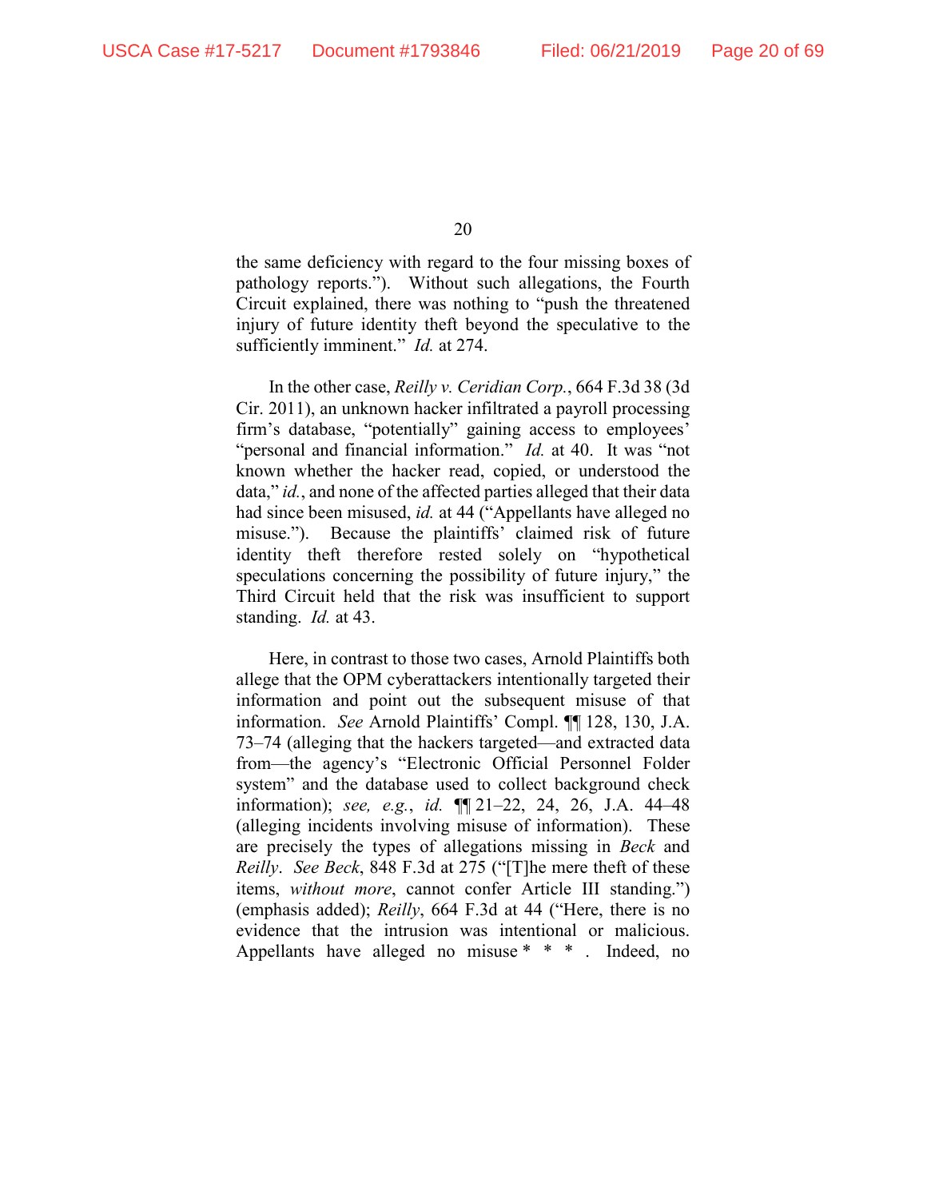the same deficiency with regard to the four missing boxes of pathology reports."). Without such allegations, the Fourth Circuit explained, there was nothing to "push the threatened injury of future identity theft beyond the speculative to the sufficiently imminent." *Id.* at 274.

In the other case, *Reilly v. Ceridian Corp.*, 664 F.3d 38 (3d Cir. 2011), an unknown hacker infiltrated a payroll processing firm's database, "potentially" gaining access to employees' "personal and financial information." *Id.* at 40. It was "not known whether the hacker read, copied, or understood the data," *id.*, and none of the affected parties alleged that their data had since been misused, *id.* at 44 ("Appellants have alleged no misuse."). Because the plaintiffs' claimed risk of future identity theft therefore rested solely on "hypothetical speculations concerning the possibility of future injury," the Third Circuit held that the risk was insufficient to support standing. *Id.* at 43.

Here, in contrast to those two cases, Arnold Plaintiffs both allege that the OPM cyberattackers intentionally targeted their information and point out the subsequent misuse of that information. *See* Arnold Plaintiffs' Compl. ¶¶ 128, 130, J.A. 73–74 (alleging that the hackers targeted—and extracted data from—the agency's "Electronic Official Personnel Folder system" and the database used to collect background check information); *see, e.g.*, *id.* ¶¶ 21–22, 24, 26, J.A. 44–48 (alleging incidents involving misuse of information). These are precisely the types of allegations missing in *Beck* and *Reilly*. *See Beck*, 848 F.3d at 275 ("[T]he mere theft of these items, *without more*, cannot confer Article III standing.") (emphasis added); *Reilly*, 664 F.3d at 44 ("Here, there is no evidence that the intrusion was intentional or malicious. Appellants have alleged no misuse * * * . Indeed, no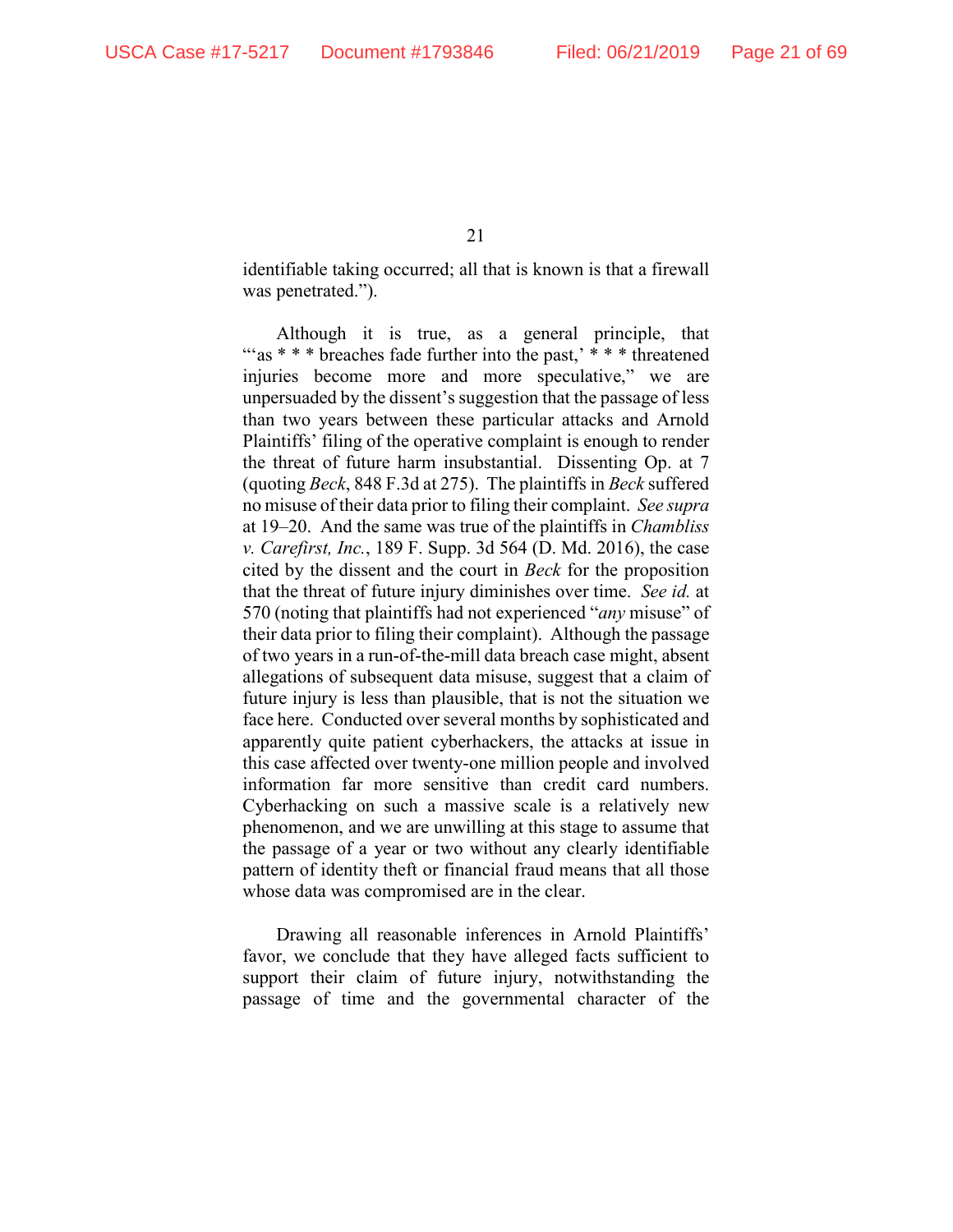identifiable taking occurred; all that is known is that a firewall was penetrated.").

Although it is true, as a general principle, that "'as * * * breaches fade further into the past,' * * * threatened injuries become more and more speculative," we are unpersuaded by the dissent's suggestion that the passage of less than two years between these particular attacks and Arnold Plaintiffs' filing of the operative complaint is enough to render the threat of future harm insubstantial. Dissenting Op. at 7 (quoting *Beck*, 848 F.3d at 275). The plaintiffs in *Beck* suffered no misuse of their data prior to filing their complaint. *See supra* at 19–20. And the same was true of the plaintiffs in *Chambliss v. Carefirst, Inc.*, 189 F. Supp. 3d 564 (D. Md. 2016), the case cited by the dissent and the court in *Beck* for the proposition that the threat of future injury diminishes over time. *See id.* at 570 (noting that plaintiffs had not experienced "*any* misuse" of their data prior to filing their complaint). Although the passage of two years in a run-of-the-mill data breach case might, absent allegations of subsequent data misuse, suggest that a claim of future injury is less than plausible, that is not the situation we face here. Conducted over several months by sophisticated and apparently quite patient cyberhackers, the attacks at issue in this case affected over twenty-one million people and involved information far more sensitive than credit card numbers. Cyberhacking on such a massive scale is a relatively new phenomenon, and we are unwilling at this stage to assume that the passage of a year or two without any clearly identifiable pattern of identity theft or financial fraud means that all those whose data was compromised are in the clear.

Drawing all reasonable inferences in Arnold Plaintiffs' favor, we conclude that they have alleged facts sufficient to support their claim of future injury, notwithstanding the passage of time and the governmental character of the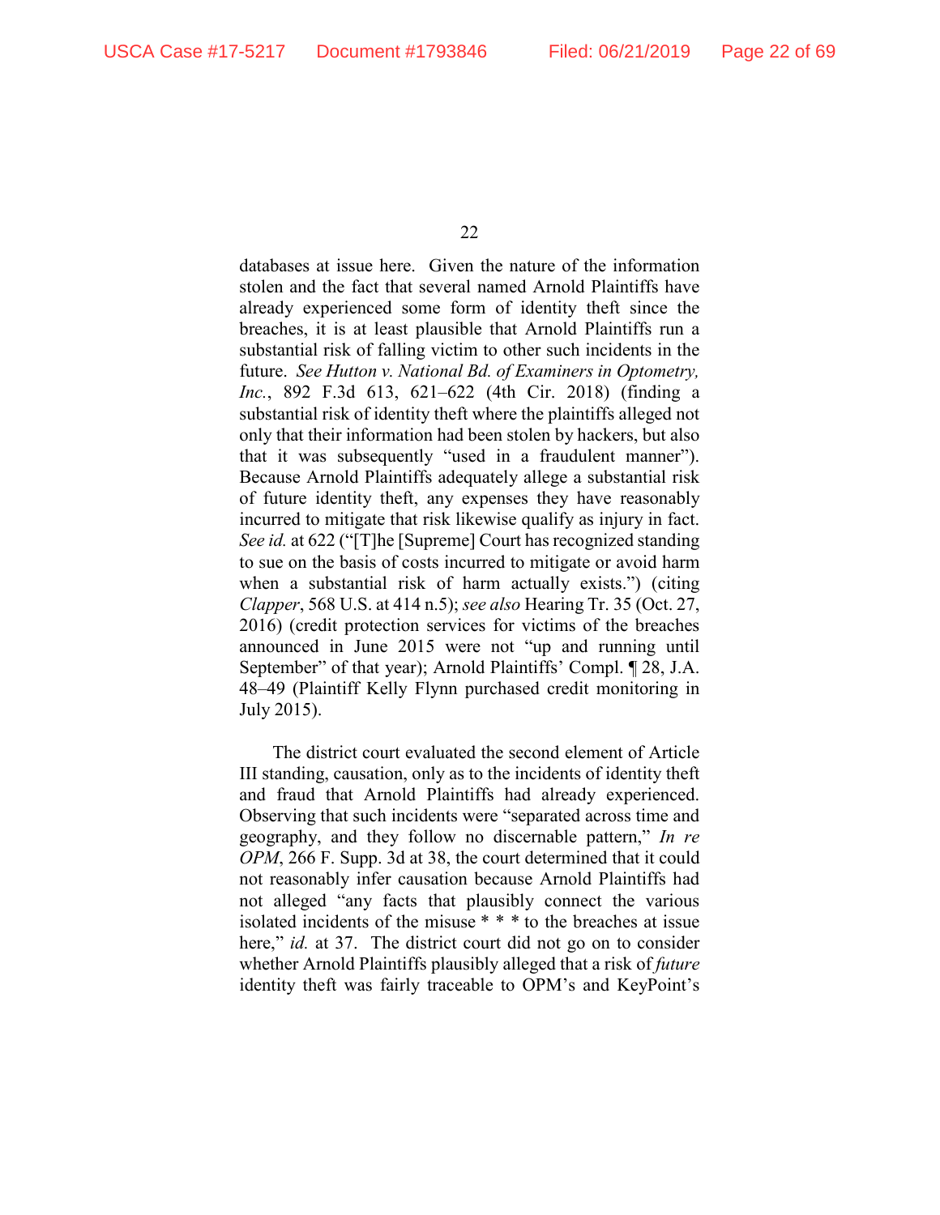databases at issue here. Given the nature of the information stolen and the fact that several named Arnold Plaintiffs have already experienced some form of identity theft since the breaches, it is at least plausible that Arnold Plaintiffs run a substantial risk of falling victim to other such incidents in the future. *See Hutton v. National Bd. of Examiners in Optometry, Inc.*, 892 F.3d 613, 621–622 (4th Cir. 2018) (finding a substantial risk of identity theft where the plaintiffs alleged not only that their information had been stolen by hackers, but also that it was subsequently "used in a fraudulent manner"). Because Arnold Plaintiffs adequately allege a substantial risk of future identity theft, any expenses they have reasonably incurred to mitigate that risk likewise qualify as injury in fact. *See id.* at 622 ("[T]he [Supreme] Court has recognized standing to sue on the basis of costs incurred to mitigate or avoid harm when a substantial risk of harm actually exists.") (citing *Clapper*, 568 U.S. at 414 n.5); *see also* Hearing Tr. 35 (Oct. 27, 2016) (credit protection services for victims of the breaches announced in June 2015 were not "up and running until September" of that year); Arnold Plaintiffs' Compl. ¶ 28, J.A. 48–49 (Plaintiff Kelly Flynn purchased credit monitoring in July 2015).

The district court evaluated the second element of Article III standing, causation, only as to the incidents of identity theft and fraud that Arnold Plaintiffs had already experienced. Observing that such incidents were "separated across time and geography, and they follow no discernable pattern," *In re OPM*, 266 F. Supp. 3d at 38, the court determined that it could not reasonably infer causation because Arnold Plaintiffs had not alleged "any facts that plausibly connect the various isolated incidents of the misuse * * * to the breaches at issue here," *id.* at 37. The district court did not go on to consider whether Arnold Plaintiffs plausibly alleged that a risk of *future* identity theft was fairly traceable to OPM's and KeyPoint's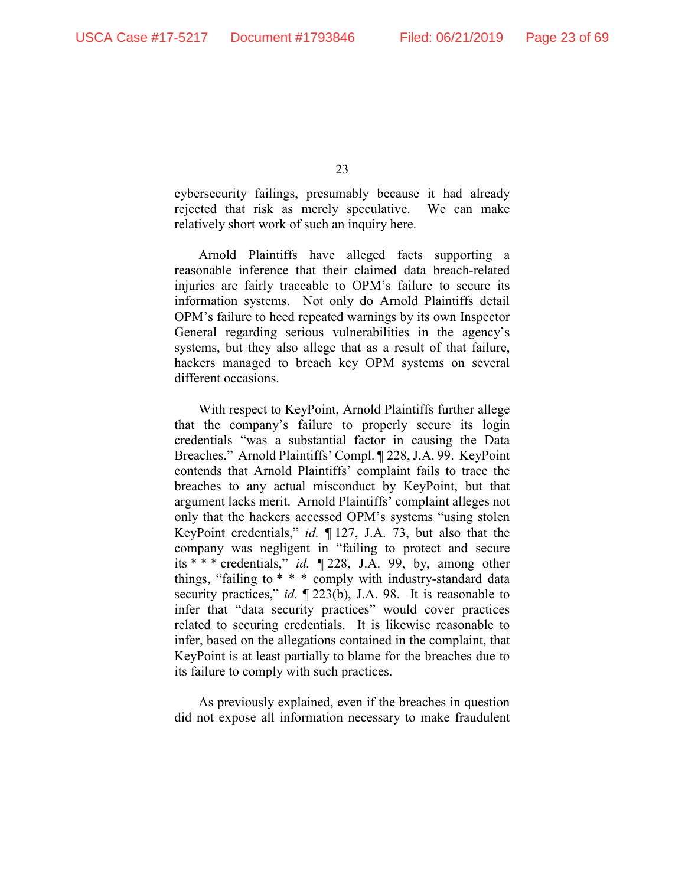cybersecurity failings, presumably because it had already rejected that risk as merely speculative. We can make relatively short work of such an inquiry here.

Arnold Plaintiffs have alleged facts supporting a reasonable inference that their claimed data breach-related injuries are fairly traceable to OPM's failure to secure its information systems. Not only do Arnold Plaintiffs detail OPM's failure to heed repeated warnings by its own Inspector General regarding serious vulnerabilities in the agency's systems, but they also allege that as a result of that failure, hackers managed to breach key OPM systems on several different occasions.

With respect to KeyPoint, Arnold Plaintiffs further allege that the company's failure to properly secure its login credentials "was a substantial factor in causing the Data Breaches." Arnold Plaintiffs' Compl. ¶ 228, J.A. 99. KeyPoint contends that Arnold Plaintiffs' complaint fails to trace the breaches to any actual misconduct by KeyPoint, but that argument lacks merit. Arnold Plaintiffs' complaint alleges not only that the hackers accessed OPM's systems "using stolen KeyPoint credentials," *id.* ¶ 127, J.A. 73, but also that the company was negligent in "failing to protect and secure its * * * credentials," *id.* ¶ 228, J.A. 99, by, among other things, "failing to * * * comply with industry-standard data security practices," *id.* ¶ 223(b), J.A. 98. It is reasonable to infer that "data security practices" would cover practices related to securing credentials. It is likewise reasonable to infer, based on the allegations contained in the complaint, that KeyPoint is at least partially to blame for the breaches due to its failure to comply with such practices.

As previously explained, even if the breaches in question did not expose all information necessary to make fraudulent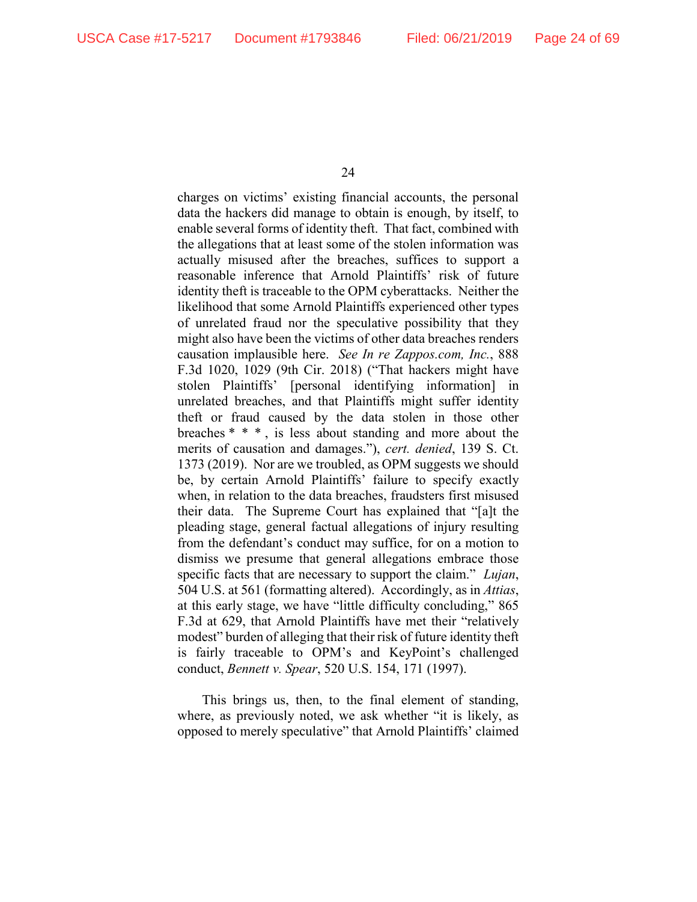charges on victims' existing financial accounts, the personal data the hackers did manage to obtain is enough, by itself, to enable several forms of identity theft. That fact, combined with the allegations that at least some of the stolen information was actually misused after the breaches, suffices to support a reasonable inference that Arnold Plaintiffs' risk of future identity theft is traceable to the OPM cyberattacks. Neither the likelihood that some Arnold Plaintiffs experienced other types of unrelated fraud nor the speculative possibility that they might also have been the victims of other data breaches renders causation implausible here. *See In re Zappos.com, Inc.*, 888 F.3d 1020, 1029 (9th Cir. 2018) ("That hackers might have stolen Plaintiffs' [personal identifying information] in unrelated breaches, and that Plaintiffs might suffer identity theft or fraud caused by the data stolen in those other breaches * * * , is less about standing and more about the merits of causation and damages."), *cert. denied*, 139 S. Ct. 1373 (2019). Nor are we troubled, as OPM suggests we should be, by certain Arnold Plaintiffs' failure to specify exactly when, in relation to the data breaches, fraudsters first misused their data. The Supreme Court has explained that "[a]t the pleading stage, general factual allegations of injury resulting from the defendant's conduct may suffice, for on a motion to dismiss we presume that general allegations embrace those specific facts that are necessary to support the claim." *Lujan*, 504 U.S. at 561 (formatting altered). Accordingly, as in *Attias*, at this early stage, we have "little difficulty concluding," 865 F.3d at 629, that Arnold Plaintiffs have met their "relatively modest" burden of alleging that their risk of future identity theft is fairly traceable to OPM's and KeyPoint's challenged conduct, *Bennett v. Spear*, 520 U.S. 154, 171 (1997).

This brings us, then, to the final element of standing, where, as previously noted, we ask whether "it is likely, as opposed to merely speculative" that Arnold Plaintiffs' claimed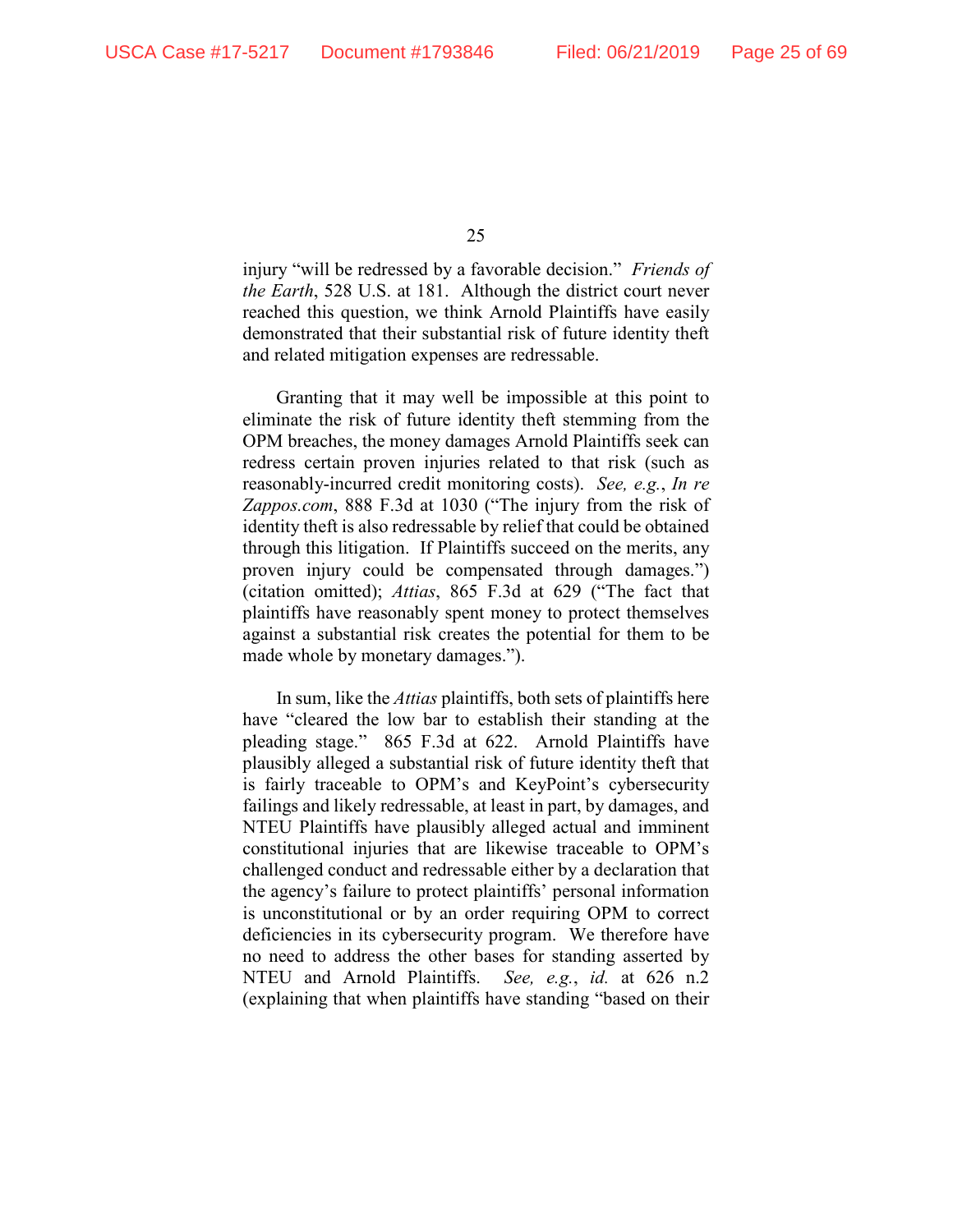injury "will be redressed by a favorable decision." *Friends of the Earth*, 528 U.S. at 181. Although the district court never reached this question, we think Arnold Plaintiffs have easily demonstrated that their substantial risk of future identity theft and related mitigation expenses are redressable.

Granting that it may well be impossible at this point to eliminate the risk of future identity theft stemming from the OPM breaches, the money damages Arnold Plaintiffs seek can redress certain proven injuries related to that risk (such as reasonably-incurred credit monitoring costs). *See, e.g.*, *In re Zappos.com*, 888 F.3d at 1030 ("The injury from the risk of identity theft is also redressable by relief that could be obtained through this litigation. If Plaintiffs succeed on the merits, any proven injury could be compensated through damages.") (citation omitted); *Attias*, 865 F.3d at 629 ("The fact that plaintiffs have reasonably spent money to protect themselves against a substantial risk creates the potential for them to be made whole by monetary damages.").

In sum, like the *Attias* plaintiffs, both sets of plaintiffs here have "cleared the low bar to establish their standing at the pleading stage." 865 F.3d at 622. Arnold Plaintiffs have plausibly alleged a substantial risk of future identity theft that is fairly traceable to OPM's and KeyPoint's cybersecurity failings and likely redressable, at least in part, by damages, and NTEU Plaintiffs have plausibly alleged actual and imminent constitutional injuries that are likewise traceable to OPM's challenged conduct and redressable either by a declaration that the agency's failure to protect plaintiffs' personal information is unconstitutional or by an order requiring OPM to correct deficiencies in its cybersecurity program. We therefore have no need to address the other bases for standing asserted by NTEU and Arnold Plaintiffs. *See, e.g.*, *id.* at 626 n.2 (explaining that when plaintiffs have standing "based on their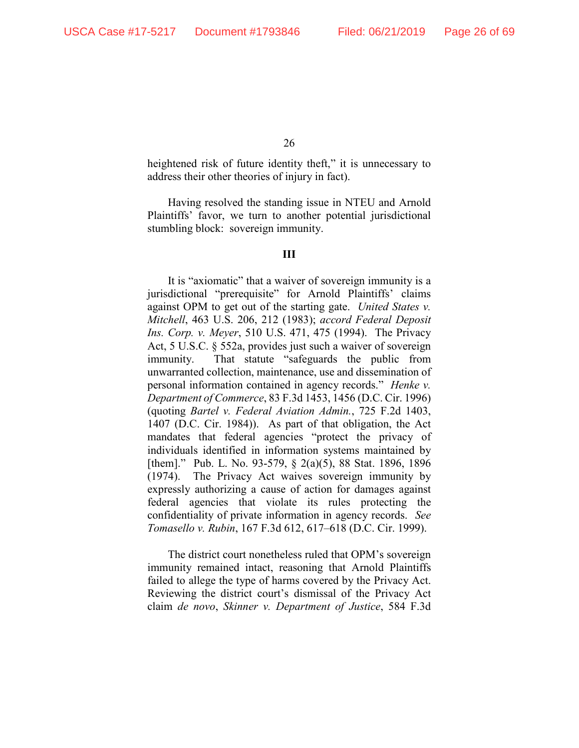heightened risk of future identity theft," it is unnecessary to address their other theories of injury in fact).

Having resolved the standing issue in NTEU and Arnold Plaintiffs' favor, we turn to another potential jurisdictional stumbling block: sovereign immunity.

### III

It is "axiomatic" that a waiver of sovereign immunity is a jurisdictional "prerequisite" for Arnold Plaintiffs' claims against OPM to get out of the starting gate. *United States v. Mitchell*, 463 U.S. 206, 212 (1983); *accord Federal Deposit Ins. Corp. v. Meyer*, 510 U.S. 471, 475 (1994). The Privacy Act, 5 U.S.C. § 552a, provides just such a waiver of sovereign immunity. That statute "safeguards the public from unwarranted collection, maintenance, use and dissemination of personal information contained in agency records." *Henke v. Department of Commerce*, 83 F.3d 1453, 1456 (D.C. Cir. 1996) (quoting *Bartel v. Federal Aviation Admin.*, 725 F.2d 1403, 1407 (D.C. Cir. 1984)). As part of that obligation, the Act mandates that federal agencies "protect the privacy of individuals identified in information systems maintained by [them]." Pub. L. No. 93-579, § 2(a)(5), 88 Stat. 1896, 1896 (1974). The Privacy Act waives sovereign immunity by expressly authorizing a cause of action for damages against federal agencies that violate its rules protecting the confidentiality of private information in agency records. *See Tomasello v. Rubin*, 167 F.3d 612, 617–618 (D.C. Cir. 1999).

The district court nonetheless ruled that OPM's sovereign immunity remained intact, reasoning that Arnold Plaintiffs failed to allege the type of harms covered by the Privacy Act. Reviewing the district court's dismissal of the Privacy Act claim *de novo*, *Skinner v. Department of Justice*, 584 F.3d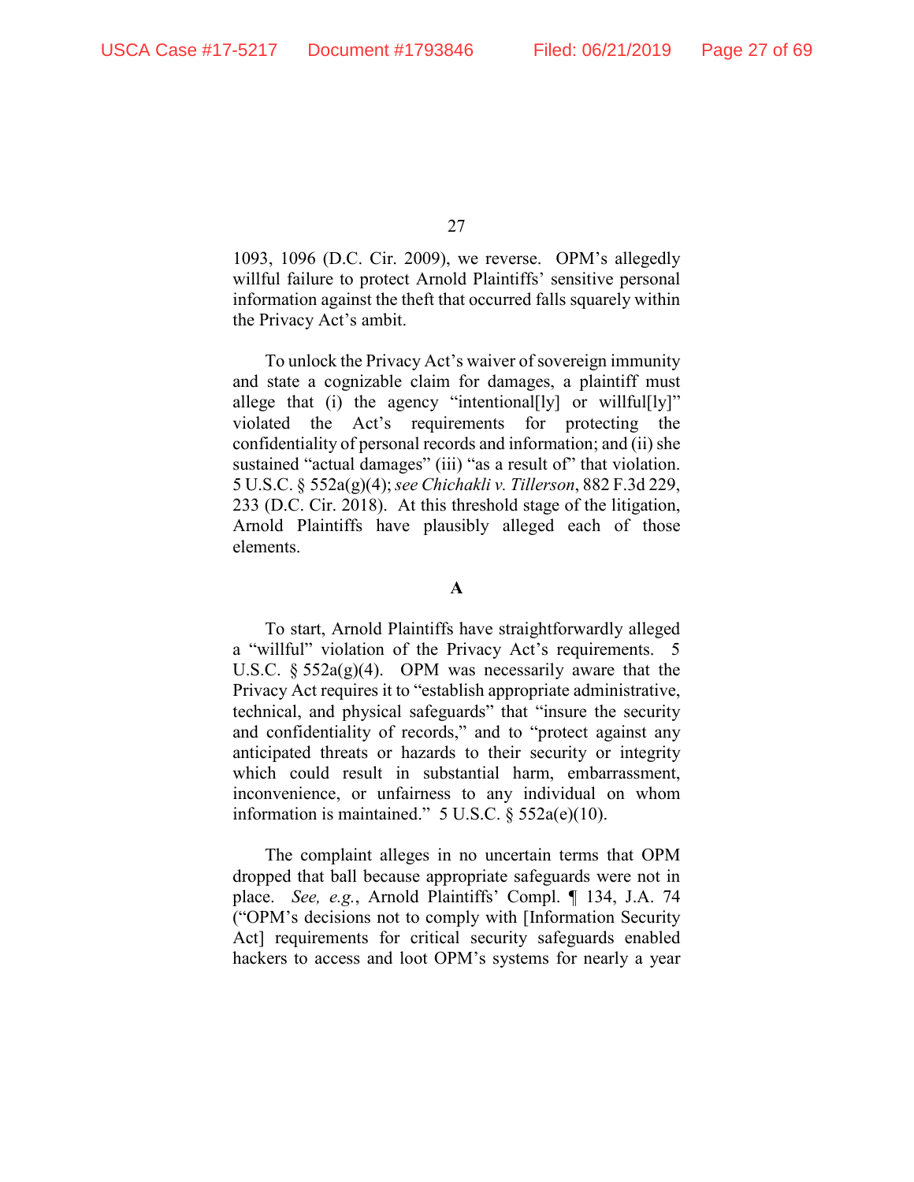1093, 1096 (D.C. Cir. 2009), we reverse. OPM's allegedly willful failure to protect Arnold Plaintiffs' sensitive personal information against the theft that occurred falls squarely within the Privacy Act's ambit.

To unlock the Privacy Act's waiver of sovereign immunity and state a cognizable claim for damages, a plaintiff must allege that (i) the agency "intentional[ly] or willful[ly]" violated the Act's requirements for protecting the confidentiality of personal records and information; and (ii) she sustained "actual damages" (iii) "as a result of" that violation. 5 U.S.C. § 552a(g)(4); *see Chichakli v. Tillerson*, 882 F.3d 229, 233 (D.C. Cir. 2018). At this threshold stage of the litigation, Arnold Plaintiffs have plausibly alleged each of those elements.

### A

To start, Arnold Plaintiffs have straightforwardly alleged a "willful" violation of the Privacy Act's requirements. 5 U.S.C. § 552a(g)(4). OPM was necessarily aware that the Privacy Act requires it to "establish appropriate administrative, technical, and physical safeguards" that "insure the security and confidentiality of records," and to "protect against any anticipated threats or hazards to their security or integrity which could result in substantial harm, embarrassment, inconvenience, or unfairness to any individual on whom information is maintained." 5 U.S.C. § 552a(e)(10).

The complaint alleges in no uncertain terms that OPM dropped that ball because appropriate safeguards were not in place. *See, e.g.*, Arnold Plaintiffs' Compl. ¶ 134, J.A. 74 ("OPM's decisions not to comply with [Information Security Act] requirements for critical security safeguards enabled hackers to access and loot OPM's systems for nearly a year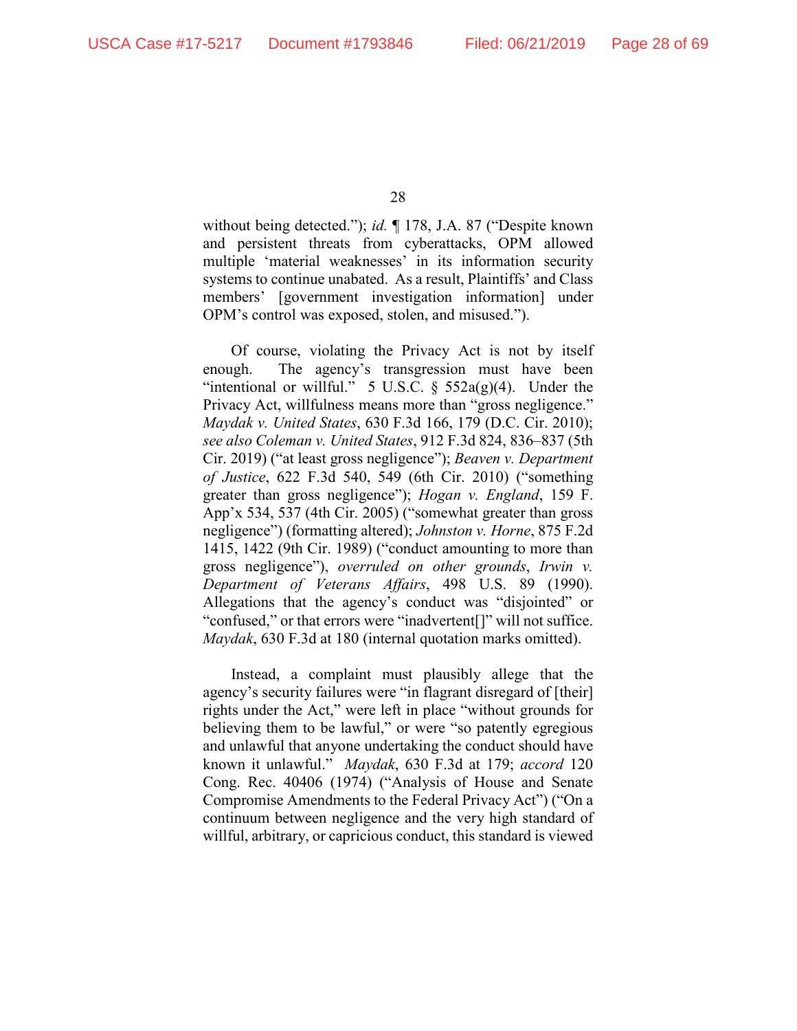without being detected."); *id.* ¶ 178, J.A. 87 ("Despite known and persistent threats from cyberattacks, OPM allowed multiple 'material weaknesses' in its information security systems to continue unabated. As a result, Plaintiffs' and Class members' [government investigation information] under OPM's control was exposed, stolen, and misused.").

Of course, violating the Privacy Act is not by itself enough. The agency's transgression must have been "intentional or willful." 5 U.S.C. § 552a(g)(4). Under the Privacy Act, willfulness means more than "gross negligence." *Maydak v. United States*, 630 F.3d 166, 179 (D.C. Cir. 2010); *see also Coleman v. United States*, 912 F.3d 824, 836–837 (5th Cir. 2019) ("at least gross negligence"); *Beaven v. Department of Justice*, 622 F.3d 540, 549 (6th Cir. 2010) ("something greater than gross negligence"); *Hogan v. England*, 159 F. App'x 534, 537 (4th Cir. 2005) ("somewhat greater than gross negligence") (formatting altered); *Johnston v. Horne*, 875 F.2d 1415, 1422 (9th Cir. 1989) ("conduct amounting to more than gross negligence"), *overruled on other grounds*, *Irwin v. Department of Veterans Affairs*, 498 U.S. 89 (1990). Allegations that the agency's conduct was "disjointed" or "confused," or that errors were "inadvertent[]" will not suffice. *Maydak*, 630 F.3d at 180 (internal quotation marks omitted).

Instead, a complaint must plausibly allege that the agency's security failures were "in flagrant disregard of [their] rights under the Act," were left in place "without grounds for believing them to be lawful," or were "so patently egregious and unlawful that anyone undertaking the conduct should have known it unlawful." *Maydak*, 630 F.3d at 179; *accord* 120 Cong. Rec. 40406 (1974) ("Analysis of House and Senate Compromise Amendments to the Federal Privacy Act") ("On a continuum between negligence and the very high standard of willful, arbitrary, or capricious conduct, this standard is viewed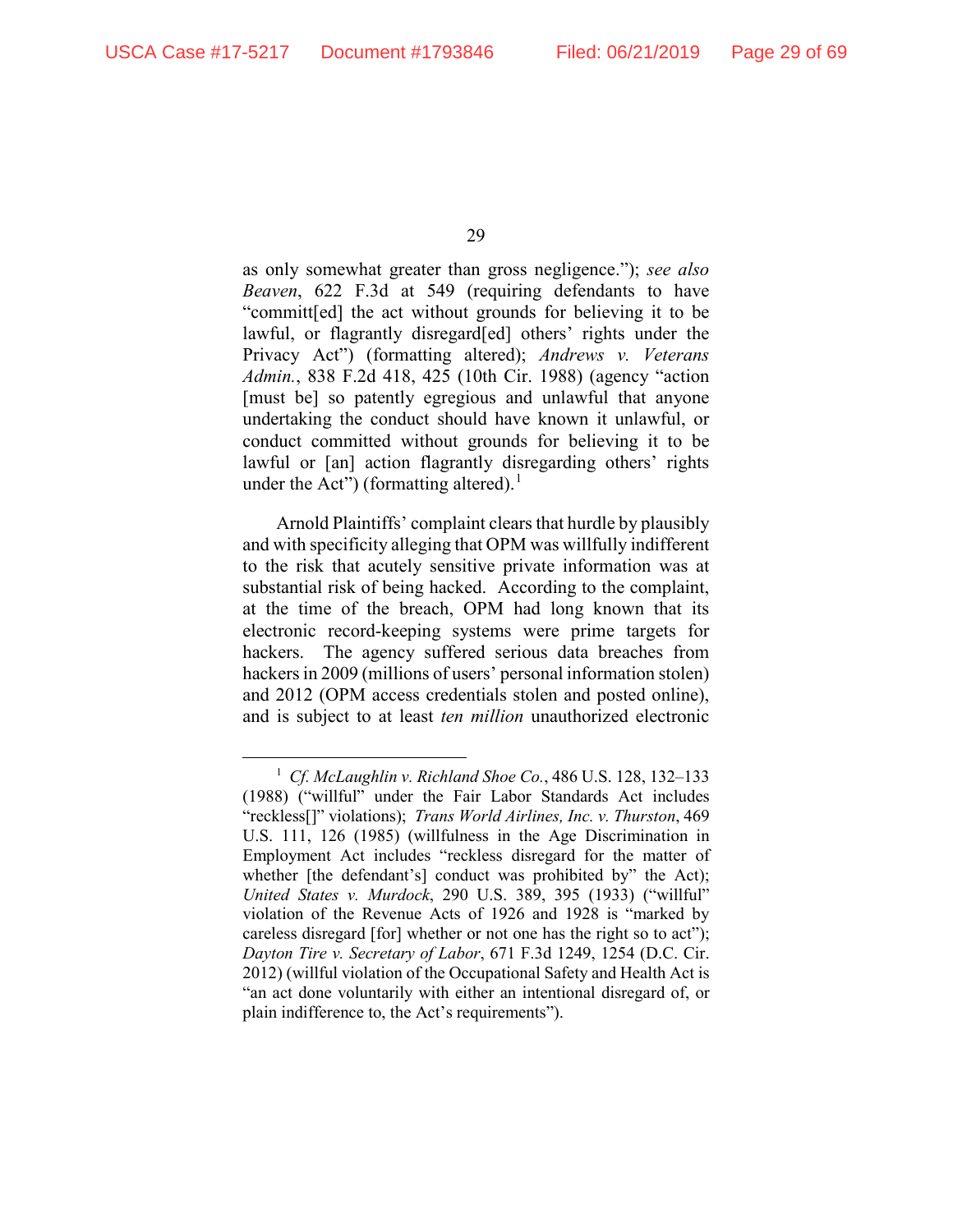as only somewhat greater than gross negligence."); *see also Beaven*, 622 F.3d at 549 (requiring defendants to have "committ[ed] the act without grounds for believing it to be lawful, or flagrantly disregard[ed] others' rights under the Privacy Act") (formatting altered); *Andrews v. Veterans Admin.*, 838 F.2d 418, 425 (10th Cir. 1988) (agency "action [must be] so patently egregious and unlawful that anyone undertaking the conduct should have known it unlawful, or conduct committed without grounds for believing it to be lawful or [an] action flagrantly disregarding others' rights under the Act") (formatting altered).[1]

Arnold Plaintiffs' complaint clears that hurdle by plausibly and with specificity alleging that OPM was willfully indifferent to the risk that acutely sensitive private information was at substantial risk of being hacked. According to the complaint, at the time of the breach, OPM had long known that its electronic record-keeping systems were prime targets for hackers. The agency suffered serious data breaches from hackers in 2009 (millions of users' personal information stolen) and 2012 (OPM access credentials stolen and posted online), and is subject to at least *ten million* unauthorized electronic

---

[1] *Cf. McLaughlin v. Richland Shoe Co.*, 486 U.S. 128, 132–133 (1988) ("willful" under the Fair Labor Standards Act includes "reckless[]" violations); *Trans World Airlines, Inc. v. Thurston*, 469 U.S. 111, 126 (1985) (willfulness in the Age Discrimination in Employment Act includes "reckless disregard for the matter of whether [the defendant's] conduct was prohibited by" the Act); *United States v. Murdock*, 290 U.S. 389, 395 (1933) ("willful" violation of the Revenue Acts of 1926 and 1928 is "marked by careless disregard [for] whether or not one has the right so to act"); *Dayton Tire v. Secretary of Labor*, 671 F.3d 1249, 1254 (D.C. Cir. 2012) (willful violation of the Occupational Safety and Health Act is "an act done voluntarily with either an intentional disregard of, or plain indifference to, the Act's requirements").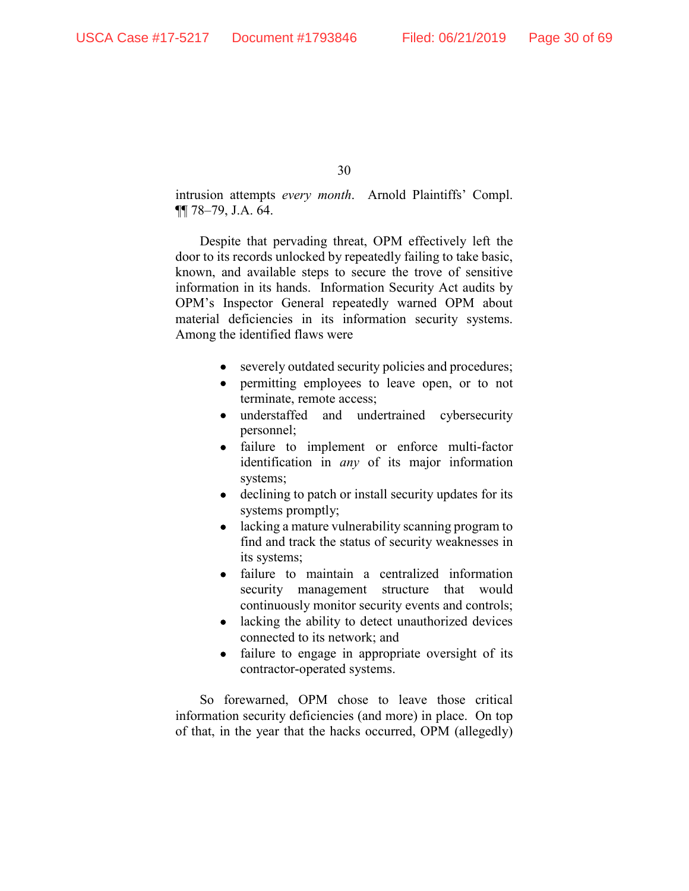intrusion attempts *every month*. Arnold Plaintiffs' Compl. ¶¶ 78–79, J.A. 64.

Despite that pervading threat, OPM effectively left the door to its records unlocked by repeatedly failing to take basic, known, and available steps to secure the trove of sensitive information in its hands. Information Security Act audits by OPM's Inspector General repeatedly warned OPM about material deficiencies in its information security systems. Among the identified flaws were

- severely outdated security policies and procedures;
- permitting employees to leave open, or to not terminate, remote access;
- understaffed and undertrained cybersecurity personnel;
- failure to implement or enforce multi-factor identification in *any* of its major information systems;
- declining to patch or install security updates for its systems promptly;
- lacking a mature vulnerability scanning program to find and track the status of security weaknesses in its systems;
- failure to maintain a centralized information security management structure that would continuously monitor security events and controls;
- lacking the ability to detect unauthorized devices connected to its network; and
- failure to engage in appropriate oversight of its contractor-operated systems.

So forewarned, OPM chose to leave those critical information security deficiencies (and more) in place. On top of that, in the year that the hacks occurred, OPM (allegedly)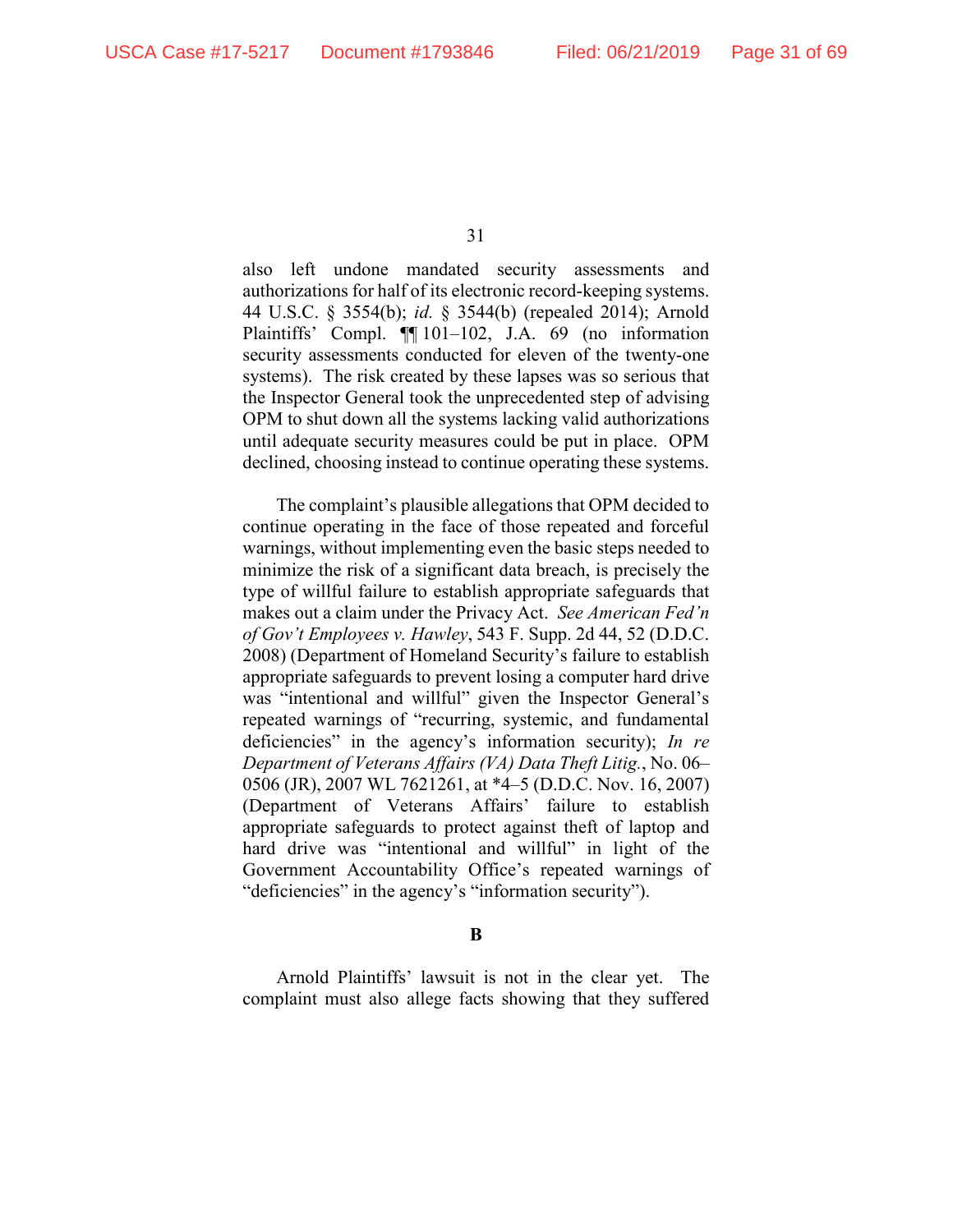also left undone mandated security assessments and authorizations for half of its electronic record-keeping systems. 44 U.S.C. § 3554(b); *id.* § 3544(b) (repealed 2014); Arnold Plaintiffs' Compl. ¶¶ 101–102, J.A. 69 (no information security assessments conducted for eleven of the twenty-one systems). The risk created by these lapses was so serious that the Inspector General took the unprecedented step of advising OPM to shut down all the systems lacking valid authorizations until adequate security measures could be put in place. OPM declined, choosing instead to continue operating these systems.

The complaint's plausible allegations that OPM decided to continue operating in the face of those repeated and forceful warnings, without implementing even the basic steps needed to minimize the risk of a significant data breach, is precisely the type of willful failure to establish appropriate safeguards that makes out a claim under the Privacy Act. *See American Fed'n of Gov't Employees v. Hawley*, 543 F. Supp. 2d 44, 52 (D.D.C. 2008) (Department of Homeland Security's failure to establish appropriate safeguards to prevent losing a computer hard drive was "intentional and willful" given the Inspector General's repeated warnings of "recurring, systemic, and fundamental deficiencies" in the agency's information security); *In re Department of Veterans Affairs (VA) Data Theft Litig.*, No. 06–0506 (JR), 2007 WL 7621261, at *4–5 (D.D.C. Nov. 16, 2007) (Department of Veterans Affairs' failure to establish appropriate safeguards to protect against theft of laptop and hard drive was "intentional and willful" in light of the Government Accountability Office's repeated warnings of "deficiencies" in the agency's "information security").

**B**

Arnold Plaintiffs' lawsuit is not in the clear yet. The complaint must also allege facts showing that they suffered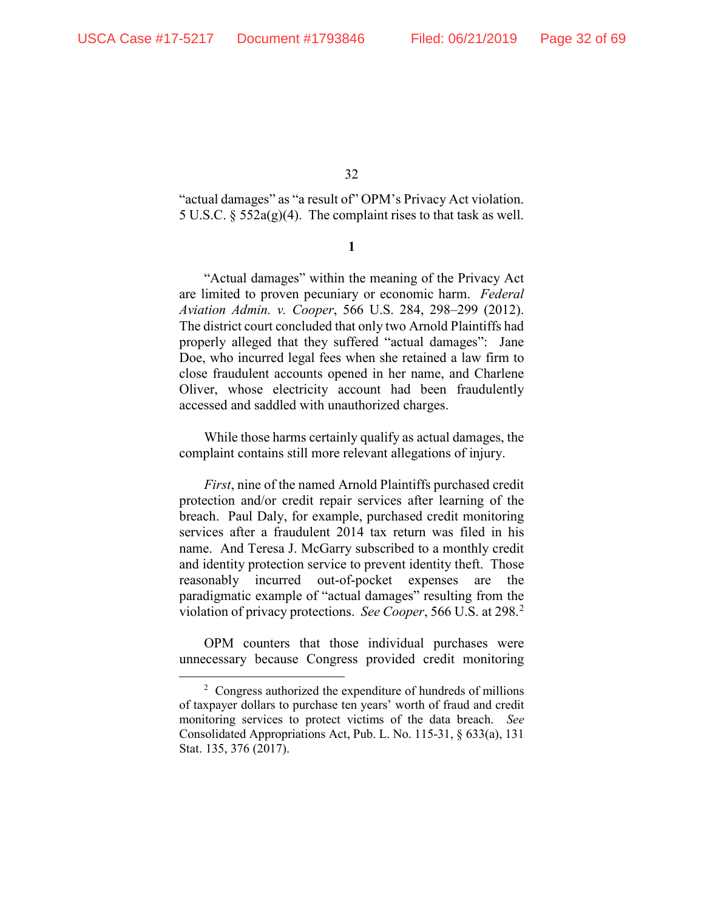"actual damages" as "a result of" OPM's Privacy Act violation. 5 U.S.C. § 552a(g)(4). The complaint rises to that task as well.

**1**

"Actual damages" within the meaning of the Privacy Act are limited to proven pecuniary or economic harm. *Federal Aviation Admin. v. Cooper*, 566 U.S. 284, 298–299 (2012). The district court concluded that only two Arnold Plaintiffs had properly alleged that they suffered "actual damages": Jane Doe, who incurred legal fees when she retained a law firm to close fraudulent accounts opened in her name, and Charlene Oliver, whose electricity account had been fraudulently accessed and saddled with unauthorized charges.

While those harms certainly qualify as actual damages, the complaint contains still more relevant allegations of injury.

*First*, nine of the named Arnold Plaintiffs purchased credit protection and/or credit repair services after learning of the breach. Paul Daly, for example, purchased credit monitoring services after a fraudulent 2014 tax return was filed in his name. And Teresa J. McGarry subscribed to a monthly credit and identity protection service to prevent identity theft. Those reasonably incurred out-of-pocket expenses are the paradigmatic example of "actual damages" resulting from the violation of privacy protections. *See Cooper*, 566 U.S. at 298.[2]

OPM counters that those individual purchases were unnecessary because Congress provided credit monitoring

[2] Congress authorized the expenditure of hundreds of millions of taxpayer dollars to purchase ten years' worth of fraud and credit monitoring services to protect victims of the data breach. *See* Consolidated Appropriations Act, Pub. L. No. 115-31, § 633(a), 131 Stat. 135, 376 (2017).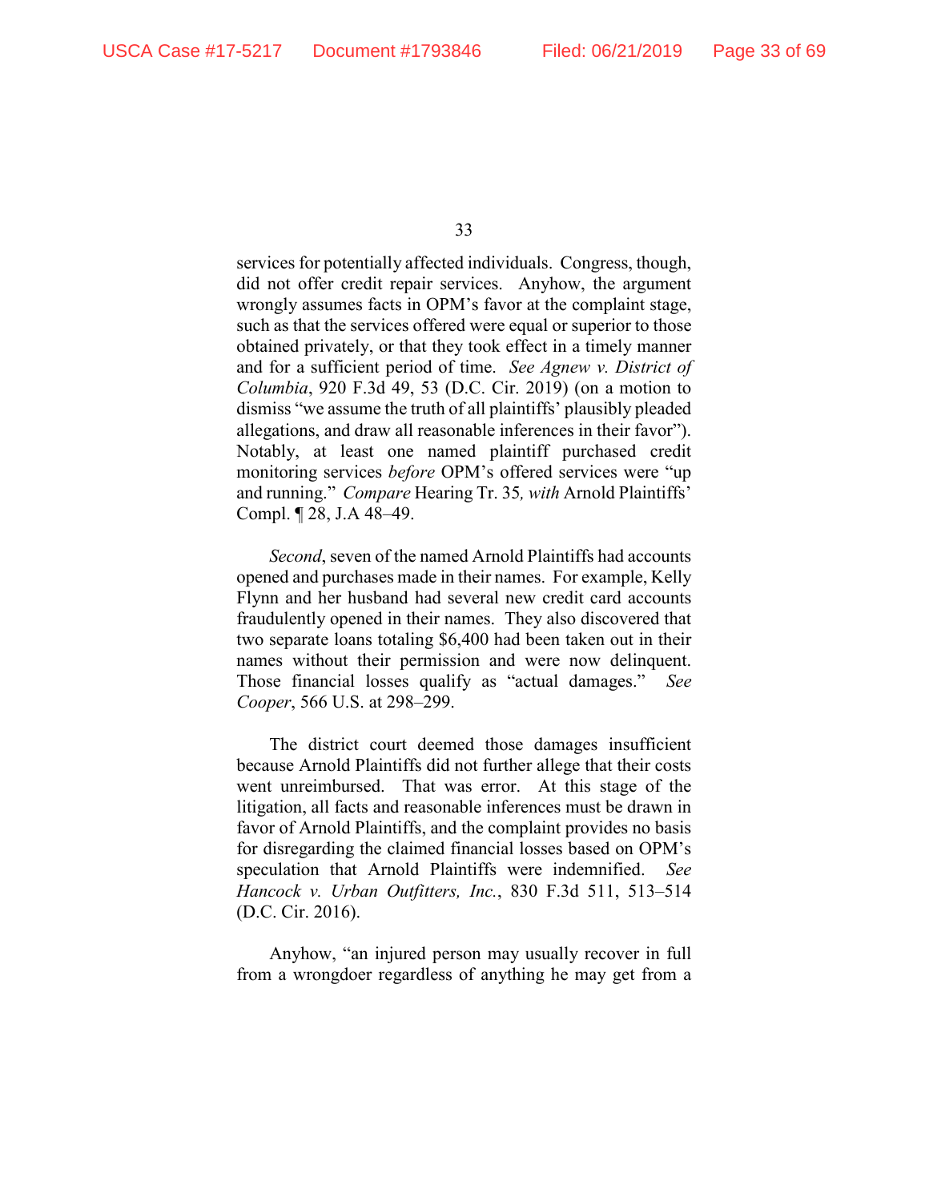services for potentially affected individuals. Congress, though, did not offer credit repair services. Anyhow, the argument wrongly assumes facts in OPM's favor at the complaint stage, such as that the services offered were equal or superior to those obtained privately, or that they took effect in a timely manner and for a sufficient period of time. *See Agnew v. District of Columbia*, 920 F.3d 49, 53 (D.C. Cir. 2019) (on a motion to dismiss "we assume the truth of all plaintiffs' plausibly pleaded allegations, and draw all reasonable inferences in their favor"). Notably, at least one named plaintiff purchased credit monitoring services *before* OPM's offered services were "up and running." *Compare* Hearing Tr. 35, *with* Arnold Plaintiffs' Compl. ¶ 28, J.A 48–49.

*Second*, seven of the named Arnold Plaintiffs had accounts opened and purchases made in their names. For example, Kelly Flynn and her husband had several new credit card accounts fraudulently opened in their names. They also discovered that two separate loans totaling $6,400 had been taken out in their names without their permission and were now delinquent. Those financial losses qualify as "actual damages." *See Cooper*, 566 U.S. at 298–299.

The district court deemed those damages insufficient because Arnold Plaintiffs did not further allege that their costs went unreimbursed. That was error. At this stage of the litigation, all facts and reasonable inferences must be drawn in favor of Arnold Plaintiffs, and the complaint provides no basis for disregarding the claimed financial losses based on OPM's speculation that Arnold Plaintiffs were indemnified. *See Hancock v. Urban Outfitters, Inc.*, 830 F.3d 511, 513–514 (D.C. Cir. 2016).

Anyhow, "an injured person may usually recover in full from a wrongdoer regardless of anything he may get from a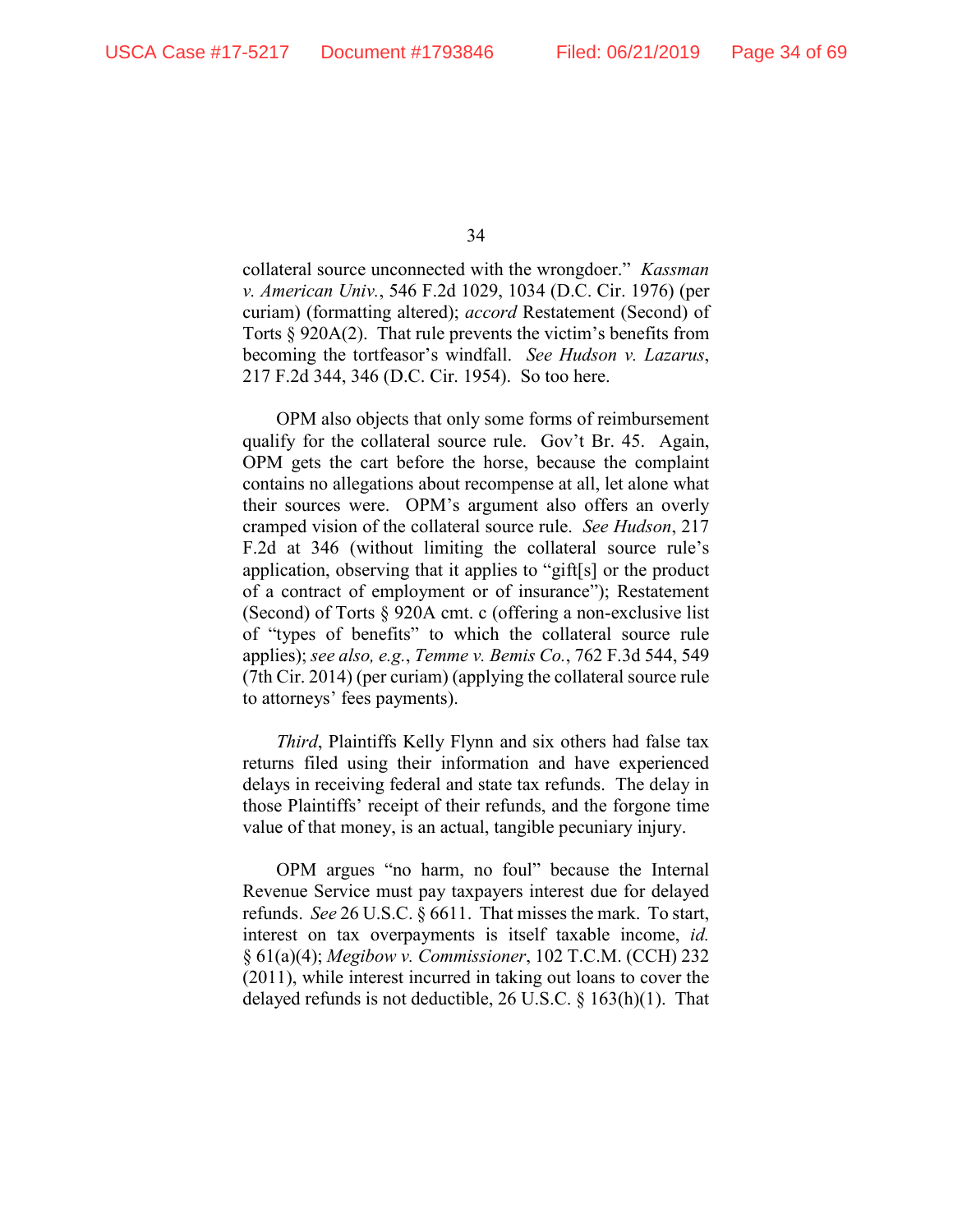collateral source unconnected with the wrongdoer." *Kassman v. American Univ.*, 546 F.2d 1029, 1034 (D.C. Cir. 1976) (per curiam) (formatting altered); *accord* Restatement (Second) of Torts § 920A(2). That rule prevents the victim's benefits from becoming the tortfeasor's windfall. *See Hudson v. Lazarus*, 217 F.2d 344, 346 (D.C. Cir. 1954). So too here.

OPM also objects that only some forms of reimbursement qualify for the collateral source rule. Gov't Br. 45. Again, OPM gets the cart before the horse, because the complaint contains no allegations about recompense at all, let alone what their sources were. OPM's argument also offers an overly cramped vision of the collateral source rule. *See Hudson*, 217 F.2d at 346 (without limiting the collateral source rule's application, observing that it applies to "gift[s] or the product of a contract of employment or of insurance"); Restatement (Second) of Torts § 920A cmt. c (offering a non-exclusive list of "types of benefits" to which the collateral source rule applies); *see also, e.g.*, *Temme v. Bemis Co.*, 762 F.3d 544, 549 (7th Cir. 2014) (per curiam) (applying the collateral source rule to attorneys' fees payments).

*Third*, Plaintiffs Kelly Flynn and six others had false tax returns filed using their information and have experienced delays in receiving federal and state tax refunds. The delay in those Plaintiffs' receipt of their refunds, and the forgone time value of that money, is an actual, tangible pecuniary injury.

OPM argues "no harm, no foul" because the Internal Revenue Service must pay taxpayers interest due for delayed refunds. *See* 26 U.S.C. § 6611. That misses the mark. To start, interest on tax overpayments is itself taxable income, *id.* § 61(a)(4); *Megibow v. Commissioner*, 102 T.C.M. (CCH) 232 (2011), while interest incurred in taking out loans to cover the delayed refunds is not deductible, 26 U.S.C. § 163(h)(1). That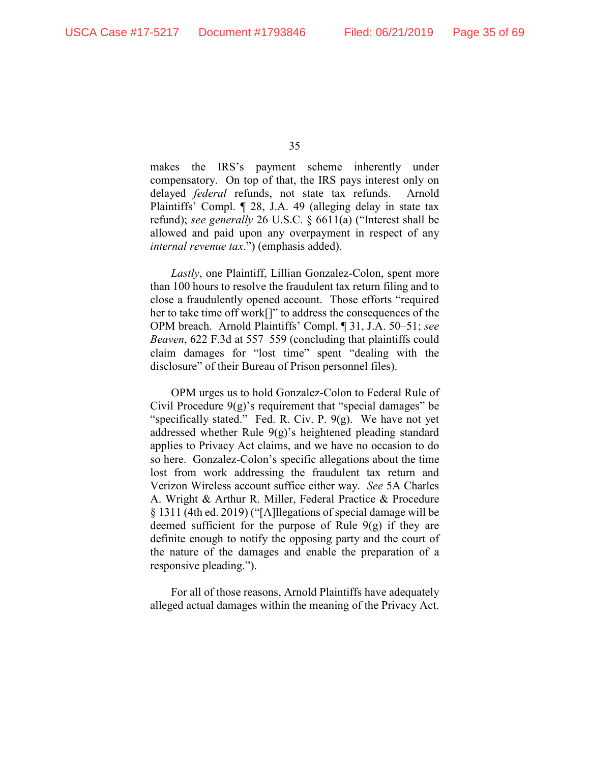makes the IRS's payment scheme inherently under compensatory. On top of that, the IRS pays interest only on delayed *federal* refunds, not state tax refunds. Arnold Plaintiffs' Compl. ¶ 28, J.A. 49 (alleging delay in state tax refund); *see generally* 26 U.S.C. § 6611(a) ("Interest shall be allowed and paid upon any overpayment in respect of any *internal revenue tax*.") (emphasis added).

*Lastly*, one Plaintiff, Lillian Gonzalez-Colon, spent more than 100 hours to resolve the fraudulent tax return filing and to close a fraudulently opened account. Those efforts "required her to take time off work[]" to address the consequences of the OPM breach. Arnold Plaintiffs' Compl. ¶ 31, J.A. 50–51; *see Beaven*, 622 F.3d at 557–559 (concluding that plaintiffs could claim damages for "lost time" spent "dealing with the disclosure" of their Bureau of Prison personnel files).

OPM urges us to hold Gonzalez-Colon to Federal Rule of Civil Procedure 9(g)'s requirement that "special damages" be "specifically stated." Fed. R. Civ. P. 9(g). We have not yet addressed whether Rule 9(g)'s heightened pleading standard applies to Privacy Act claims, and we have no occasion to do so here. Gonzalez-Colon's specific allegations about the time lost from work addressing the fraudulent tax return and Verizon Wireless account suffice either way. *See* 5A Charles A. Wright & Arthur R. Miller, Federal Practice & Procedure § 1311 (4th ed. 2019) ("[A]llegations of special damage will be deemed sufficient for the purpose of Rule 9(g) if they are definite enough to notify the opposing party and the court of the nature of the damages and enable the preparation of a responsive pleading.").

For all of those reasons, Arnold Plaintiffs have adequately alleged actual damages within the meaning of the Privacy Act.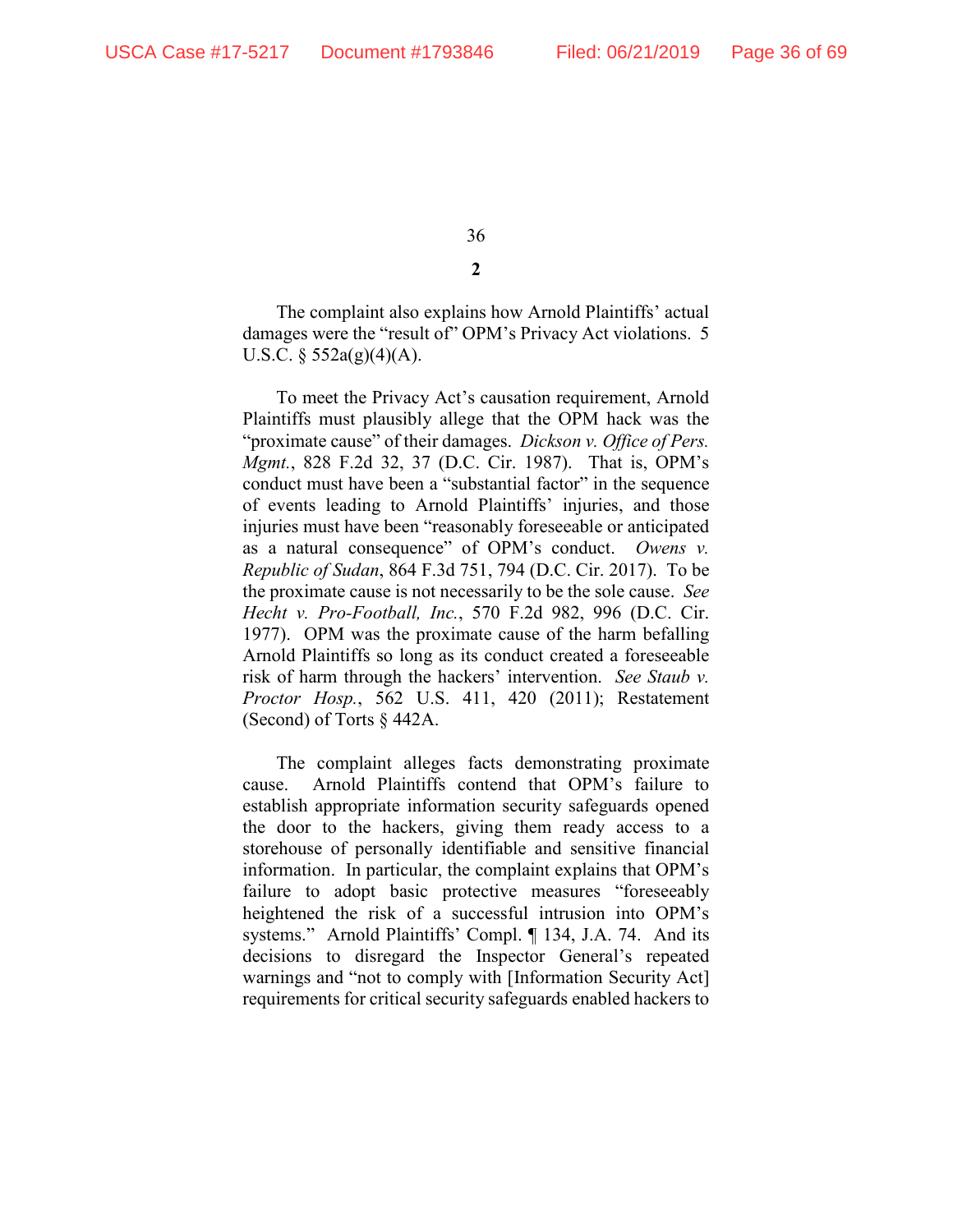**2**

The complaint also explains how Arnold Plaintiffs' actual damages were the "result of" OPM's Privacy Act violations. 5 U.S.C. § 552a(g)(4)(A).

To meet the Privacy Act's causation requirement, Arnold Plaintiffs must plausibly allege that the OPM hack was the "proximate cause" of their damages. *Dickson v. Office of Pers. Mgmt.*, 828 F.2d 32, 37 (D.C. Cir. 1987). That is, OPM's conduct must have been a "substantial factor" in the sequence of events leading to Arnold Plaintiffs' injuries, and those injuries must have been "reasonably foreseeable or anticipated as a natural consequence" of OPM's conduct. *Owens v. Republic of Sudan*, 864 F.3d 751, 794 (D.C. Cir. 2017). To be the proximate cause is not necessarily to be the sole cause. *See Hecht v. Pro-Football, Inc.*, 570 F.2d 982, 996 (D.C. Cir. 1977). OPM was the proximate cause of the harm befalling Arnold Plaintiffs so long as its conduct created a foreseeable risk of harm through the hackers' intervention. *See Staub v. Proctor Hosp.*, 562 U.S. 411, 420 (2011); Restatement (Second) of Torts § 442A.

The complaint alleges facts demonstrating proximate cause. Arnold Plaintiffs contend that OPM's failure to establish appropriate information security safeguards opened the door to the hackers, giving them ready access to a storehouse of personally identifiable and sensitive financial information. In particular, the complaint explains that OPM's failure to adopt basic protective measures "foreseeably heightened the risk of a successful intrusion into OPM's systems." Arnold Plaintiffs' Compl. ¶ 134, J.A. 74. And its decisions to disregard the Inspector General's repeated warnings and "not to comply with [Information Security Act] requirements for critical security safeguards enabled hackers to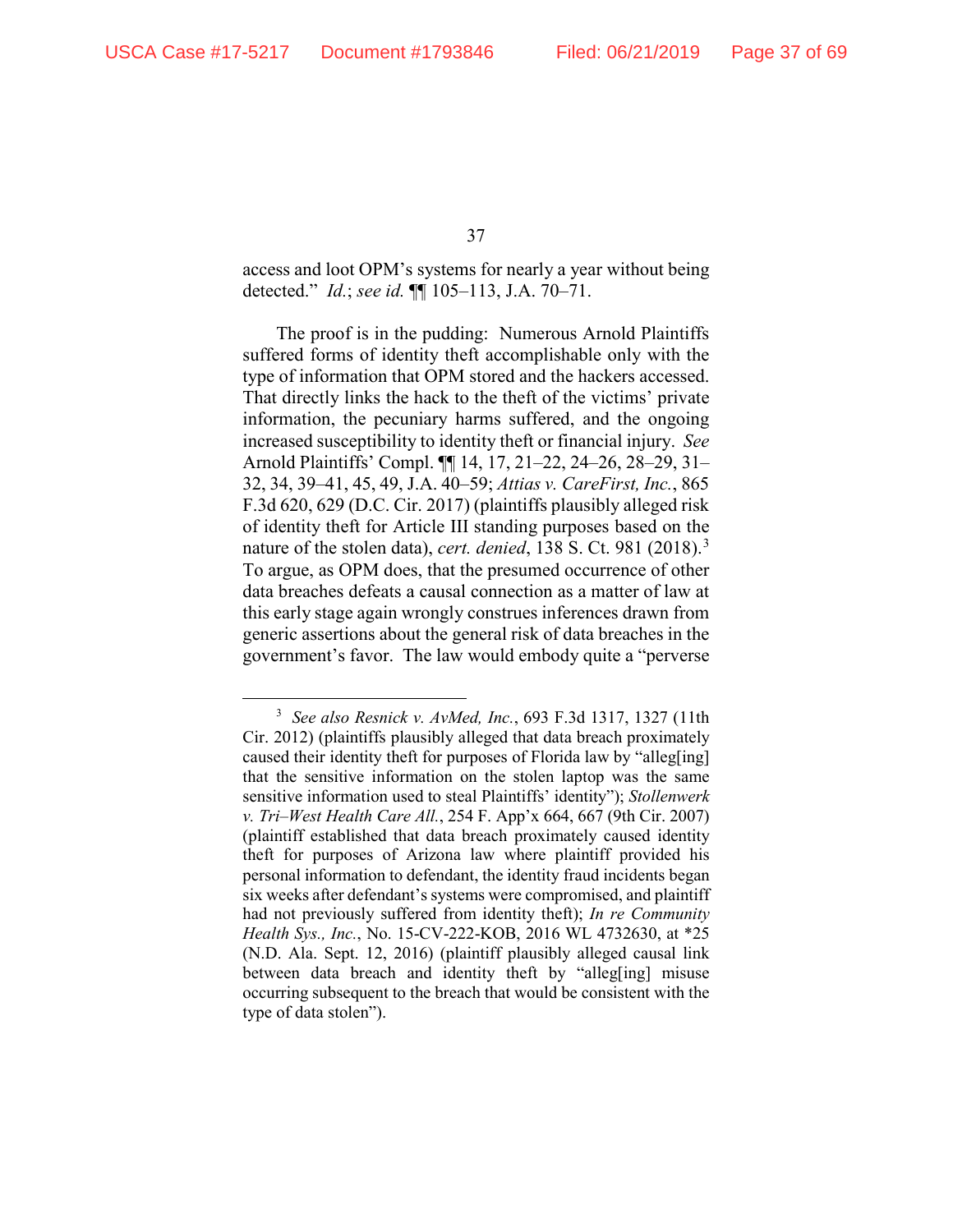access and loot OPM's systems for nearly a year without being detected." *Id.*; *see id.* ¶¶ 105–113, J.A. 70–71.

The proof is in the pudding: Numerous Arnold Plaintiffs suffered forms of identity theft accomplishable only with the type of information that OPM stored and the hackers accessed. That directly links the hack to the theft of the victims' private information, the pecuniary harms suffered, and the ongoing increased susceptibility to identity theft or financial injury. *See* Arnold Plaintiffs' Compl. ¶¶ 14, 17, 21–22, 24–26, 28–29, 31–32, 34, 39–41, 45, 49, J.A. 40–59; *Attias v. CareFirst, Inc.*, 865 F.3d 620, 629 (D.C. Cir. 2017) (plaintiffs plausibly alleged risk of identity theft for Article III standing purposes based on the nature of the stolen data), *cert. denied*, 138 S. Ct. 981 (2018).[3] To argue, as OPM does, that the presumed occurrence of other data breaches defeats a causal connection as a matter of law at this early stage again wrongly construes inferences drawn from generic assertions about the general risk of data breaches in the government's favor. The law would embody quite a "perverse

---

[3] *See also Resnick v. AvMed, Inc.*, 693 F.3d 1317, 1327 (11th Cir. 2012) (plaintiffs plausibly alleged that data breach proximately caused their identity theft for purposes of Florida law by "alleg[ing] that the sensitive information on the stolen laptop was the same sensitive information used to steal Plaintiffs' identity"); *Stollenwerk v. Tri–West Health Care All.*, 254 F. App'x 664, 667 (9th Cir. 2007) (plaintiff established that data breach proximately caused identity theft for purposes of Arizona law where plaintiff provided his personal information to defendant, the identity fraud incidents began six weeks after defendant's systems were compromised, and plaintiff had not previously suffered from identity theft); *In re Community Health Sys., Inc.*, No. 15-CV-222-KOB, 2016 WL 4732630, at *25 (N.D. Ala. Sept. 12, 2016) (plaintiff plausibly alleged causal link between data breach and identity theft by "alleg[ing] misuse occurring subsequent to the breach that would be consistent with the type of data stolen").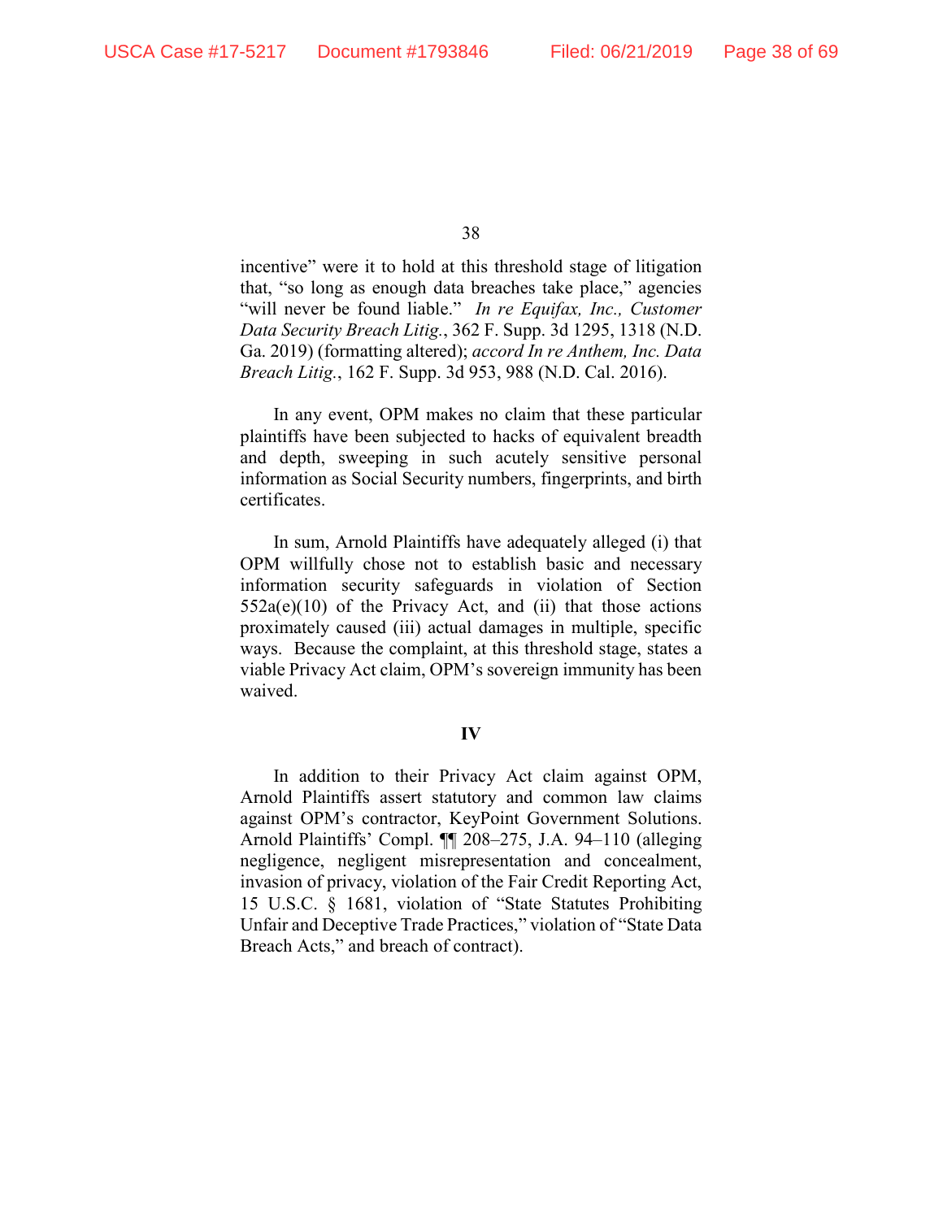incentive" were it to hold at this threshold stage of litigation that, "so long as enough data breaches take place," agencies "will never be found liable." *In re Equifax, Inc., Customer Data Security Breach Litig.*, 362 F. Supp. 3d 1295, 1318 (N.D. Ga. 2019) (formatting altered); *accord In re Anthem, Inc. Data Breach Litig.*, 162 F. Supp. 3d 953, 988 (N.D. Cal. 2016).

In any event, OPM makes no claim that these particular plaintiffs have been subjected to hacks of equivalent breadth and depth, sweeping in such acutely sensitive personal information as Social Security numbers, fingerprints, and birth certificates.

In sum, Arnold Plaintiffs have adequately alleged (i) that OPM willfully chose not to establish basic and necessary information security safeguards in violation of Section 552a(e)(10) of the Privacy Act, and (ii) that those actions proximately caused (iii) actual damages in multiple, specific ways. Because the complaint, at this threshold stage, states a viable Privacy Act claim, OPM's sovereign immunity has been waived.

## IV

In addition to their Privacy Act claim against OPM, Arnold Plaintiffs assert statutory and common law claims against OPM's contractor, KeyPoint Government Solutions. Arnold Plaintiffs' Compl. ¶¶ 208–275, J.A. 94–110 (alleging negligence, negligent misrepresentation and concealment, invasion of privacy, violation of the Fair Credit Reporting Act, 15 U.S.C. § 1681, violation of "State Statutes Prohibiting Unfair and Deceptive Trade Practices," violation of "State Data Breach Acts," and breach of contract).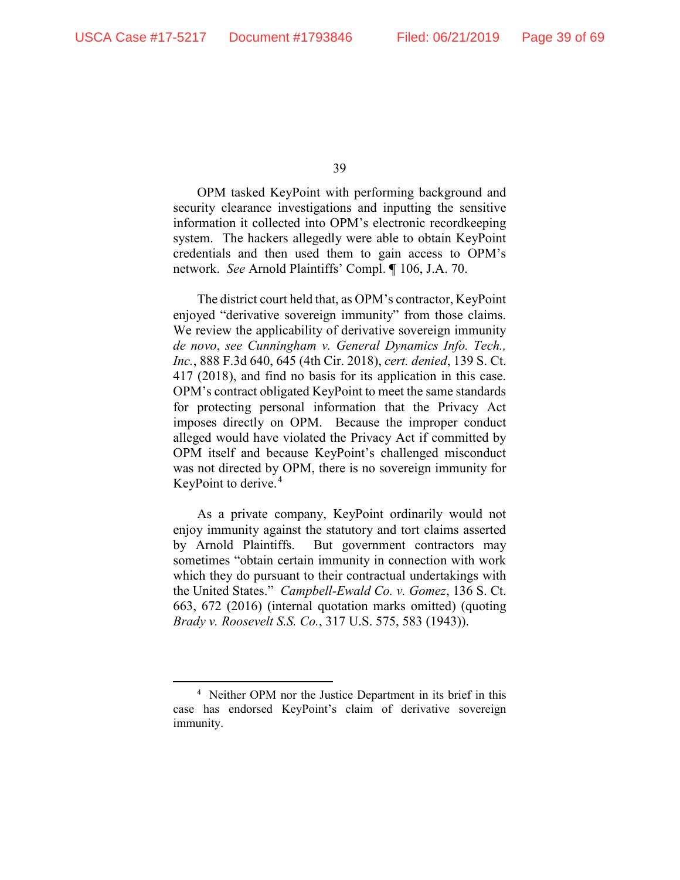OPM tasked KeyPoint with performing background and security clearance investigations and inputting the sensitive information it collected into OPM's electronic recordkeeping system. The hackers allegedly were able to obtain KeyPoint credentials and then used them to gain access to OPM's network. *See* Arnold Plaintiffs' Compl. ¶ 106, J.A. 70.

The district court held that, as OPM's contractor, KeyPoint enjoyed "derivative sovereign immunity" from those claims. We review the applicability of derivative sovereign immunity *de novo*, *see Cunningham v. General Dynamics Info. Tech., Inc.*, 888 F.3d 640, 645 (4th Cir. 2018), *cert. denied*, 139 S. Ct. 417 (2018), and find no basis for its application in this case. OPM's contract obligated KeyPoint to meet the same standards for protecting personal information that the Privacy Act imposes directly on OPM. Because the improper conduct alleged would have violated the Privacy Act if committed by OPM itself and because KeyPoint's challenged misconduct was not directed by OPM, there is no sovereign immunity for KeyPoint to derive.[4]

As a private company, KeyPoint ordinarily would not enjoy immunity against the statutory and tort claims asserted by Arnold Plaintiffs. But government contractors may sometimes "obtain certain immunity in connection with work which they do pursuant to their contractual undertakings with the United States." *Campbell-Ewald Co. v. Gomez*, 136 S. Ct. 663, 672 (2016) (internal quotation marks omitted) (quoting *Brady v. Roosevelt S.S. Co.*, 317 U.S. 575, 583 (1943)).

---

[4] Neither OPM nor the Justice Department in its brief in this case has endorsed KeyPoint's claim of derivative sovereign immunity.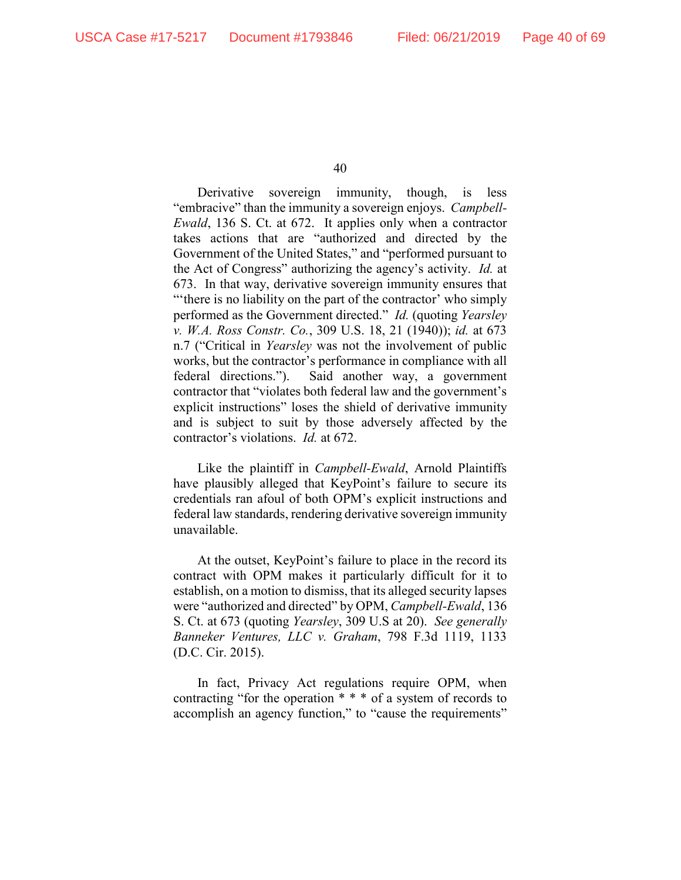Derivative sovereign immunity, though, is less "embracive" than the immunity a sovereign enjoys. *Campbell-Ewald*, 136 S. Ct. at 672. It applies only when a contractor takes actions that are "authorized and directed by the Government of the United States," and "performed pursuant to the Act of Congress" authorizing the agency's activity. *Id.* at 673. In that way, derivative sovereign immunity ensures that "'there is no liability on the part of the contractor' who simply performed as the Government directed." *Id.* (quoting *Yearsley v. W.A. Ross Constr. Co.*, 309 U.S. 18, 21 (1940)); *id.* at 673 n.7 ("Critical in *Yearsley* was not the involvement of public works, but the contractor's performance in compliance with all federal directions."). Said another way, a government contractor that "violates both federal law and the government's explicit instructions" loses the shield of derivative immunity and is subject to suit by those adversely affected by the contractor's violations. *Id.* at 672.

Like the plaintiff in *Campbell-Ewald*, Arnold Plaintiffs have plausibly alleged that KeyPoint's failure to secure its credentials ran afoul of both OPM's explicit instructions and federal law standards, rendering derivative sovereign immunity unavailable.

At the outset, KeyPoint's failure to place in the record its contract with OPM makes it particularly difficult for it to establish, on a motion to dismiss, that its alleged security lapses were "authorized and directed" by OPM, *Campbell-Ewald*, 136 S. Ct. at 673 (quoting *Yearsley*, 309 U.S at 20). *See generally Banneker Ventures, LLC v. Graham*, 798 F.3d 1119, 1133 (D.C. Cir. 2015).

In fact, Privacy Act regulations require OPM, when contracting "for the operation * * * of a system of records to accomplish an agency function," to "cause the requirements"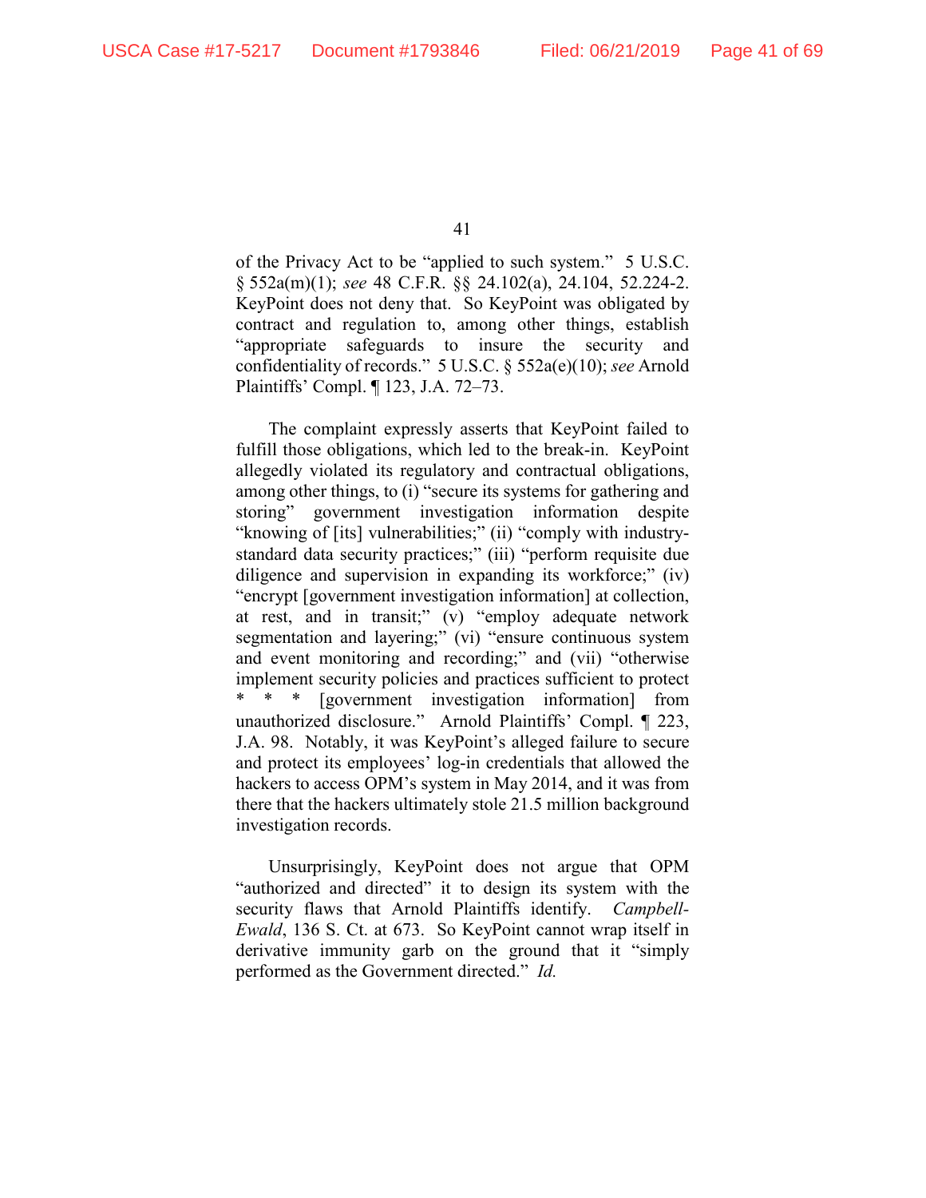of the Privacy Act to be "applied to such system." 5 U.S.C. § 552a(m)(1); *see* 48 C.F.R. §§ 24.102(a), 24.104, 52.224-2. KeyPoint does not deny that. So KeyPoint was obligated by contract and regulation to, among other things, establish "appropriate safeguards to insure the security and confidentiality of records." 5 U.S.C. § 552a(e)(10); *see* Arnold Plaintiffs' Compl. ¶ 123, J.A. 72–73.

The complaint expressly asserts that KeyPoint failed to fulfill those obligations, which led to the break-in. KeyPoint allegedly violated its regulatory and contractual obligations, among other things, to (i) "secure its systems for gathering and storing" government investigation information despite "knowing of [its] vulnerabilities;" (ii) "comply with industry-standard data security practices;" (iii) "perform requisite due diligence and supervision in expanding its workforce;" (iv) "encrypt [government investigation information] at collection, at rest, and in transit;" (v) "employ adequate network segmentation and layering;" (vi) "ensure continuous system and event monitoring and recording;" and (vii) "otherwise implement security policies and practices sufficient to protect * * * [government investigation information] from unauthorized disclosure." Arnold Plaintiffs' Compl. ¶ 223, J.A. 98. Notably, it was KeyPoint's alleged failure to secure and protect its employees' log-in credentials that allowed the hackers to access OPM's system in May 2014, and it was from there that the hackers ultimately stole 21.5 million background investigation records.

Unsurprisingly, KeyPoint does not argue that OPM "authorized and directed" it to design its system with the security flaws that Arnold Plaintiffs identify. *Campbell-Ewald*, 136 S. Ct. at 673. So KeyPoint cannot wrap itself in derivative immunity garb on the ground that it "simply performed as the Government directed." *Id.*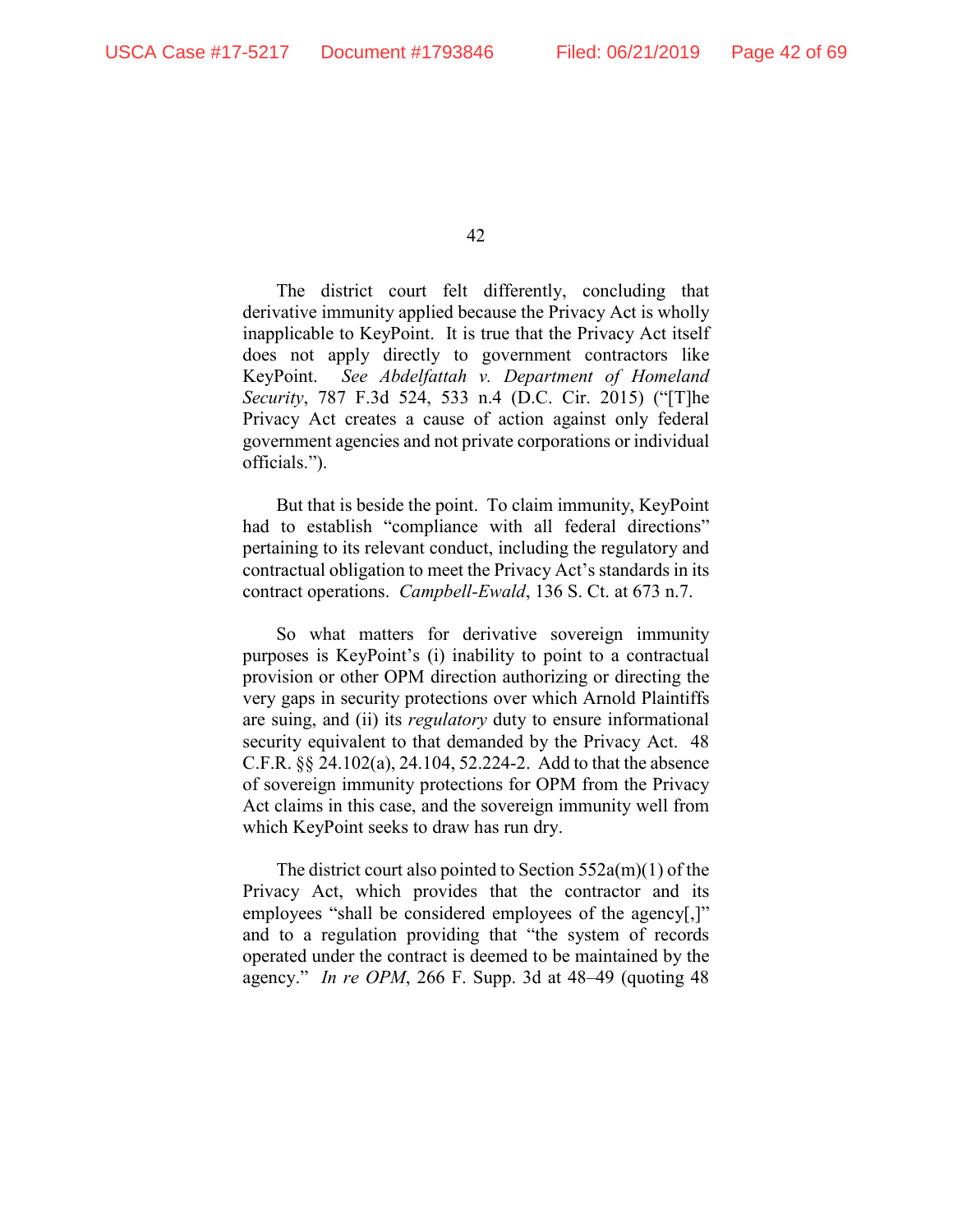The district court felt differently, concluding that derivative immunity applied because the Privacy Act is wholly inapplicable to KeyPoint. It is true that the Privacy Act itself does not apply directly to government contractors like KeyPoint. *See Abdelfattah v. Department of Homeland Security*, 787 F.3d 524, 533 n.4 (D.C. Cir. 2015) ("[T]he Privacy Act creates a cause of action against only federal government agencies and not private corporations or individual officials.").

But that is beside the point. To claim immunity, KeyPoint had to establish "compliance with all federal directions" pertaining to its relevant conduct, including the regulatory and contractual obligation to meet the Privacy Act's standards in its contract operations. *Campbell-Ewald*, 136 S. Ct. at 673 n.7.

So what matters for derivative sovereign immunity purposes is KeyPoint's (i) inability to point to a contractual provision or other OPM direction authorizing or directing the very gaps in security protections over which Arnold Plaintiffs are suing, and (ii) its *regulatory* duty to ensure informational security equivalent to that demanded by the Privacy Act. 48 C.F.R. §§ 24.102(a), 24.104, 52.224-2. Add to that the absence of sovereign immunity protections for OPM from the Privacy Act claims in this case, and the sovereign immunity well from which KeyPoint seeks to draw has run dry.

The district court also pointed to Section 552a(m)(1) of the Privacy Act, which provides that the contractor and its employees "shall be considered employees of the agency[,]" and to a regulation providing that "the system of records operated under the contract is deemed to be maintained by the agency." *In re OPM*, 266 F. Supp. 3d at 48–49 (quoting 48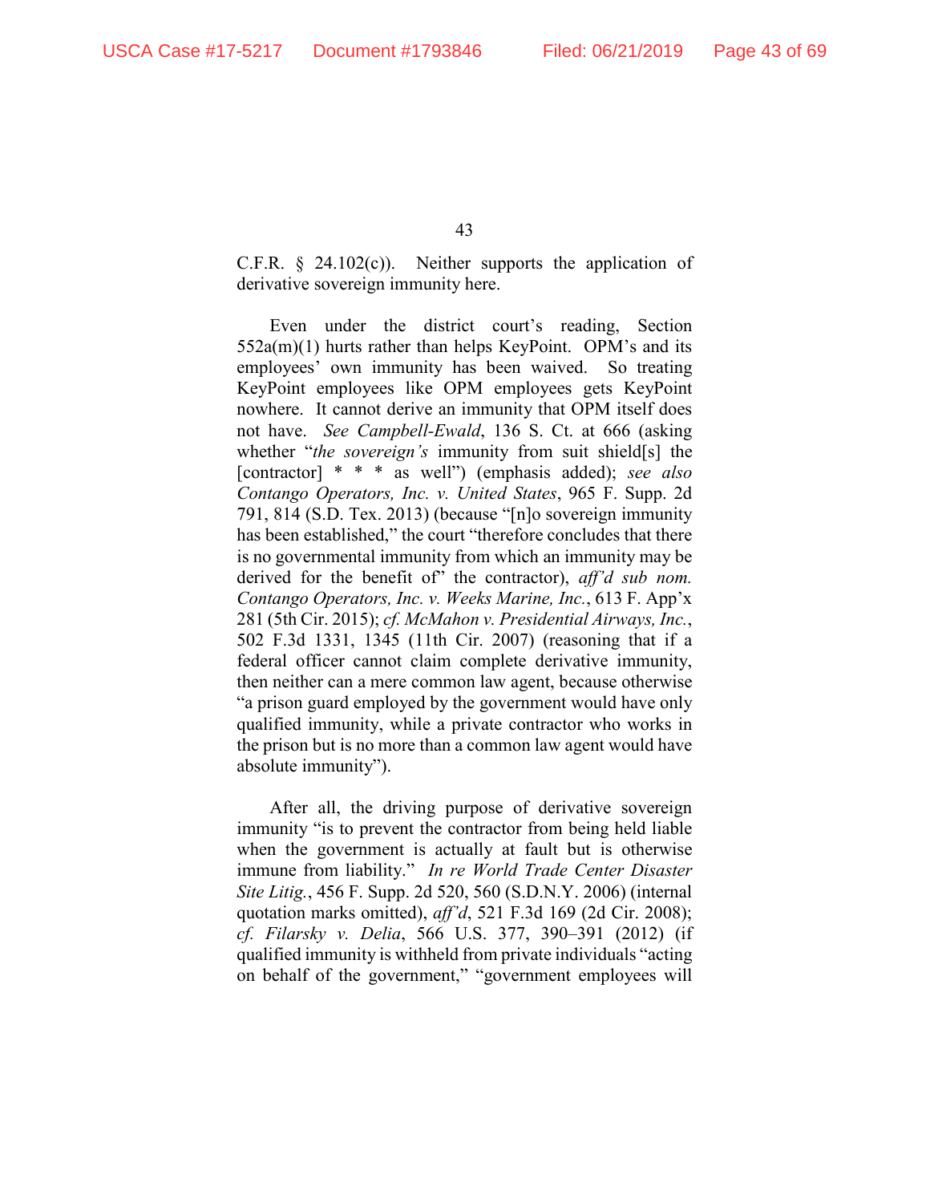C.F.R. § 24.102(c)). Neither supports the application of derivative sovereign immunity here.

Even under the district court's reading, Section 552a(m)(1) hurts rather than helps KeyPoint. OPM's and its employees' own immunity has been waived. So treating KeyPoint employees like OPM employees gets KeyPoint nowhere. It cannot derive an immunity that OPM itself does not have. *See Campbell-Ewald*, 136 S. Ct. at 666 (asking whether "*the sovereign's* immunity from suit shield[s] the [contractor] * * * as well") (emphasis added); *see also Contango Operators, Inc. v. United States*, 965 F. Supp. 2d 791, 814 (S.D. Tex. 2013) (because "[n]o sovereign immunity has been established," the court "therefore concludes that there is no governmental immunity from which an immunity may be derived for the benefit of" the contractor), *aff'd sub nom. Contango Operators, Inc. v. Weeks Marine, Inc.*, 613 F. App'x 281 (5th Cir. 2015); *cf. McMahon v. Presidential Airways, Inc.*, 502 F.3d 1331, 1345 (11th Cir. 2007) (reasoning that if a federal officer cannot claim complete derivative immunity, then neither can a mere common law agent, because otherwise "a prison guard employed by the government would have only qualified immunity, while a private contractor who works in the prison but is no more than a common law agent would have absolute immunity").

After all, the driving purpose of derivative sovereign immunity "is to prevent the contractor from being held liable when the government is actually at fault but is otherwise immune from liability." *In re World Trade Center Disaster Site Litig.*, 456 F. Supp. 2d 520, 560 (S.D.N.Y. 2006) (internal quotation marks omitted), *aff'd*, 521 F.3d 169 (2d Cir. 2008); *cf. Filarsky v. Delia*, 566 U.S. 377, 390–391 (2012) (if qualified immunity is withheld from private individuals "acting on behalf of the government," "government employees will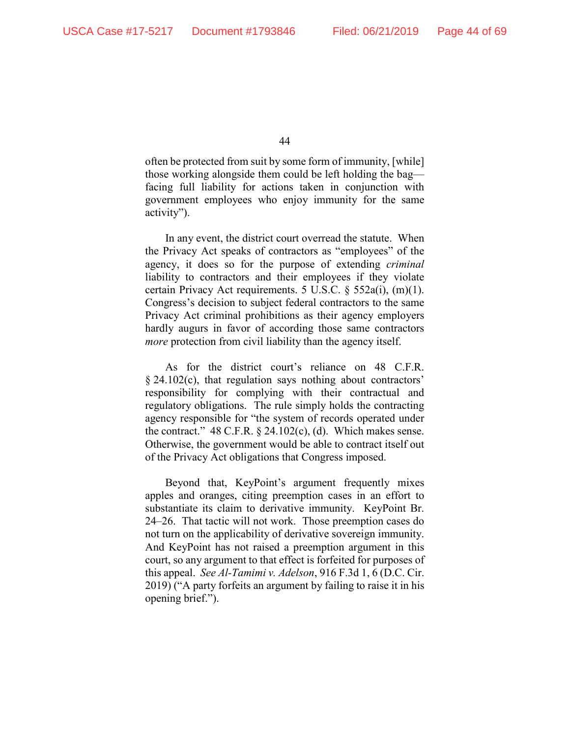often be protected from suit by some form of immunity, [while] those working alongside them could be left holding the bag—facing full liability for actions taken in conjunction with government employees who enjoy immunity for the same activity").

In any event, the district court overread the statute. When the Privacy Act speaks of contractors as "employees" of the agency, it does so for the purpose of extending *criminal* liability to contractors and their employees if they violate certain Privacy Act requirements. 5 U.S.C. § 552a(i), (m)(1). Congress's decision to subject federal contractors to the same Privacy Act criminal prohibitions as their agency employers hardly augurs in favor of according those same contractors *more* protection from civil liability than the agency itself.

As for the district court's reliance on 48 C.F.R. § 24.102(c), that regulation says nothing about contractors' responsibility for complying with their contractual and regulatory obligations. The rule simply holds the contracting agency responsible for "the system of records operated under the contract." 48 C.F.R. § 24.102(c), (d). Which makes sense. Otherwise, the government would be able to contract itself out of the Privacy Act obligations that Congress imposed.

Beyond that, KeyPoint's argument frequently mixes apples and oranges, citing preemption cases in an effort to substantiate its claim to derivative immunity. KeyPoint Br. 24–26. That tactic will not work. Those preemption cases do not turn on the applicability of derivative sovereign immunity. And KeyPoint has not raised a preemption argument in this court, so any argument to that effect is forfeited for purposes of this appeal. *See Al-Tamimi v. Adelson*, 916 F.3d 1, 6 (D.C. Cir. 2019) ("A party forfeits an argument by failing to raise it in his opening brief.").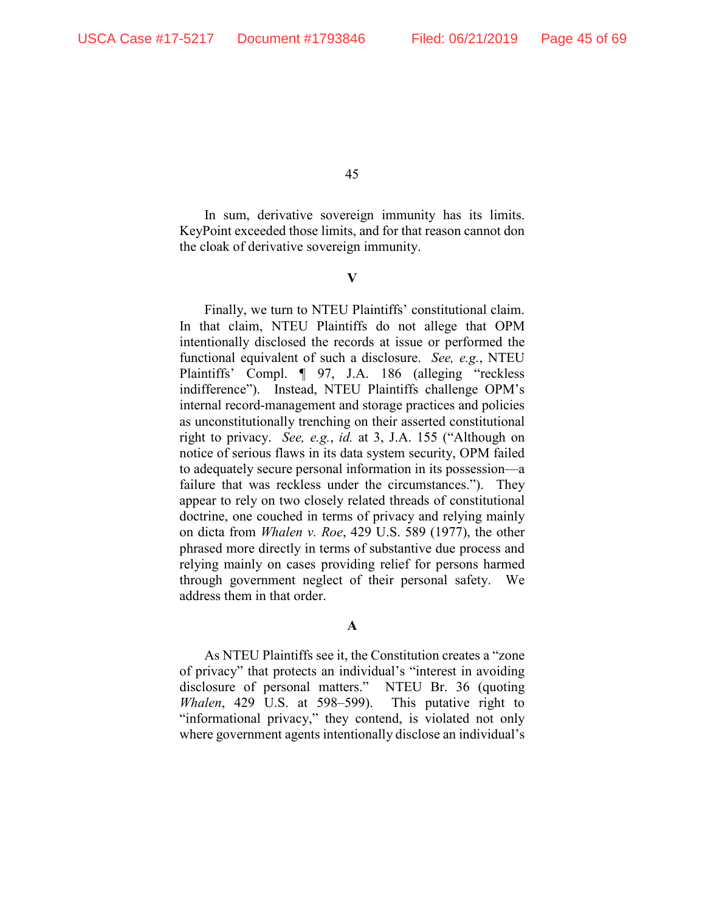In sum, derivative sovereign immunity has its limits. KeyPoint exceeded those limits, and for that reason cannot don the cloak of derivative sovereign immunity.

**V**

Finally, we turn to NTEU Plaintiffs' constitutional claim. In that claim, NTEU Plaintiffs do not allege that OPM intentionally disclosed the records at issue or performed the functional equivalent of such a disclosure. *See, e.g.*, NTEU Plaintiffs' Compl. ¶ 97, J.A. 186 (alleging "reckless indifference"). Instead, NTEU Plaintiffs challenge OPM's internal record-management and storage practices and policies as unconstitutionally trenching on their asserted constitutional right to privacy. *See, e.g.*, *id.* at 3, J.A. 155 ("Although on notice of serious flaws in its data system security, OPM failed to adequately secure personal information in its possession—a failure that was reckless under the circumstances."). They appear to rely on two closely related threads of constitutional doctrine, one couched in terms of privacy and relying mainly on dicta from *Whalen v. Roe*, 429 U.S. 589 (1977), the other phrased more directly in terms of substantive due process and relying mainly on cases providing relief for persons harmed through government neglect of their personal safety. We address them in that order.

**A**

As NTEU Plaintiffs see it, the Constitution creates a "zone of privacy" that protects an individual's "interest in avoiding disclosure of personal matters." NTEU Br. 36 (quoting *Whalen*, 429 U.S. at 598–599). This putative right to "informational privacy," they contend, is violated not only where government agents intentionally disclose an individual's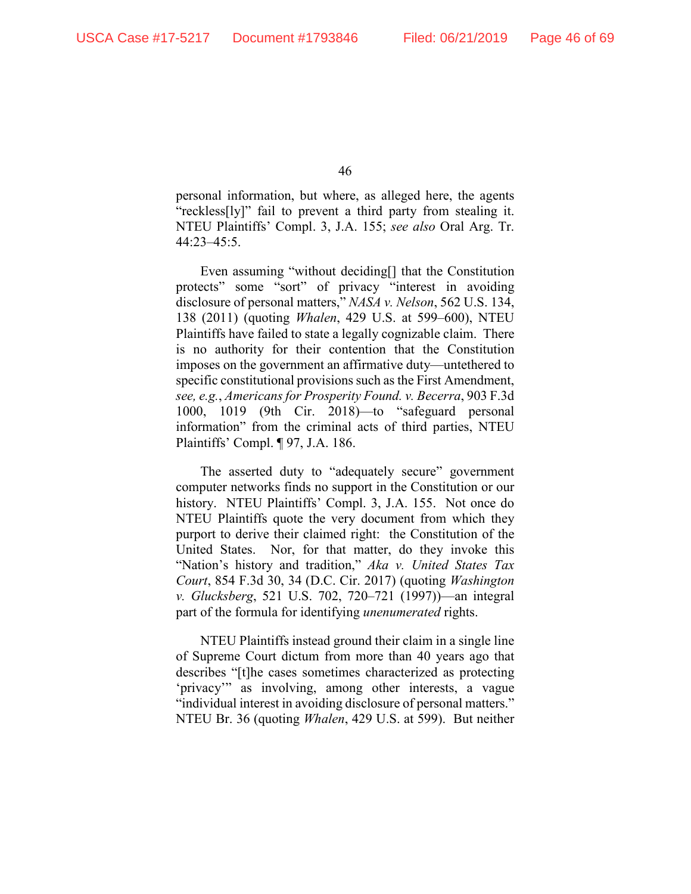personal information, but where, as alleged here, the agents "reckless[ly]" fail to prevent a third party from stealing it. NTEU Plaintiffs' Compl. 3, J.A. 155; *see also* Oral Arg. Tr. 44:23–45:5.

Even assuming "without deciding[] that the Constitution protects" some "sort" of privacy "interest in avoiding disclosure of personal matters," *NASA v. Nelson*, 562 U.S. 134, 138 (2011) (quoting *Whalen*, 429 U.S. at 599–600), NTEU Plaintiffs have failed to state a legally cognizable claim. There is no authority for their contention that the Constitution imposes on the government an affirmative duty—untethered to specific constitutional provisions such as the First Amendment, *see, e.g.*, *Americans for Prosperity Found. v. Becerra*, 903 F.3d 1000, 1019 (9th Cir. 2018)—to "safeguard personal information" from the criminal acts of third parties, NTEU Plaintiffs' Compl. ¶ 97, J.A. 186.

The asserted duty to "adequately secure" government computer networks finds no support in the Constitution or our history. NTEU Plaintiffs' Compl. 3, J.A. 155. Not once do NTEU Plaintiffs quote the very document from which they purport to derive their claimed right: the Constitution of the United States. Nor, for that matter, do they invoke this "Nation's history and tradition," *Aka v. United States Tax Court*, 854 F.3d 30, 34 (D.C. Cir. 2017) (quoting *Washington v. Glucksberg*, 521 U.S. 702, 720–721 (1997))—an integral part of the formula for identifying *unenumerated* rights.

NTEU Plaintiffs instead ground their claim in a single line of Supreme Court dictum from more than 40 years ago that describes "[t]he cases sometimes characterized as protecting 'privacy'" as involving, among other interests, a vague "individual interest in avoiding disclosure of personal matters." NTEU Br. 36 (quoting *Whalen*, 429 U.S. at 599). But neither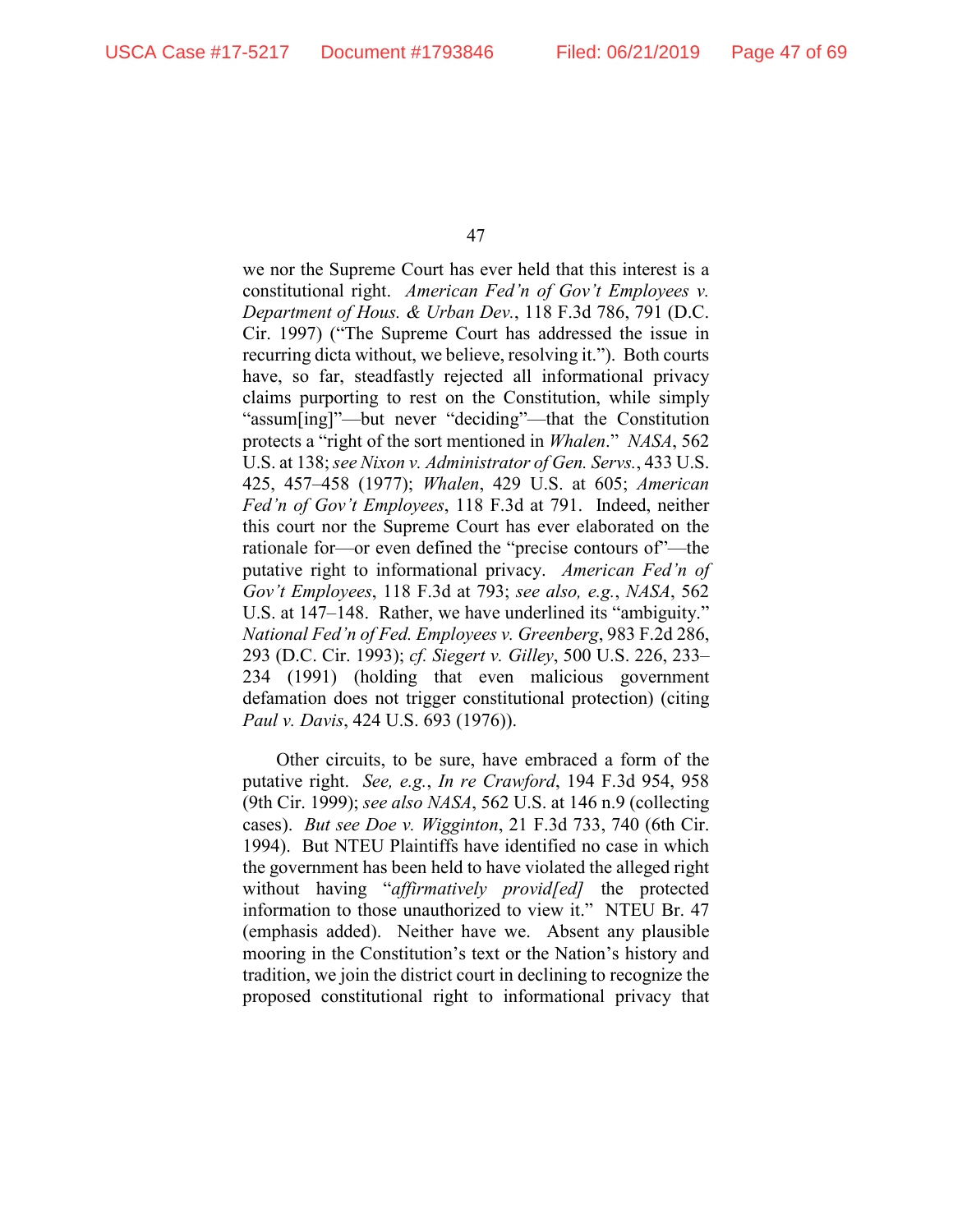we nor the Supreme Court has ever held that this interest is a constitutional right. *American Fed'n of Gov't Employees v. Department of Hous. & Urban Dev.*, 118 F.3d 786, 791 (D.C. Cir. 1997) ("The Supreme Court has addressed the issue in recurring dicta without, we believe, resolving it."). Both courts have, so far, steadfastly rejected all informational privacy claims purporting to rest on the Constitution, while simply "assum[ing]"—but never "deciding"—that the Constitution protects a "right of the sort mentioned in *Whalen*." *NASA*, 562 U.S. at 138; *see Nixon v. Administrator of Gen. Servs.*, 433 U.S. 425, 457–458 (1977); *Whalen*, 429 U.S. at 605; *American Fed'n of Gov't Employees*, 118 F.3d at 791. Indeed, neither this court nor the Supreme Court has ever elaborated on the rationale for—or even defined the "precise contours of"—the putative right to informational privacy. *American Fed'n of Gov't Employees*, 118 F.3d at 793; *see also, e.g.*, *NASA*, 562 U.S. at 147–148. Rather, we have underlined its "ambiguity." *National Fed'n of Fed. Employees v. Greenberg*, 983 F.2d 286, 293 (D.C. Cir. 1993); *cf. Siegert v. Gilley*, 500 U.S. 226, 233–234 (1991) (holding that even malicious government defamation does not trigger constitutional protection) (citing *Paul v. Davis*, 424 U.S. 693 (1976)).

Other circuits, to be sure, have embraced a form of the putative right. *See, e.g.*, *In re Crawford*, 194 F.3d 954, 958 (9th Cir. 1999); *see also NASA*, 562 U.S. at 146 n.9 (collecting cases). *But see Doe v. Wigginton*, 21 F.3d 733, 740 (6th Cir. 1994). But NTEU Plaintiffs have identified no case in which the government has been held to have violated the alleged right without having "*affirmatively provid[ed]* the protected information to those unauthorized to view it." NTEU Br. 47 (emphasis added). Neither have we. Absent any plausible mooring in the Constitution's text or the Nation's history and tradition, we join the district court in declining to recognize the proposed constitutional right to informational privacy that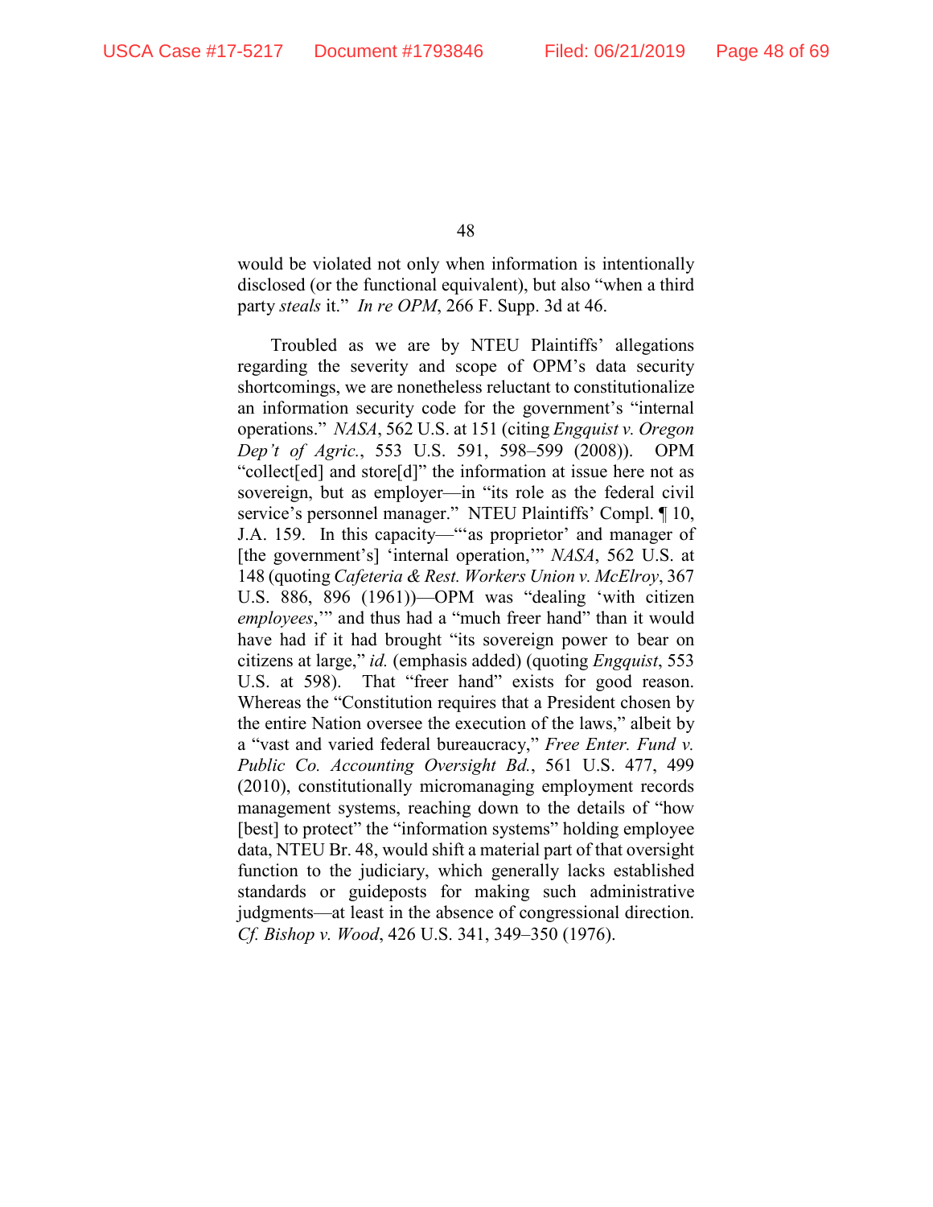would be violated not only when information is intentionally disclosed (or the functional equivalent), but also "when a third party *steals* it." *In re OPM*, 266 F. Supp. 3d at 46.

Troubled as we are by NTEU Plaintiffs' allegations regarding the severity and scope of OPM's data security shortcomings, we are nonetheless reluctant to constitutionalize an information security code for the government's "internal operations." *NASA*, 562 U.S. at 151 (citing *Engquist v. Oregon Dep't of Agric.*, 553 U.S. 591, 598–599 (2008)). OPM "collect[ed] and store[d]" the information at issue here not as sovereign, but as employer—in "its role as the federal civil service's personnel manager." NTEU Plaintiffs' Compl. ¶ 10, J.A. 159. In this capacity—"'as proprietor' and manager of [the government's] 'internal operation,'" *NASA*, 562 U.S. at 148 (quoting *Cafeteria & Rest. Workers Union v. McElroy*, 367 U.S. 886, 896 (1961))—OPM was "dealing 'with citizen *employees*,'" and thus had a "much freer hand" than it would have had if it had brought "its sovereign power to bear on citizens at large," *id.* (emphasis added) (quoting *Engquist*, 553 U.S. at 598). That "freer hand" exists for good reason. Whereas the "Constitution requires that a President chosen by the entire Nation oversee the execution of the laws," albeit by a "vast and varied federal bureaucracy," *Free Enter. Fund v. Public Co. Accounting Oversight Bd.*, 561 U.S. 477, 499 (2010), constitutionally micromanaging employment records management systems, reaching down to the details of "how [best] to protect" the "information systems" holding employee data, NTEU Br. 48, would shift a material part of that oversight function to the judiciary, which generally lacks established standards or guideposts for making such administrative judgments—at least in the absence of congressional direction. *Cf. Bishop v. Wood*, 426 U.S. 341, 349–350 (1976).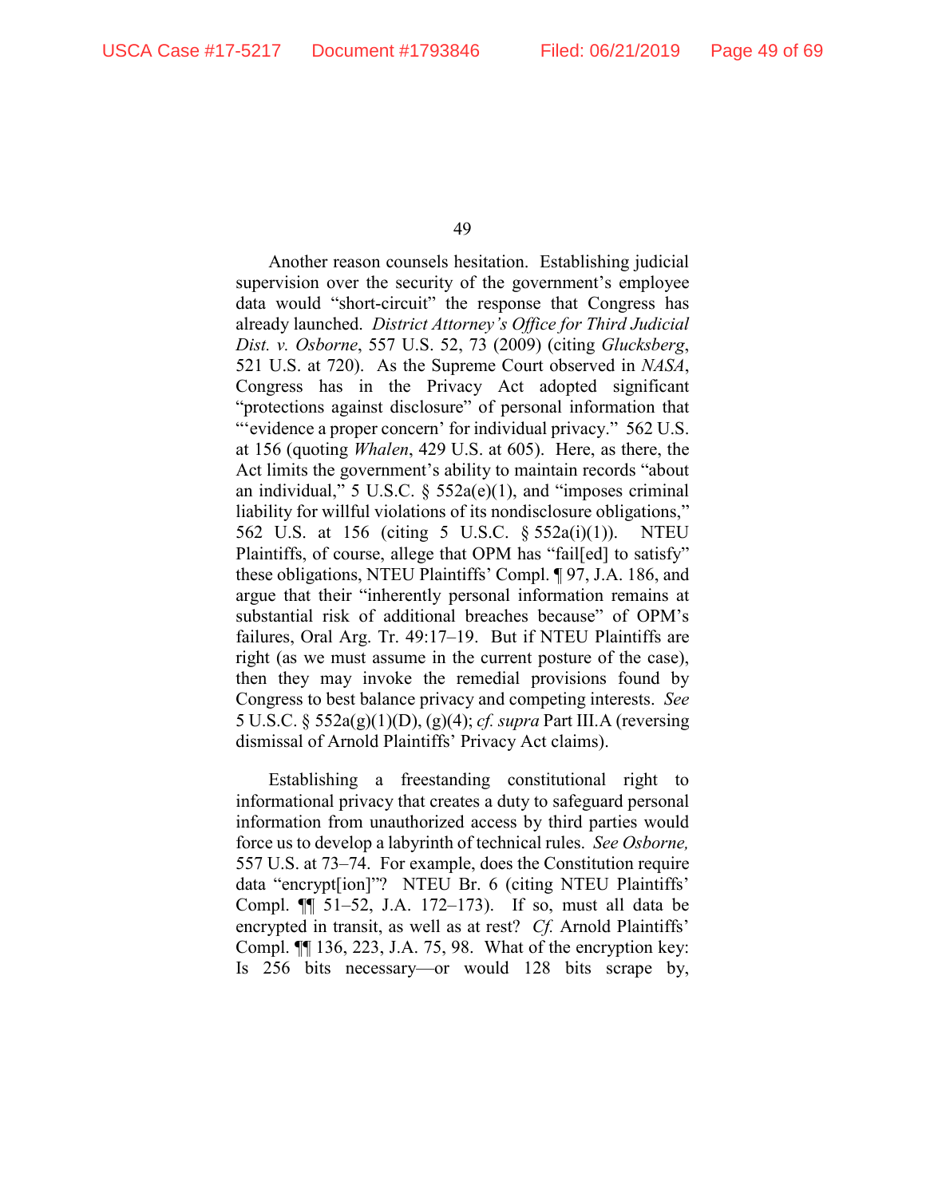Another reason counsels hesitation. Establishing judicial supervision over the security of the government's employee data would "short-circuit" the response that Congress has already launched. *District Attorney's Office for Third Judicial Dist. v. Osborne*, 557 U.S. 52, 73 (2009) (citing *Glucksberg*, 521 U.S. at 720). As the Supreme Court observed in *NASA*, Congress has in the Privacy Act adopted significant "protections against disclosure" of personal information that "'evidence a proper concern' for individual privacy." 562 U.S. at 156 (quoting *Whalen*, 429 U.S. at 605). Here, as there, the Act limits the government's ability to maintain records "about an individual," 5 U.S.C. § 552a(e)(1), and "imposes criminal liability for willful violations of its nondisclosure obligations," 562 U.S. at 156 (citing 5 U.S.C. § 552a(i)(1)). NTEU Plaintiffs, of course, allege that OPM has "fail[ed] to satisfy" these obligations, NTEU Plaintiffs' Compl. ¶ 97, J.A. 186, and argue that their "inherently personal information remains at substantial risk of additional breaches because" of OPM's failures, Oral Arg. Tr. 49:17–19. But if NTEU Plaintiffs are right (as we must assume in the current posture of the case), then they may invoke the remedial provisions found by Congress to best balance privacy and competing interests. *See* 5 U.S.C. § 552a(g)(1)(D), (g)(4); *cf. supra* Part III.A (reversing dismissal of Arnold Plaintiffs' Privacy Act claims).

Establishing a freestanding constitutional right to informational privacy that creates a duty to safeguard personal information from unauthorized access by third parties would force us to develop a labyrinth of technical rules. *See Osborne,* 557 U.S. at 73–74. For example, does the Constitution require data "encrypt[ion]"? NTEU Br. 6 (citing NTEU Plaintiffs' Compl. ¶¶ 51–52, J.A. 172–173). If so, must all data be encrypted in transit, as well as at rest? *Cf.* Arnold Plaintiffs' Compl. ¶¶ 136, 223, J.A. 75, 98. What of the encryption key: Is 256 bits necessary—or would 128 bits scrape by,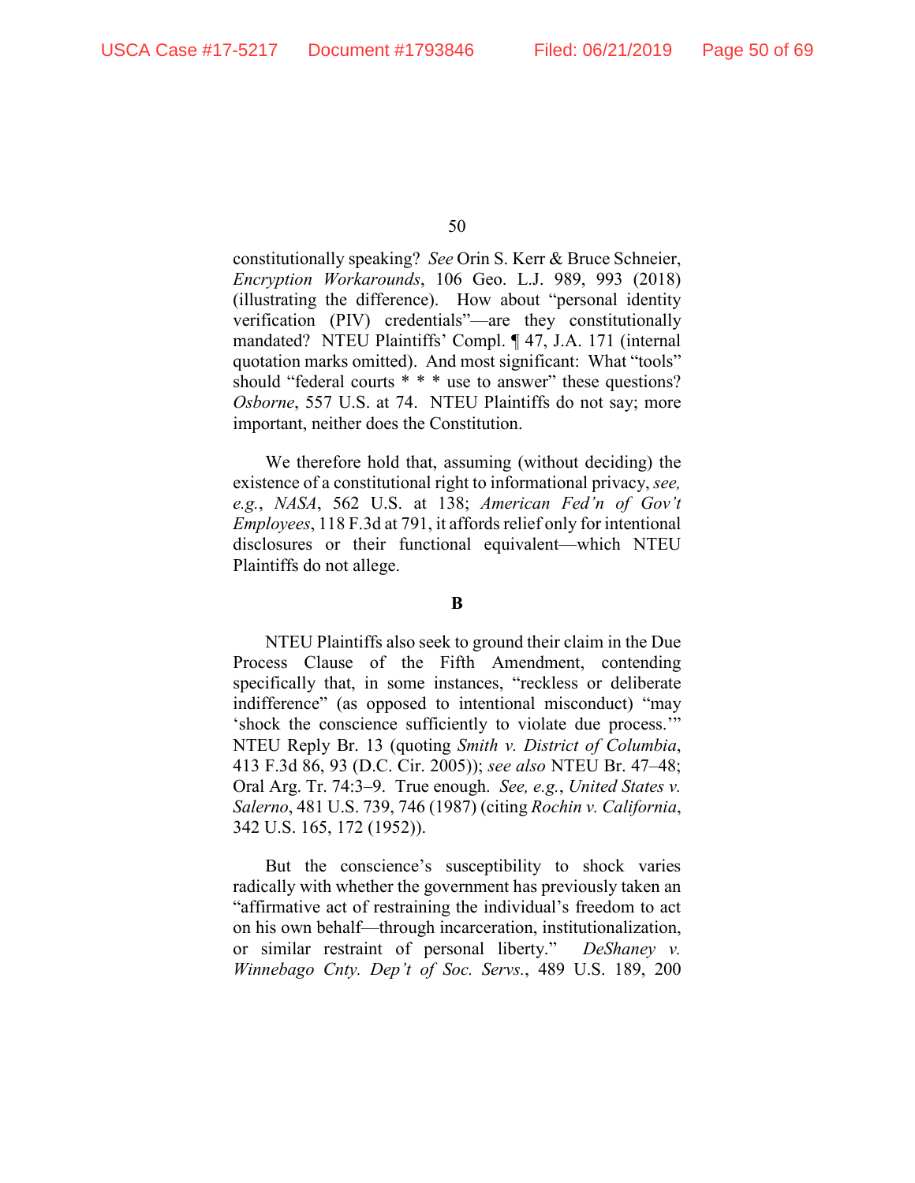constitutionally speaking? *See* Orin S. Kerr & Bruce Schneier, *Encryption Workarounds*, 106 Geo. L.J. 989, 993 (2018) (illustrating the difference). How about "personal identity verification (PIV) credentials"—are they constitutionally mandated? NTEU Plaintiffs' Compl. ¶ 47, J.A. 171 (internal quotation marks omitted). And most significant: What "tools" should "federal courts * * * use to answer" these questions? *Osborne*, 557 U.S. at 74. NTEU Plaintiffs do not say; more important, neither does the Constitution.

We therefore hold that, assuming (without deciding) the existence of a constitutional right to informational privacy, *see, e.g.*, *NASA*, 562 U.S. at 138; *American Fed'n of Gov't Employees*, 118 F.3d at 791, it affords relief only for intentional disclosures or their functional equivalent—which NTEU Plaintiffs do not allege.

**B**

NTEU Plaintiffs also seek to ground their claim in the Due Process Clause of the Fifth Amendment, contending specifically that, in some instances, "reckless or deliberate indifference" (as opposed to intentional misconduct) "may 'shock the conscience sufficiently to violate due process.'" NTEU Reply Br. 13 (quoting *Smith v. District of Columbia*, 413 F.3d 86, 93 (D.C. Cir. 2005)); *see also* NTEU Br. 47–48; Oral Arg. Tr. 74:3–9. True enough. *See, e.g.*, *United States v. Salerno*, 481 U.S. 739, 746 (1987) (citing *Rochin v. California*, 342 U.S. 165, 172 (1952)).

But the conscience's susceptibility to shock varies radically with whether the government has previously taken an "affirmative act of restraining the individual's freedom to act on his own behalf—through incarceration, institutionalization, or similar restraint of personal liberty." *DeShaney v. Winnebago Cnty. Dep't of Soc. Servs.*, 489 U.S. 189, 200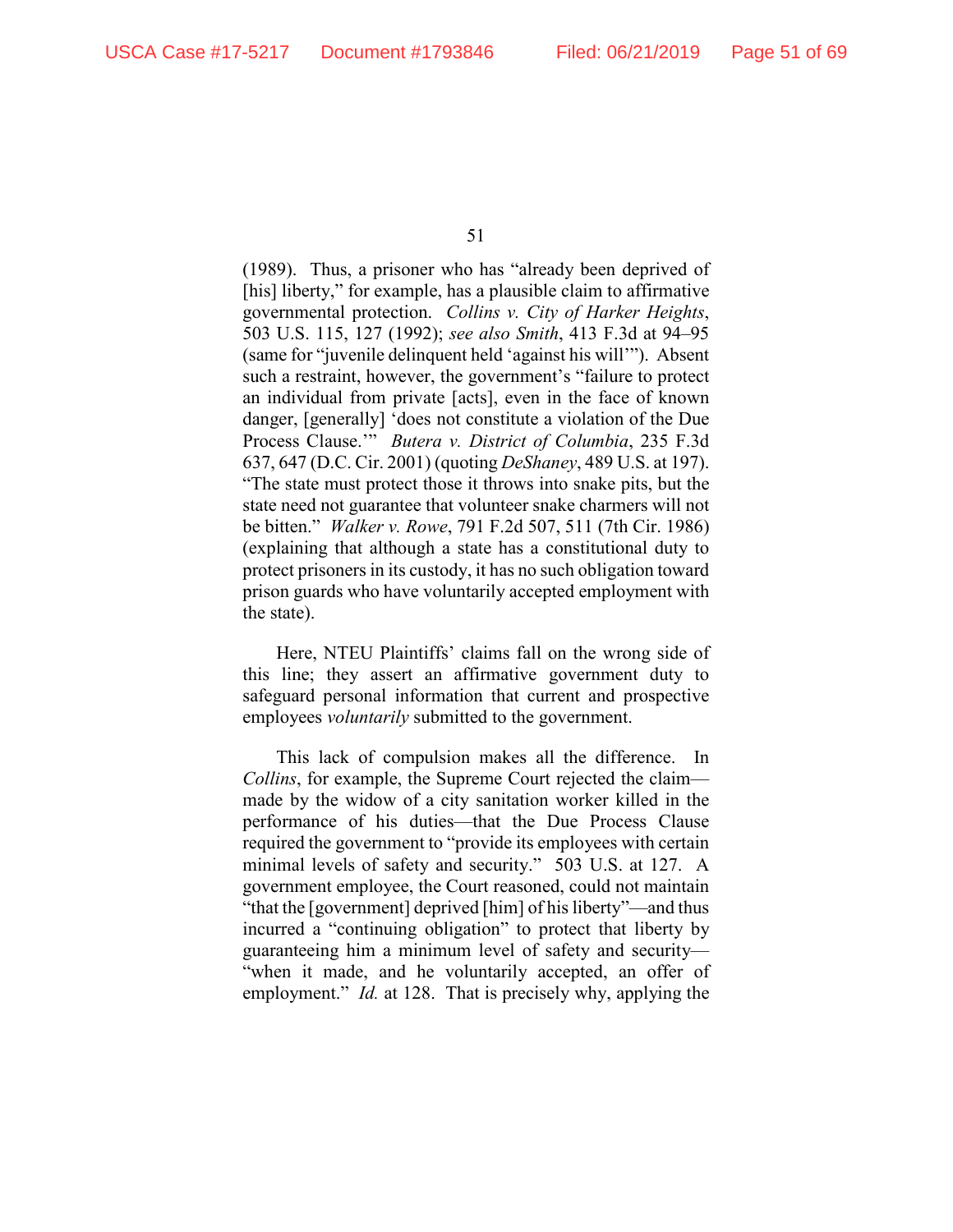(1989). Thus, a prisoner who has "already been deprived of [his] liberty," for example, has a plausible claim to affirmative governmental protection. *Collins v. City of Harker Heights*, 503 U.S. 115, 127 (1992); *see also Smith*, 413 F.3d at 94–95 (same for "juvenile delinquent held 'against his will'"). Absent such a restraint, however, the government's "failure to protect an individual from private [acts], even in the face of known danger, [generally] 'does not constitute a violation of the Due Process Clause.'" *Butera v. District of Columbia*, 235 F.3d 637, 647 (D.C. Cir. 2001) (quoting *DeShaney*, 489 U.S. at 197). "The state must protect those it throws into snake pits, but the state need not guarantee that volunteer snake charmers will not be bitten." *Walker v. Rowe*, 791 F.2d 507, 511 (7th Cir. 1986) (explaining that although a state has a constitutional duty to protect prisoners in its custody, it has no such obligation toward prison guards who have voluntarily accepted employment with the state).

Here, NTEU Plaintiffs' claims fall on the wrong side of this line; they assert an affirmative government duty to safeguard personal information that current and prospective employees *voluntarily* submitted to the government.

This lack of compulsion makes all the difference. In *Collins*, for example, the Supreme Court rejected the claim—made by the widow of a city sanitation worker killed in the performance of his duties—that the Due Process Clause required the government to "provide its employees with certain minimal levels of safety and security." 503 U.S. at 127. A government employee, the Court reasoned, could not maintain "that the [government] deprived [him] of his liberty"—and thus incurred a "continuing obligation" to protect that liberty by guaranteeing him a minimum level of safety and security—"when it made, and he voluntarily accepted, an offer of employment." *Id.* at 128. That is precisely why, applying the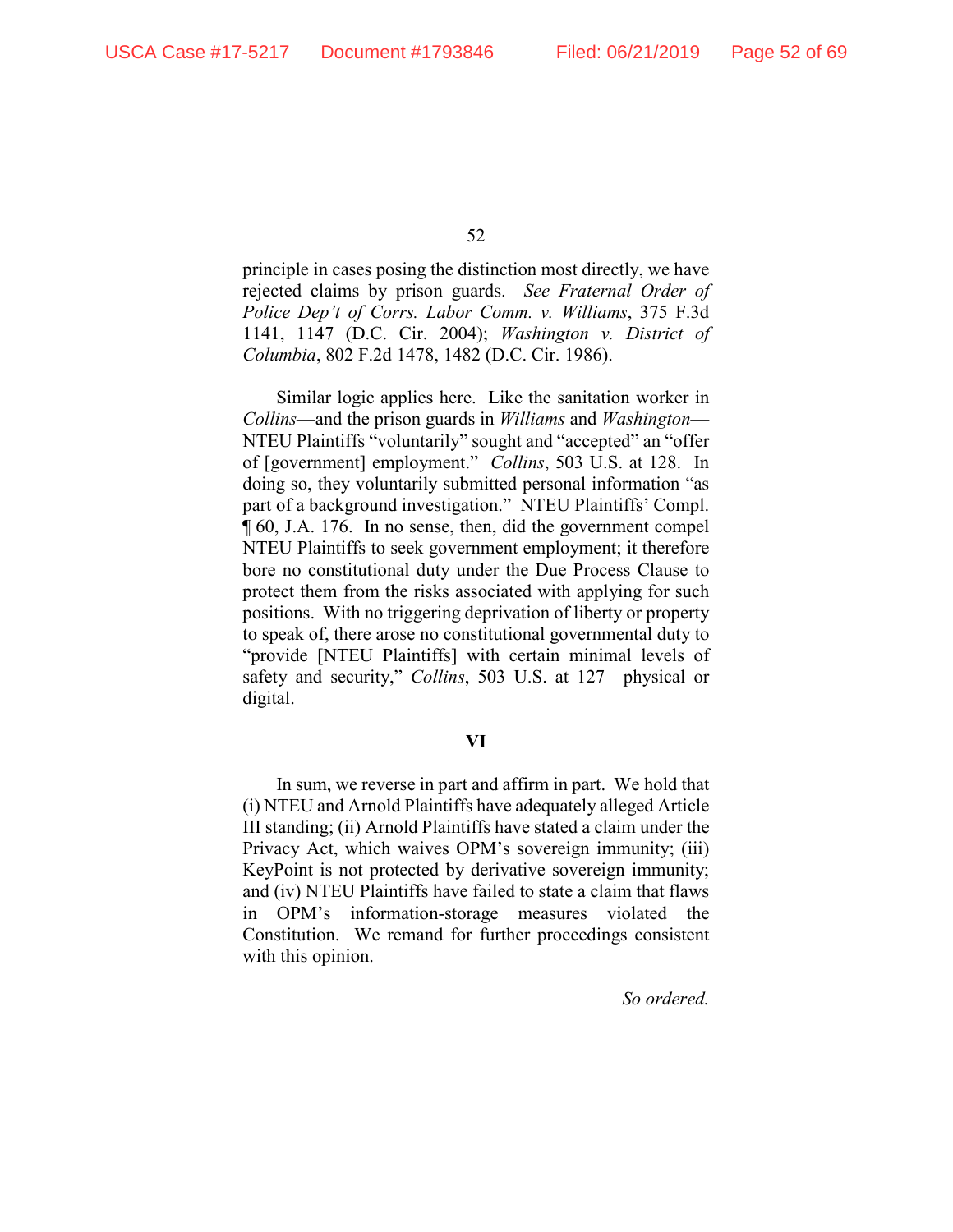principle in cases posing the distinction most directly, we have rejected claims by prison guards. *See Fraternal Order of Police Dep't of Corrs. Labor Comm. v. Williams*, 375 F.3d 1141, 1147 (D.C. Cir. 2004); *Washington v. District of Columbia*, 802 F.2d 1478, 1482 (D.C. Cir. 1986).

Similar logic applies here. Like the sanitation worker in *Collins*—and the prison guards in *Williams* and *Washington*—NTEU Plaintiffs "voluntarily" sought and "accepted" an "offer of [government] employment." *Collins*, 503 U.S. at 128. In doing so, they voluntarily submitted personal information "as part of a background investigation." NTEU Plaintiffs' Compl. ¶ 60, J.A. 176. In no sense, then, did the government compel NTEU Plaintiffs to seek government employment; it therefore bore no constitutional duty under the Due Process Clause to protect them from the risks associated with applying for such positions. With no triggering deprivation of liberty or property to speak of, there arose no constitutional governmental duty to "provide [NTEU Plaintiffs] with certain minimal levels of safety and security," *Collins*, 503 U.S. at 127—physical or digital.

## VI

In sum, we reverse in part and affirm in part. We hold that (i) NTEU and Arnold Plaintiffs have adequately alleged Article III standing; (ii) Arnold Plaintiffs have stated a claim under the Privacy Act, which waives OPM's sovereign immunity; (iii) KeyPoint is not protected by derivative sovereign immunity; and (iv) NTEU Plaintiffs have failed to state a claim that flaws in OPM's information-storage measures violated the Constitution. We remand for further proceedings consistent with this opinion.

*So ordered.*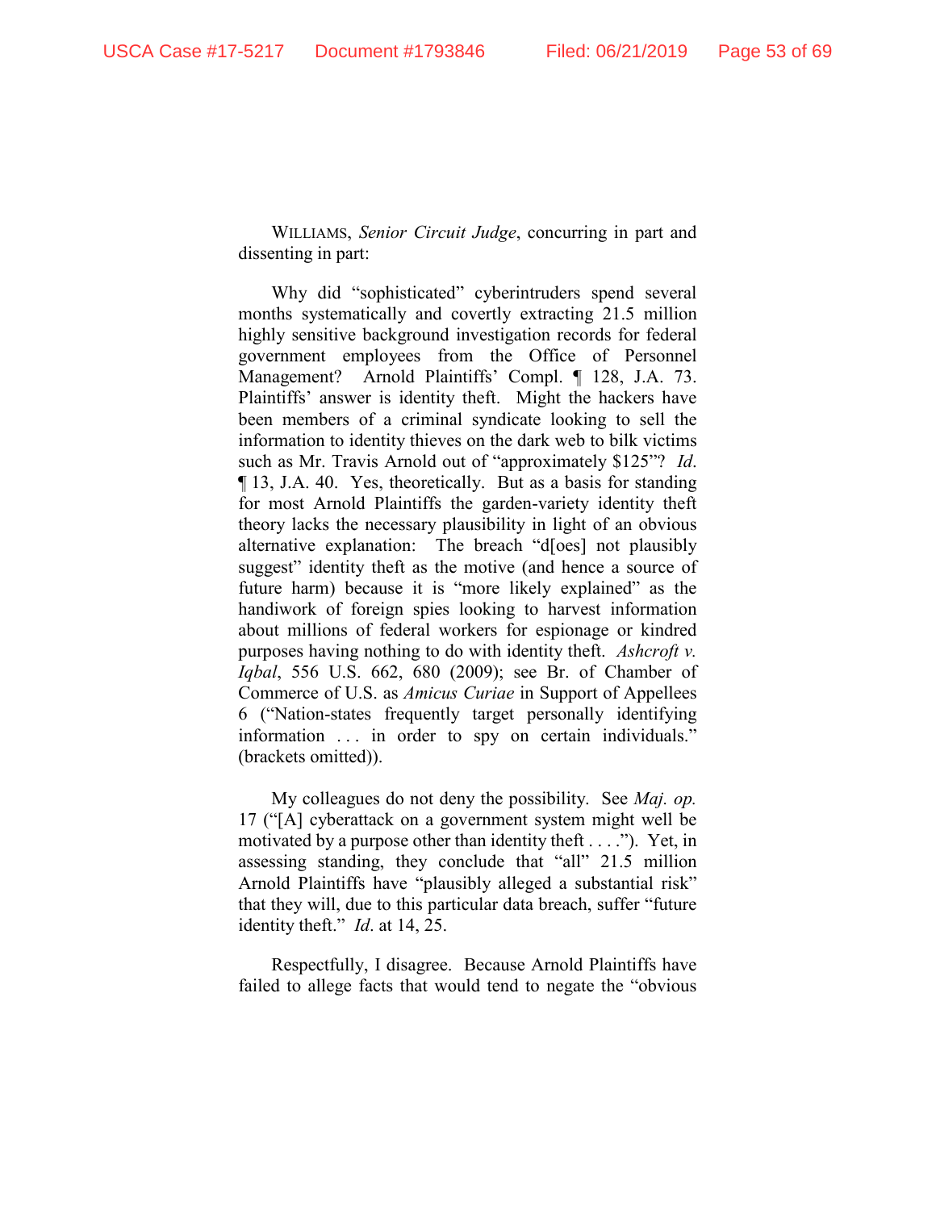WILLIAMS, *Senior Circuit Judge*, concurring in part and dissenting in part:

Why did "sophisticated" cyberintruders spend several months systematically and covertly extracting 21.5 million highly sensitive background investigation records for federal government employees from the Office of Personnel Management? Arnold Plaintiffs' Compl. ¶ 128, J.A. 73. Plaintiffs' answer is identity theft. Might the hackers have been members of a criminal syndicate looking to sell the information to identity thieves on the dark web to bilk victims such as Mr. Travis Arnold out of "approximately $125"? *Id.* ¶ 13, J.A. 40. Yes, theoretically. But as a basis for standing for most Arnold Plaintiffs the garden-variety identity theft theory lacks the necessary plausibility in light of an obvious alternative explanation: The breach "d[oes] not plausibly suggest" identity theft as the motive (and hence a source of future harm) because it is "more likely explained" as the handiwork of foreign spies looking to harvest information about millions of federal workers for espionage or kindred purposes having nothing to do with identity theft. *Ashcroft v. Iqbal*, 556 U.S. 662, 680 (2009); see Br. of Chamber of Commerce of U.S. as *Amicus Curiae* in Support of Appellees 6 ("Nation-states frequently target personally identifying information . . . in order to spy on certain individuals." (brackets omitted)).

My colleagues do not deny the possibility. See *Maj. op.* 17 ("[A] cyberattack on a government system might well be motivated by a purpose other than identity theft . . . ."). Yet, in assessing standing, they conclude that "all" 21.5 million Arnold Plaintiffs have "plausibly alleged a substantial risk" that they will, due to this particular data breach, suffer "future identity theft." *Id*. at 14, 25.

Respectfully, I disagree. Because Arnold Plaintiffs have failed to allege facts that would tend to negate the "obvious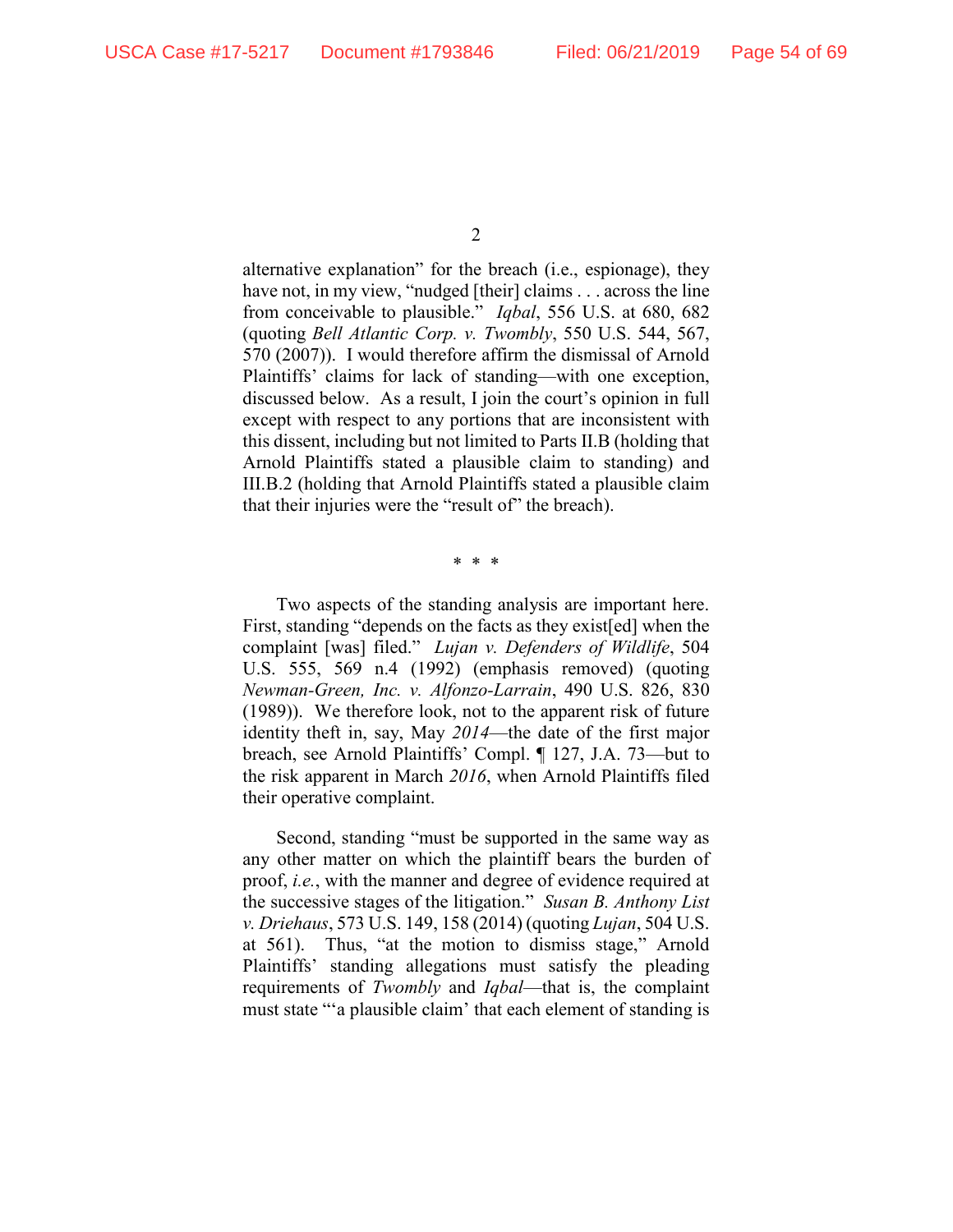alternative explanation" for the breach (i.e., espionage), they have not, in my view, "nudged [their] claims . . . across the line from conceivable to plausible." *Iqbal*, 556 U.S. at 680, 682 (quoting *Bell Atlantic Corp. v. Twombly*, 550 U.S. 544, 567, 570 (2007)). I would therefore affirm the dismissal of Arnold Plaintiffs' claims for lack of standing—with one exception, discussed below. As a result, I join the court's opinion in full except with respect to any portions that are inconsistent with this dissent, including but not limited to Parts II.B (holding that Arnold Plaintiffs stated a plausible claim to standing) and III.B.2 (holding that Arnold Plaintiffs stated a plausible claim that their injuries were the "result of" the breach).

\* \* \*

Two aspects of the standing analysis are important here. First, standing "depends on the facts as they exist[ed] when the complaint [was] filed." *Lujan v. Defenders of Wildlife*, 504 U.S. 555, 569 n.4 (1992) (emphasis removed) (quoting *Newman-Green, Inc. v. Alfonzo-Larrain*, 490 U.S. 826, 830 (1989)). We therefore look, not to the apparent risk of future identity theft in, say, May *2014*—the date of the first major breach, see Arnold Plaintiffs' Compl. ¶ 127, J.A. 73—but to the risk apparent in March *2016*, when Arnold Plaintiffs filed their operative complaint.

Second, standing "must be supported in the same way as any other matter on which the plaintiff bears the burden of proof, *i.e.*, with the manner and degree of evidence required at the successive stages of the litigation." *Susan B. Anthony List v. Driehaus*, 573 U.S. 149, 158 (2014) (quoting *Lujan*, 504 U.S. at 561). Thus, "at the motion to dismiss stage," Arnold Plaintiffs' standing allegations must satisfy the pleading requirements of *Twombly* and *Iqbal*—that is, the complaint must state "'a plausible claim' that each element of standing is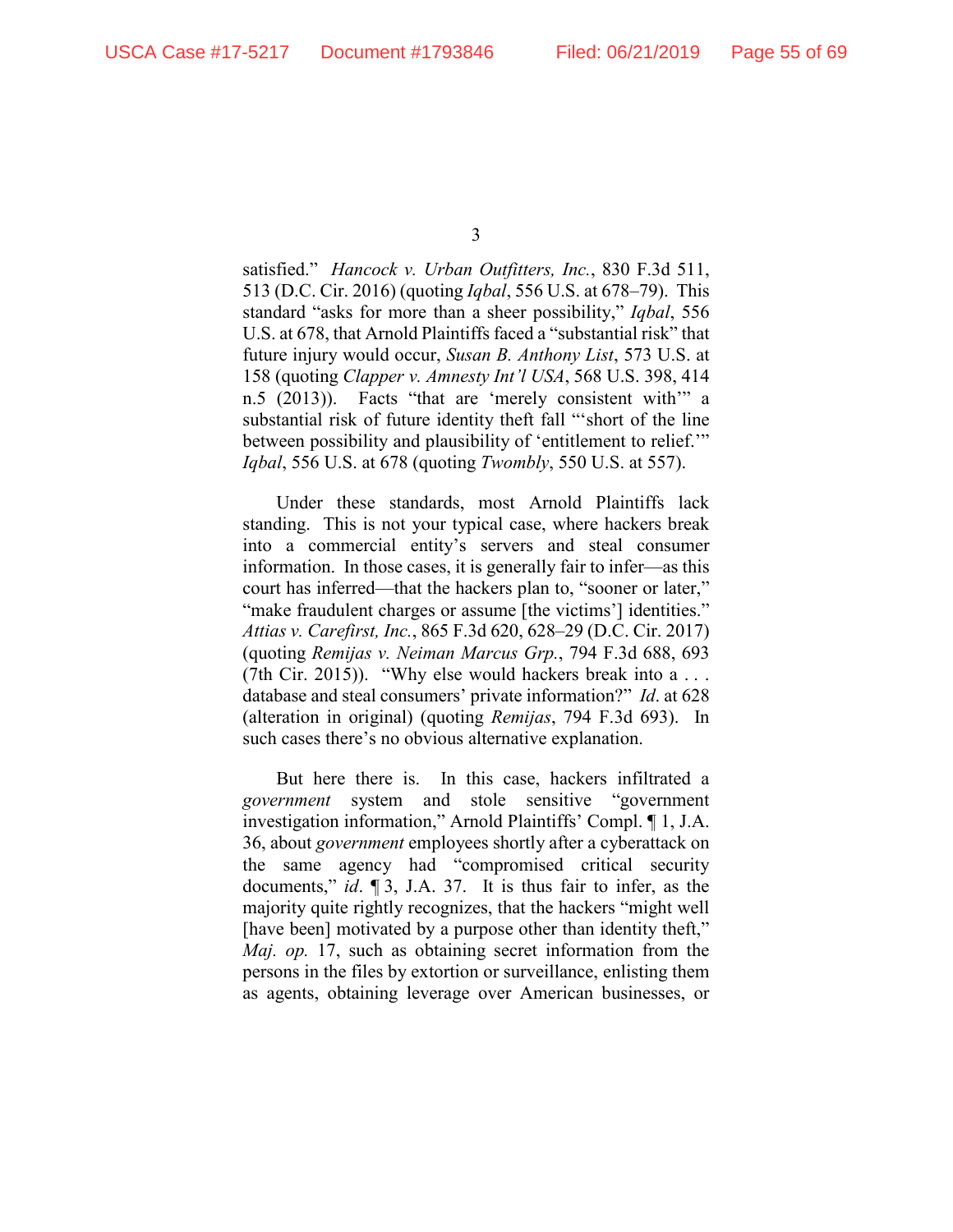satisfied." *Hancock v. Urban Outfitters, Inc.*, 830 F.3d 511, 513 (D.C. Cir. 2016) (quoting *Iqbal*, 556 U.S. at 678–79). This standard "asks for more than a sheer possibility," *Iqbal*, 556 U.S. at 678, that Arnold Plaintiffs faced a "substantial risk" that future injury would occur, *Susan B. Anthony List*, 573 U.S. at 158 (quoting *Clapper v. Amnesty Int'l USA*, 568 U.S. 398, 414 n.5 (2013)). Facts "that are 'merely consistent with'" a substantial risk of future identity theft fall "'short of the line between possibility and plausibility of 'entitlement to relief.'" *Iqbal*, 556 U.S. at 678 (quoting *Twombly*, 550 U.S. at 557).

Under these standards, most Arnold Plaintiffs lack standing. This is not your typical case, where hackers break into a commercial entity's servers and steal consumer information. In those cases, it is generally fair to infer—as this court has inferred—that the hackers plan to, "sooner or later," "make fraudulent charges or assume [the victims'] identities." *Attias v. Carefirst, Inc.*, 865 F.3d 620, 628–29 (D.C. Cir. 2017) (quoting *Remijas v. Neiman Marcus Grp.*, 794 F.3d 688, 693 (7th Cir. 2015)). "Why else would hackers break into a . . . database and steal consumers' private information?" *Id.* at 628 (alteration in original) (quoting *Remijas*, 794 F.3d 693). In such cases there's no obvious alternative explanation.

But here there is. In this case, hackers infiltrated a *government* system and stole sensitive "government investigation information," Arnold Plaintiffs' Compl. ¶ 1, J.A. 36, about *government* employees shortly after a cyberattack on the same agency had "compromised critical security documents," *id*. ¶ 3, J.A. 37. It is thus fair to infer, as the majority quite rightly recognizes, that the hackers "might well [have been] motivated by a purpose other than identity theft," *Maj. op.* 17, such as obtaining secret information from the persons in the files by extortion or surveillance, enlisting them as agents, obtaining leverage over American businesses, or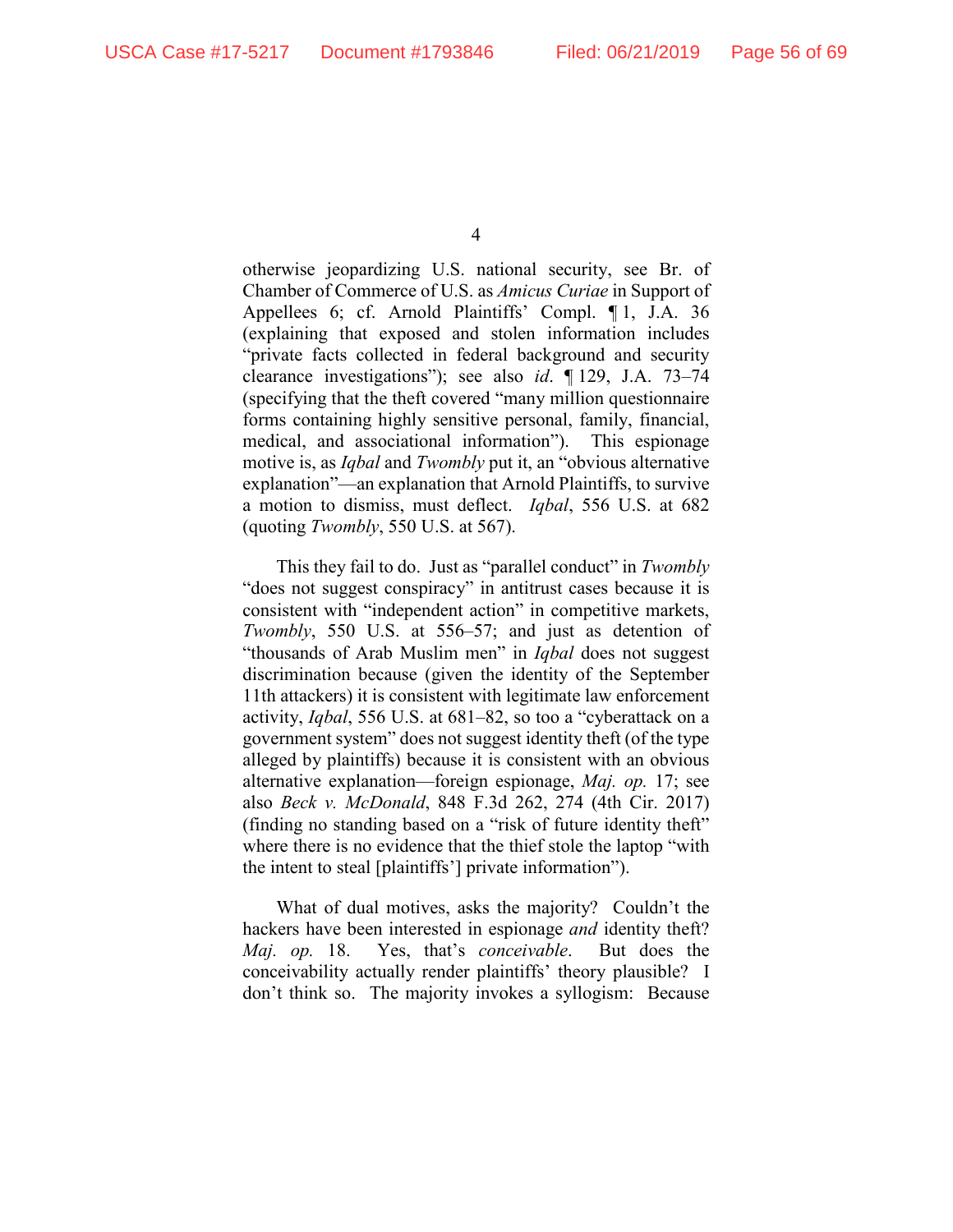otherwise jeopardizing U.S. national security, see Br. of Chamber of Commerce of U.S. as *Amicus Curiae* in Support of Appellees 6; cf. Arnold Plaintiffs' Compl. ¶ 1, J.A. 36 (explaining that exposed and stolen information includes "private facts collected in federal background and security clearance investigations"); see also *id*. ¶ 129, J.A. 73–74 (specifying that the theft covered "many million questionnaire forms containing highly sensitive personal, family, financial, medical, and associational information"). This espionage motive is, as *Iqbal* and *Twombly* put it, an "obvious alternative explanation"—an explanation that Arnold Plaintiffs, to survive a motion to dismiss, must deflect. *Iqbal*, 556 U.S. at 682 (quoting *Twombly*, 550 U.S. at 567).

This they fail to do. Just as "parallel conduct" in *Twombly* "does not suggest conspiracy" in antitrust cases because it is consistent with "independent action" in competitive markets, *Twombly*, 550 U.S. at 556–57; and just as detention of "thousands of Arab Muslim men" in *Iqbal* does not suggest discrimination because (given the identity of the September 11th attackers) it is consistent with legitimate law enforcement activity, *Iqbal*, 556 U.S. at 681–82, so too a "cyberattack on a government system" does not suggest identity theft (of the type alleged by plaintiffs) because it is consistent with an obvious alternative explanation—foreign espionage, *Maj. op.* 17; see also *Beck v. McDonald*, 848 F.3d 262, 274 (4th Cir. 2017) (finding no standing based on a "risk of future identity theft" where there is no evidence that the thief stole the laptop "with the intent to steal [plaintiffs'] private information").

What of dual motives, asks the majority? Couldn't the hackers have been interested in espionage *and* identity theft? *Maj. op.* 18. Yes, that's *conceivable*. But does the conceivability actually render plaintiffs' theory plausible? I don't think so. The majority invokes a syllogism: Because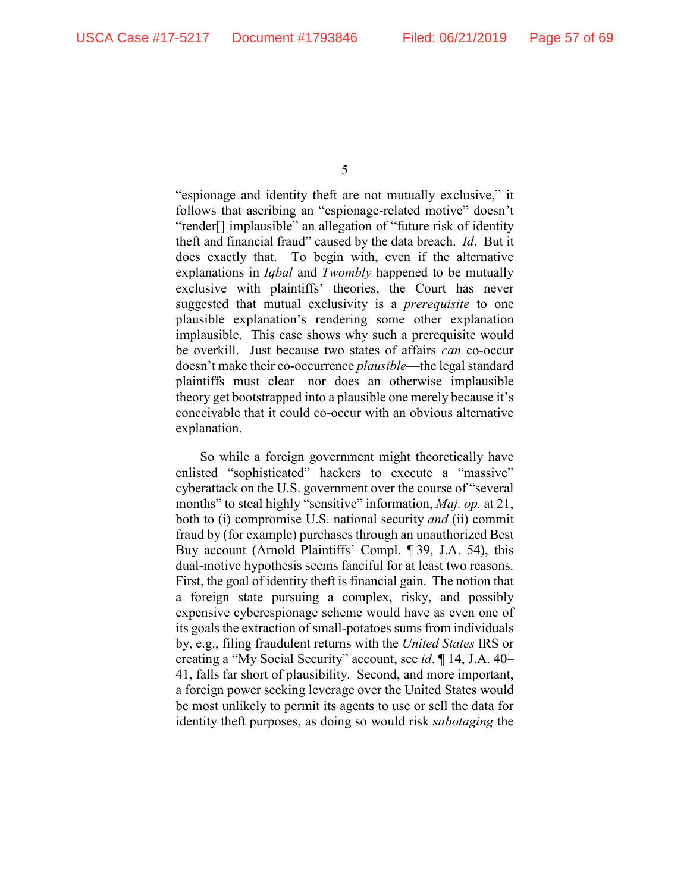"espionage and identity theft are not mutually exclusive," it follows that ascribing an "espionage-related motive" doesn't "render[] implausible" an allegation of "future risk of identity theft and financial fraud" caused by the data breach. *Id*. But it does exactly that. To begin with, even if the alternative explanations in *Iqbal* and *Twombly* happened to be mutually exclusive with plaintiffs' theories, the Court has never suggested that mutual exclusivity is a *prerequisite* to one plausible explanation's rendering some other explanation implausible. This case shows why such a prerequisite would be overkill. Just because two states of affairs *can* co-occur doesn't make their co-occurrence *plausible*—the legal standard plaintiffs must clear—nor does an otherwise implausible theory get bootstrapped into a plausible one merely because it's conceivable that it could co-occur with an obvious alternative explanation.

So while a foreign government might theoretically have enlisted "sophisticated" hackers to execute a "massive" cyberattack on the U.S. government over the course of "several months" to steal highly "sensitive" information, *Maj. op.* at 21, both to (i) compromise U.S. national security *and* (ii) commit fraud by (for example) purchases through an unauthorized Best Buy account (Arnold Plaintiffs' Compl. ¶ 39, J.A. 54), this dual-motive hypothesis seems fanciful for at least two reasons. First, the goal of identity theft is financial gain. The notion that a foreign state pursuing a complex, risky, and possibly expensive cyberespionage scheme would have as even one of its goals the extraction of small-potatoes sums from individuals by, e.g., filing fraudulent returns with the *United States* IRS or creating a "My Social Security" account, see *id*. ¶ 14, J.A. 40–41, falls far short of plausibility. Second, and more important, a foreign power seeking leverage over the United States would be most unlikely to permit its agents to use or sell the data for identity theft purposes, as doing so would risk *sabotaging* the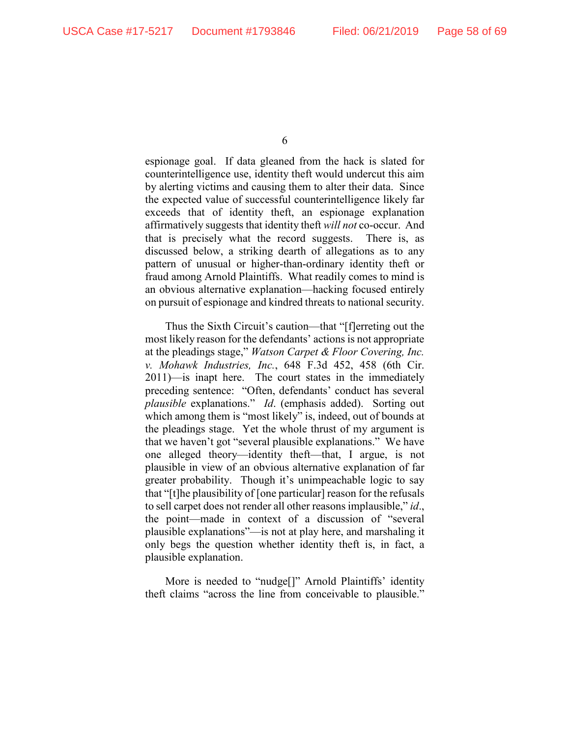espionage goal. If data gleaned from the hack is slated for counterintelligence use, identity theft would undercut this aim by alerting victims and causing them to alter their data. Since the expected value of successful counterintelligence likely far exceeds that of identity theft, an espionage explanation affirmatively suggests that identity theft *will not* co-occur. And that is precisely what the record suggests. There is, as discussed below, a striking dearth of allegations as to any pattern of unusual or higher-than-ordinary identity theft or fraud among Arnold Plaintiffs. What readily comes to mind is an obvious alternative explanation—hacking focused entirely on pursuit of espionage and kindred threats to national security.

Thus the Sixth Circuit's caution—that "[f]erreting out the most likely reason for the defendants' actions is not appropriate at the pleadings stage," *Watson Carpet & Floor Covering, Inc. v. Mohawk Industries, Inc.*, 648 F.3d 452, 458 (6th Cir. 2011)—is inapt here. The court states in the immediately preceding sentence: "Often, defendants' conduct has several *plausible* explanations." *Id*. (emphasis added). Sorting out which among them is "most likely" is, indeed, out of bounds at the pleadings stage. Yet the whole thrust of my argument is that we haven't got "several plausible explanations." We have one alleged theory—identity theft—that, I argue, is not plausible in view of an obvious alternative explanation of far greater probability. Though it's unimpeachable logic to say that "[t]he plausibility of [one particular] reason for the refusals to sell carpet does not render all other reasons implausible," *id*., the point—made in context of a discussion of "several plausible explanations"—is not at play here, and marshaling it only begs the question whether identity theft is, in fact, a plausible explanation.

More is needed to "nudge[]" Arnold Plaintiffs' identity theft claims "across the line from conceivable to plausible."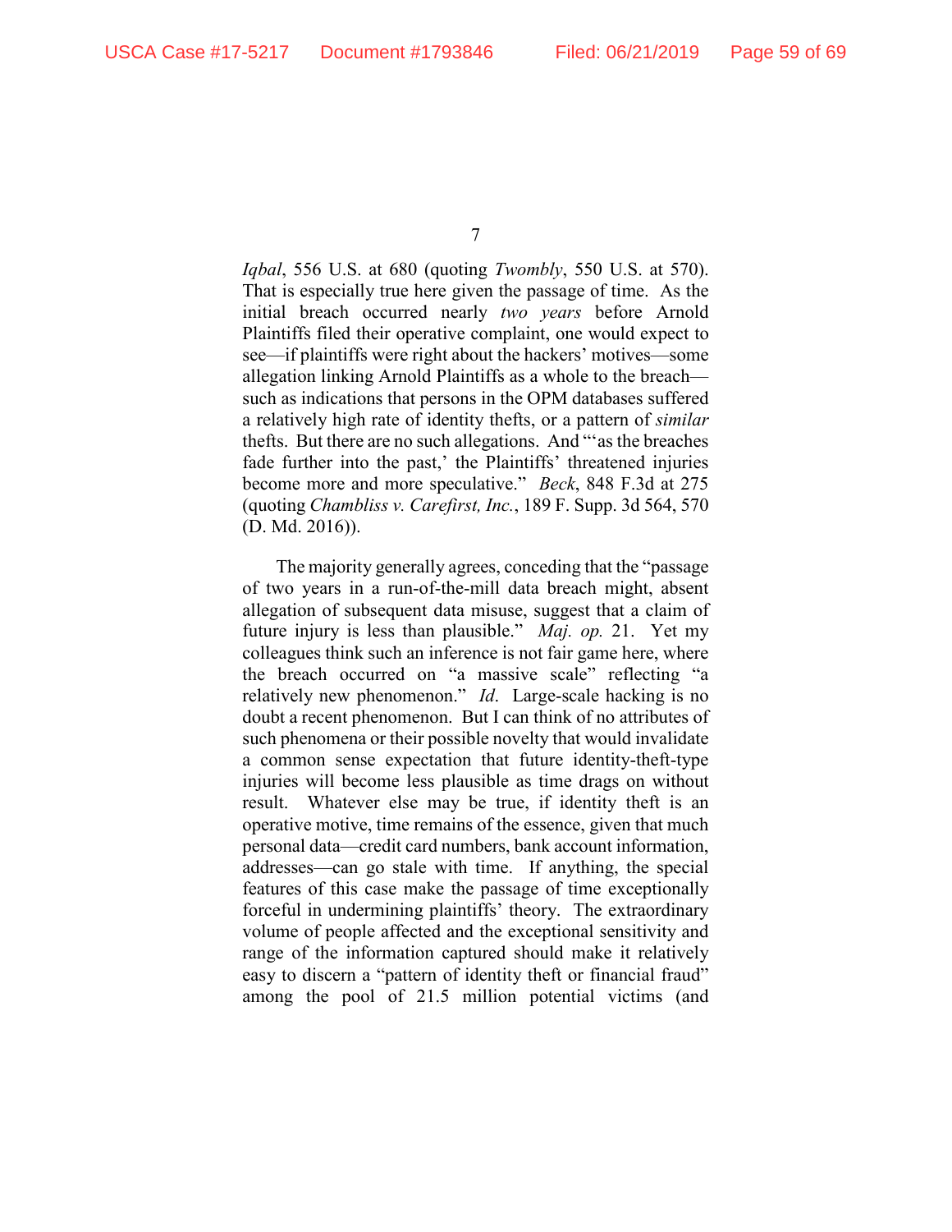*Iqbal*, 556 U.S. at 680 (quoting *Twombly*, 550 U.S. at 570). That is especially true here given the passage of time. As the initial breach occurred nearly *two years* before Arnold Plaintiffs filed their operative complaint, one would expect to see—if plaintiffs were right about the hackers' motives—some allegation linking Arnold Plaintiffs as a whole to the breach—such as indications that persons in the OPM databases suffered a relatively high rate of identity thefts, or a pattern of *similar* thefts. But there are no such allegations. And "'as the breaches fade further into the past,' the Plaintiffs' threatened injuries become more and more speculative." *Beck*, 848 F.3d at 275 (quoting *Chambliss v. Carefirst, Inc.*, 189 F. Supp. 3d 564, 570 (D. Md. 2016)).

The majority generally agrees, conceding that the "passage of two years in a run-of-the-mill data breach might, absent allegation of subsequent data misuse, suggest that a claim of future injury is less than plausible." *Maj. op.* 21. Yet my colleagues think such an inference is not fair game here, where the breach occurred on "a massive scale" reflecting "a relatively new phenomenon." *Id*. Large-scale hacking is no doubt a recent phenomenon. But I can think of no attributes of such phenomena or their possible novelty that would invalidate a common sense expectation that future identity-theft-type injuries will become less plausible as time drags on without result. Whatever else may be true, if identity theft is an operative motive, time remains of the essence, given that much personal data—credit card numbers, bank account information, addresses—can go stale with time. If anything, the special features of this case make the passage of time exceptionally forceful in undermining plaintiffs' theory. The extraordinary volume of people affected and the exceptional sensitivity and range of the information captured should make it relatively easy to discern a "pattern of identity theft or financial fraud" among the pool of 21.5 million potential victims (and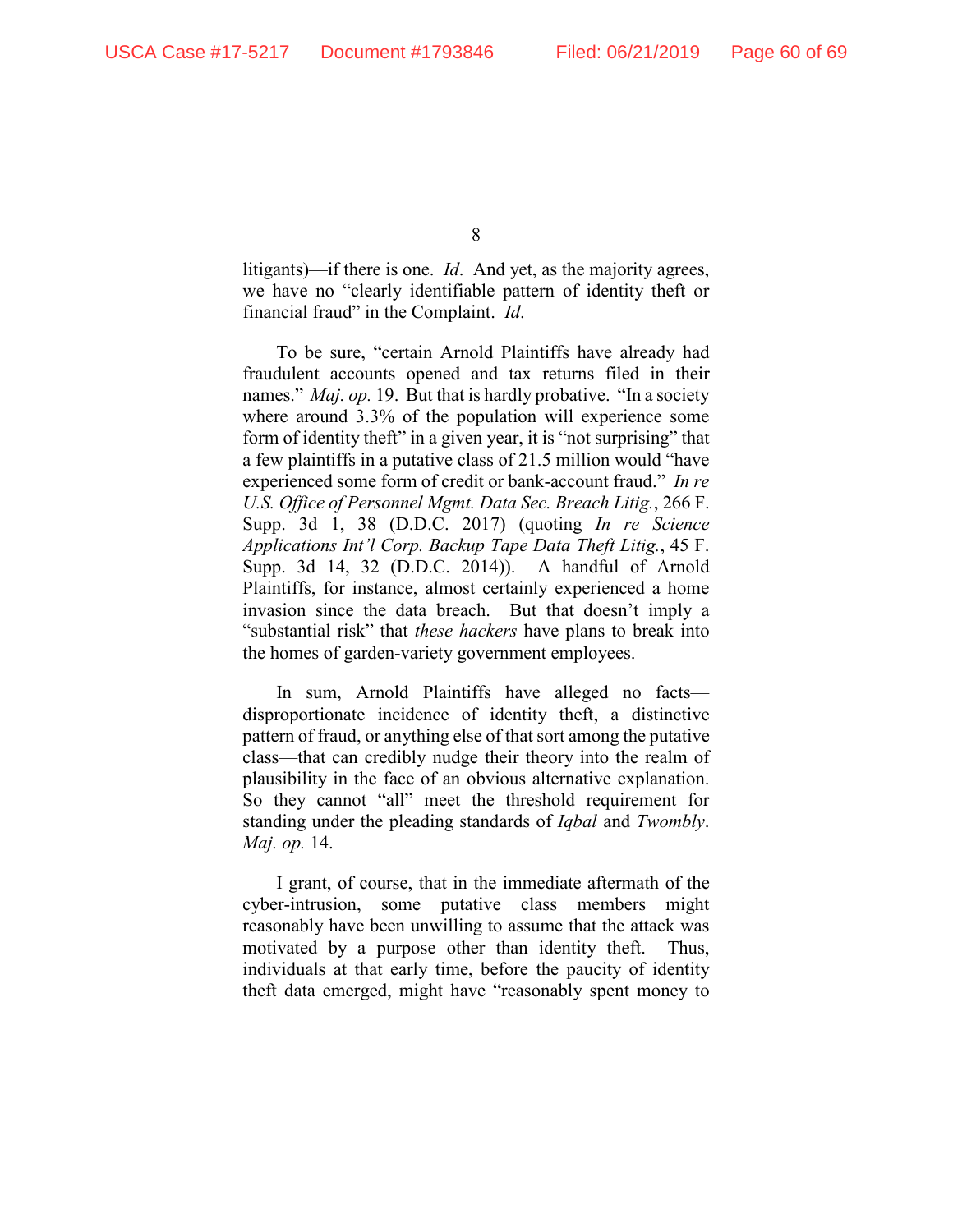litigants)—if there is one. *Id*. And yet, as the majority agrees, we have no "clearly identifiable pattern of identity theft or financial fraud" in the Complaint. *Id*.

To be sure, "certain Arnold Plaintiffs have already had fraudulent accounts opened and tax returns filed in their names." *Maj. op.* 19. But that is hardly probative. "In a society where around 3.3% of the population will experience some form of identity theft" in a given year, it is "not surprising" that a few plaintiffs in a putative class of 21.5 million would "have experienced some form of credit or bank-account fraud." *In re U.S. Office of Personnel Mgmt. Data Sec. Breach Litig.*, 266 F. Supp. 3d 1, 38 (D.D.C. 2017) (quoting *In re Science Applications Int'l Corp. Backup Tape Data Theft Litig.*, 45 F. Supp. 3d 14, 32 (D.D.C. 2014)). A handful of Arnold Plaintiffs, for instance, almost certainly experienced a home invasion since the data breach. But that doesn't imply a "substantial risk" that *these hackers* have plans to break into the homes of garden-variety government employees.

In sum, Arnold Plaintiffs have alleged no facts—disproportionate incidence of identity theft, a distinctive pattern of fraud, or anything else of that sort among the putative class—that can credibly nudge their theory into the realm of plausibility in the face of an obvious alternative explanation. So they cannot "all" meet the threshold requirement for standing under the pleading standards of *Iqbal* and *Twombly*. *Maj. op.* 14.

I grant, of course, that in the immediate aftermath of the cyber-intrusion, some putative class members might reasonably have been unwilling to assume that the attack was motivated by a purpose other than identity theft. Thus, individuals at that early time, before the paucity of identity theft data emerged, might have "reasonably spent money to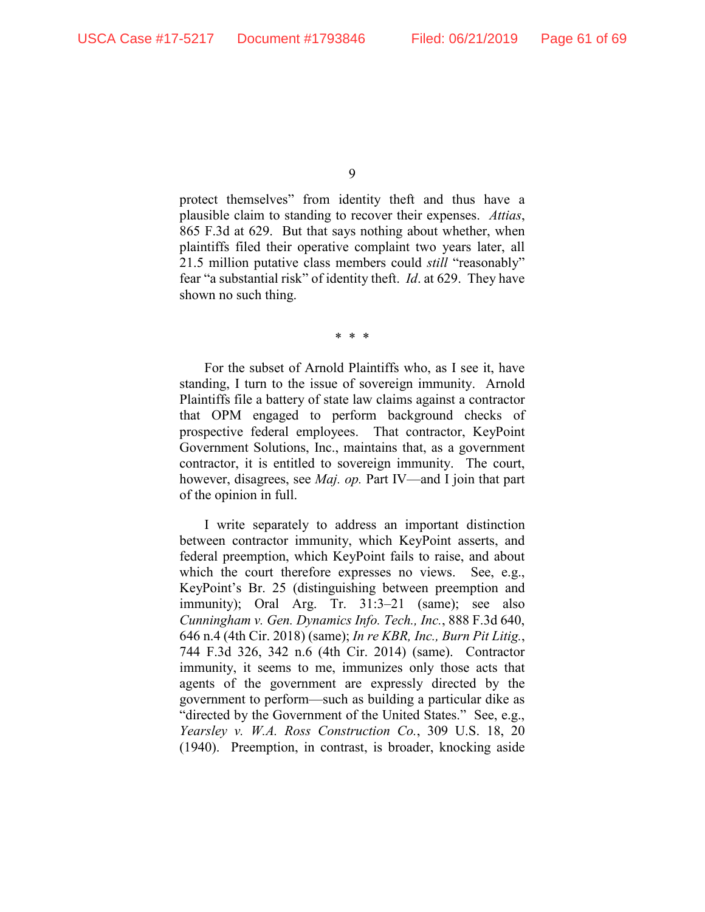protect themselves" from identity theft and thus have a plausible claim to standing to recover their expenses. *Attias*, 865 F.3d at 629. But that says nothing about whether, when plaintiffs filed their operative complaint two years later, all 21.5 million putative class members could *still* "reasonably" fear "a substantial risk" of identity theft. *Id*. at 629. They have shown no such thing.

\* \* \*

For the subset of Arnold Plaintiffs who, as I see it, have standing, I turn to the issue of sovereign immunity. Arnold Plaintiffs file a battery of state law claims against a contractor that OPM engaged to perform background checks of prospective federal employees. That contractor, KeyPoint Government Solutions, Inc., maintains that, as a government contractor, it is entitled to sovereign immunity. The court, however, disagrees, see *Maj. op.* Part IV—and I join that part of the opinion in full.

I write separately to address an important distinction between contractor immunity, which KeyPoint asserts, and federal preemption, which KeyPoint fails to raise, and about which the court therefore expresses no views. See, e.g., KeyPoint's Br. 25 (distinguishing between preemption and immunity); Oral Arg. Tr. 31:3–21 (same); see also *Cunningham v. Gen. Dynamics Info. Tech., Inc.*, 888 F.3d 640, 646 n.4 (4th Cir. 2018) (same); *In re KBR, Inc., Burn Pit Litig.*, 744 F.3d 326, 342 n.6 (4th Cir. 2014) (same). Contractor immunity, it seems to me, immunizes only those acts that agents of the government are expressly directed by the government to perform—such as building a particular dike as "directed by the Government of the United States." See, e.g., *Yearsley v. W.A. Ross Construction Co.*, 309 U.S. 18, 20 (1940). Preemption, in contrast, is broader, knocking aside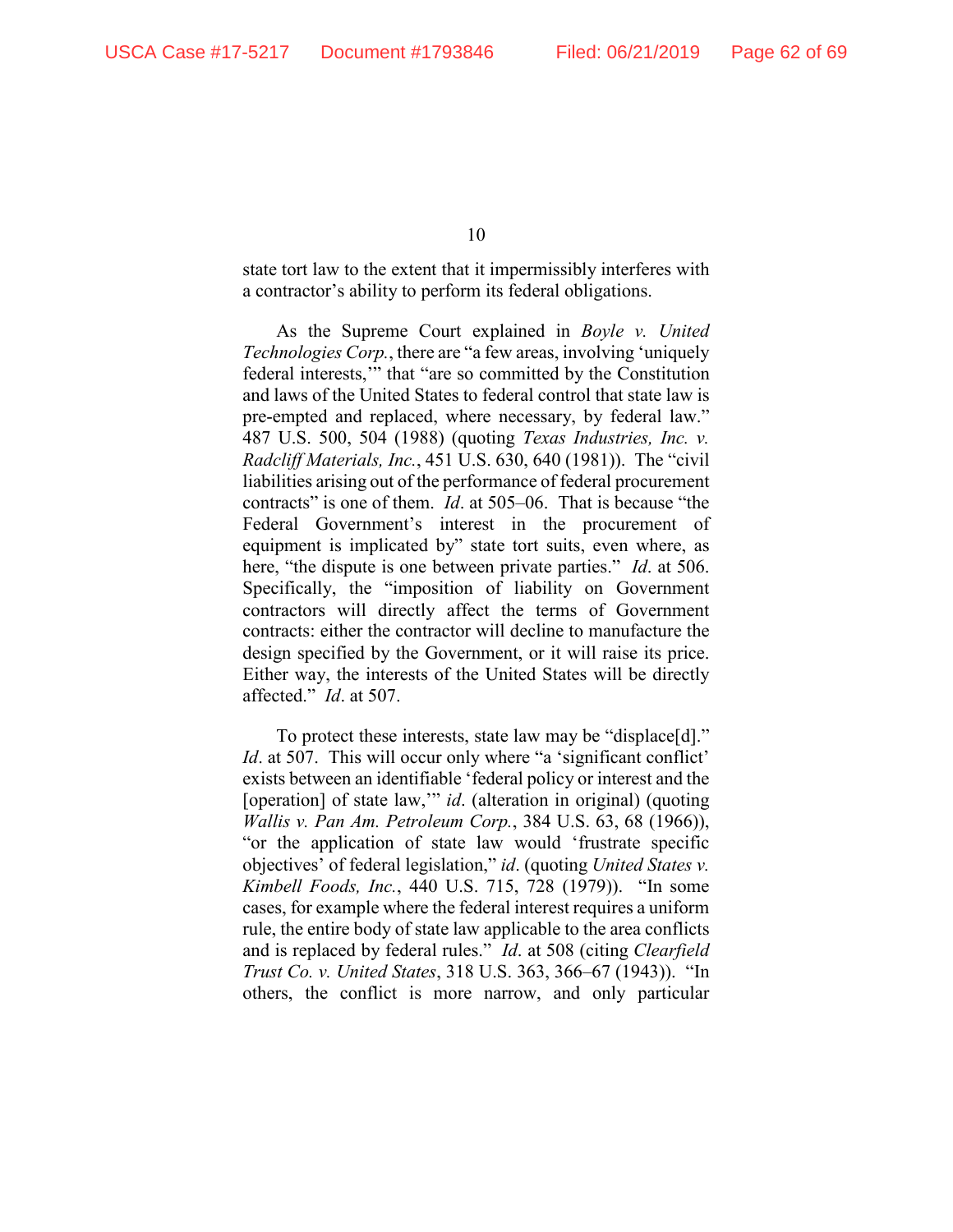state tort law to the extent that it impermissibly interferes with a contractor's ability to perform its federal obligations.

As the Supreme Court explained in *Boyle v. United Technologies Corp.*, there are "a few areas, involving 'uniquely federal interests,'" that "are so committed by the Constitution and laws of the United States to federal control that state law is pre-empted and replaced, where necessary, by federal law." 487 U.S. 500, 504 (1988) (quoting *Texas Industries, Inc. v. Radcliff Materials, Inc.*, 451 U.S. 630, 640 (1981)). The "civil liabilities arising out of the performance of federal procurement contracts" is one of them. *Id*. at 505–06. That is because "the Federal Government's interest in the procurement of equipment is implicated by" state tort suits, even where, as here, "the dispute is one between private parties." *Id*. at 506. Specifically, the "imposition of liability on Government contractors will directly affect the terms of Government contracts: either the contractor will decline to manufacture the design specified by the Government, or it will raise its price. Either way, the interests of the United States will be directly affected." *Id*. at 507.

To protect these interests, state law may be "displace[d]." *Id*. at 507. This will occur only where "a 'significant conflict' exists between an identifiable 'federal policy or interest and the [operation] of state law,'" *id*. (alteration in original) (quoting *Wallis v. Pan Am. Petroleum Corp.*, 384 U.S. 63, 68 (1966)), "or the application of state law would 'frustrate specific objectives' of federal legislation," *id*. (quoting *United States v. Kimbell Foods, Inc.*, 440 U.S. 715, 728 (1979)). "In some cases, for example where the federal interest requires a uniform rule, the entire body of state law applicable to the area conflicts and is replaced by federal rules." *Id*. at 508 (citing *Clearfield Trust Co. v. United States*, 318 U.S. 363, 366–67 (1943)). "In others, the conflict is more narrow, and only particular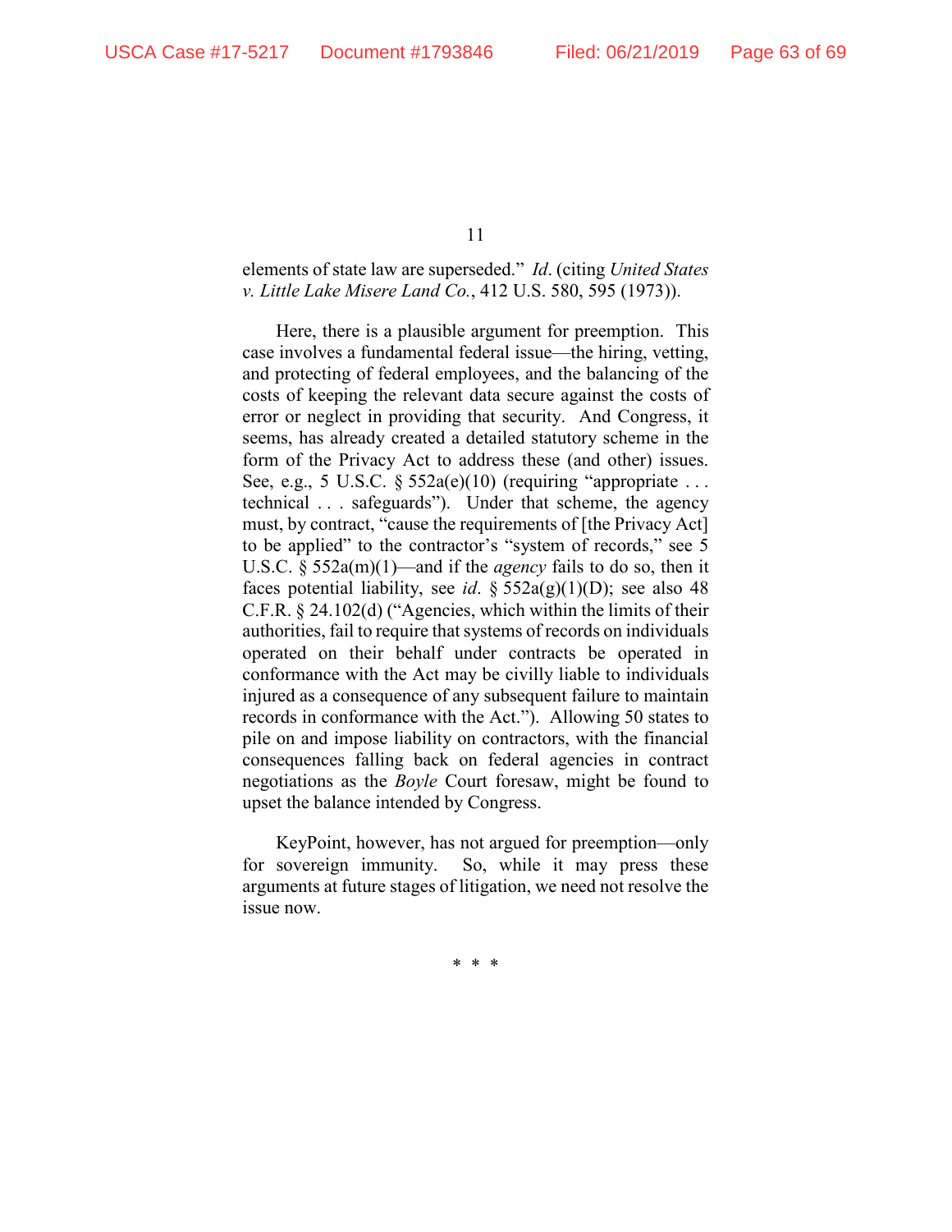elements of state law are superseded." *Id*. (citing *United States v. Little Lake Misere Land Co.*, 412 U.S. 580, 595 (1973)).

Here, there is a plausible argument for preemption. This case involves a fundamental federal issue—the hiring, vetting, and protecting of federal employees, and the balancing of the costs of keeping the relevant data secure against the costs of error or neglect in providing that security. And Congress, it seems, has already created a detailed statutory scheme in the form of the Privacy Act to address these (and other) issues. See, e.g., 5 U.S.C. § 552a(e)(10) (requiring "appropriate . . . technical . . . safeguards"). Under that scheme, the agency must, by contract, "cause the requirements of [the Privacy Act] to be applied" to the contractor's "system of records," see 5 U.S.C. § 552a(m)(1)—and if the *agency* fails to do so, then it faces potential liability, see *id*. § 552a(g)(1)(D); see also 48 C.F.R. § 24.102(d) ("Agencies, which within the limits of their authorities, fail to require that systems of records on individuals operated on their behalf under contracts be operated in conformance with the Act may be civilly liable to individuals injured as a consequence of any subsequent failure to maintain records in conformance with the Act."). Allowing 50 states to pile on and impose liability on contractors, with the financial consequences falling back on federal agencies in contract negotiations as the *Boyle* Court foresaw, might be found to upset the balance intended by Congress.

KeyPoint, however, has not argued for preemption—only for sovereign immunity. So, while it may press these arguments at future stages of litigation, we need not resolve the issue now.

\* \* \*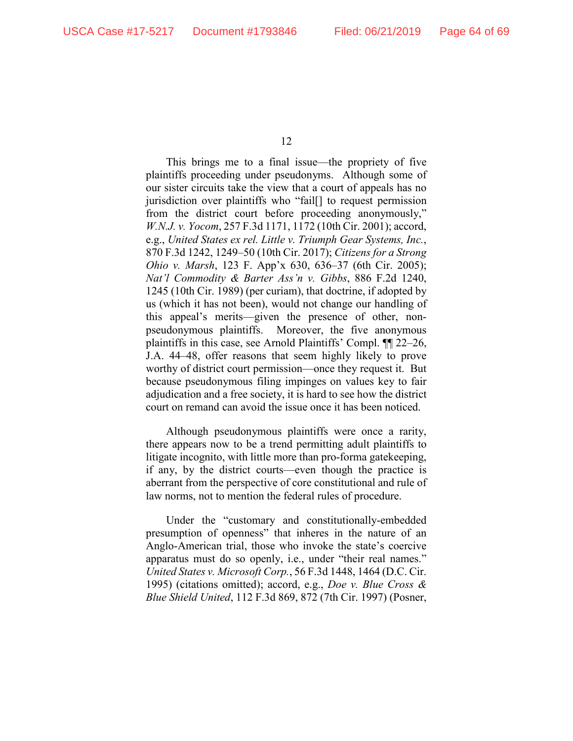This brings me to a final issue—the propriety of five plaintiffs proceeding under pseudonyms. Although some of our sister circuits take the view that a court of appeals has no jurisdiction over plaintiffs who "fail[] to request permission from the district court before proceeding anonymously," *W.N.J. v. Yocom*, 257 F.3d 1171, 1172 (10th Cir. 2001); accord, e.g., *United States ex rel. Little v. Triumph Gear Systems, Inc.*, 870 F.3d 1242, 1249–50 (10th Cir. 2017); *Citizens for a Strong Ohio v. Marsh*, 123 F. App'x 630, 636–37 (6th Cir. 2005); *Nat'l Commodity & Barter Ass'n v. Gibbs*, 886 F.2d 1240, 1245 (10th Cir. 1989) (per curiam), that doctrine, if adopted by us (which it has not been), would not change our handling of this appeal's merits—given the presence of other, non-pseudonymous plaintiffs. Moreover, the five anonymous plaintiffs in this case, see Arnold Plaintiffs' Compl. ¶¶ 22–26, J.A. 44–48, offer reasons that seem highly likely to prove worthy of district court permission—once they request it. But because pseudonymous filing impinges on values key to fair adjudication and a free society, it is hard to see how the district court on remand can avoid the issue once it has been noticed.

Although pseudonymous plaintiffs were once a rarity, there appears now to be a trend permitting adult plaintiffs to litigate incognito, with little more than pro-forma gatekeeping, if any, by the district courts—even though the practice is aberrant from the perspective of core constitutional and rule of law norms, not to mention the federal rules of procedure.

Under the "customary and constitutionally-embedded presumption of openness" that inheres in the nature of an Anglo-American trial, those who invoke the state's coercive apparatus must do so openly, i.e., under "their real names." *United States v. Microsoft Corp.*, 56 F.3d 1448, 1464 (D.C. Cir. 1995) (citations omitted); accord, e.g., *Doe v. Blue Cross & Blue Shield United*, 112 F.3d 869, 872 (7th Cir. 1997) (Posner,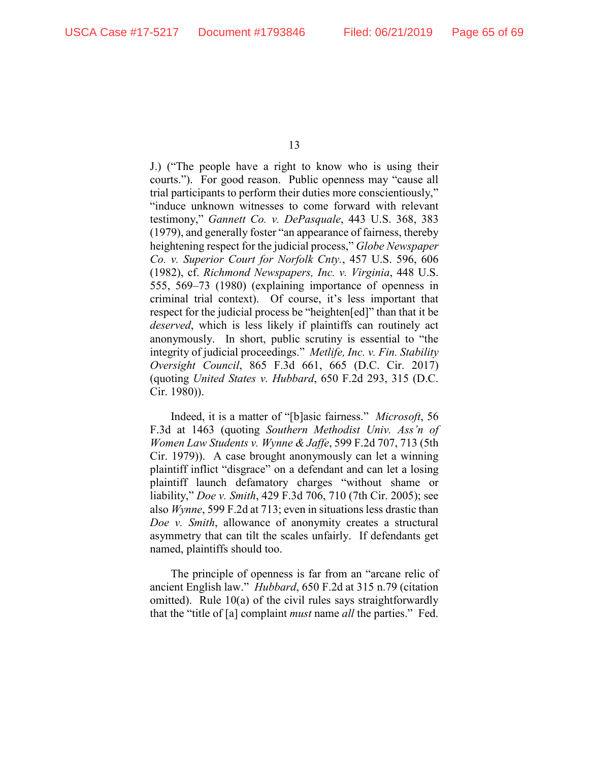J.) ("The people have a right to know who is using their courts."). For good reason. Public openness may "cause all trial participants to perform their duties more conscientiously," "induce unknown witnesses to come forward with relevant testimony," *Gannett Co. v. DePasquale*, 443 U.S. 368, 383 (1979), and generally foster "an appearance of fairness, thereby heightening respect for the judicial process," *Globe Newspaper Co. v. Superior Court for Norfolk Cnty.*, 457 U.S. 596, 606 (1982), cf. *Richmond Newspapers, Inc. v. Virginia*, 448 U.S. 555, 569–73 (1980) (explaining importance of openness in criminal trial context). Of course, it's less important that respect for the judicial process be "heighten[ed]" than that it be *deserved*, which is less likely if plaintiffs can routinely act anonymously. In short, public scrutiny is essential to "the integrity of judicial proceedings." *Metlife, Inc. v. Fin. Stability Oversight Council*, 865 F.3d 661, 665 (D.C. Cir. 2017) (quoting *United States v. Hubbard*, 650 F.2d 293, 315 (D.C. Cir. 1980)).

Indeed, it is a matter of "[b]asic fairness." *Microsoft*, 56 F.3d at 1463 (quoting *Southern Methodist Univ. Ass'n of Women Law Students v. Wynne & Jaffe*, 599 F.2d 707, 713 (5th Cir. 1979)). A case brought anonymously can let a winning plaintiff inflict "disgrace" on a defendant and can let a losing plaintiff launch defamatory charges "without shame or liability," *Doe v. Smith*, 429 F.3d 706, 710 (7th Cir. 2005); see also *Wynne*, 599 F.2d at 713; even in situations less drastic than *Doe v. Smith*, allowance of anonymity creates a structural asymmetry that can tilt the scales unfairly. If defendants get named, plaintiffs should too.

The principle of openness is far from an "arcane relic of ancient English law." *Hubbard*, 650 F.2d at 315 n.79 (citation omitted). Rule 10(a) of the civil rules says straightforwardly that the "title of [a] complaint *must* name *all* the parties." Fed.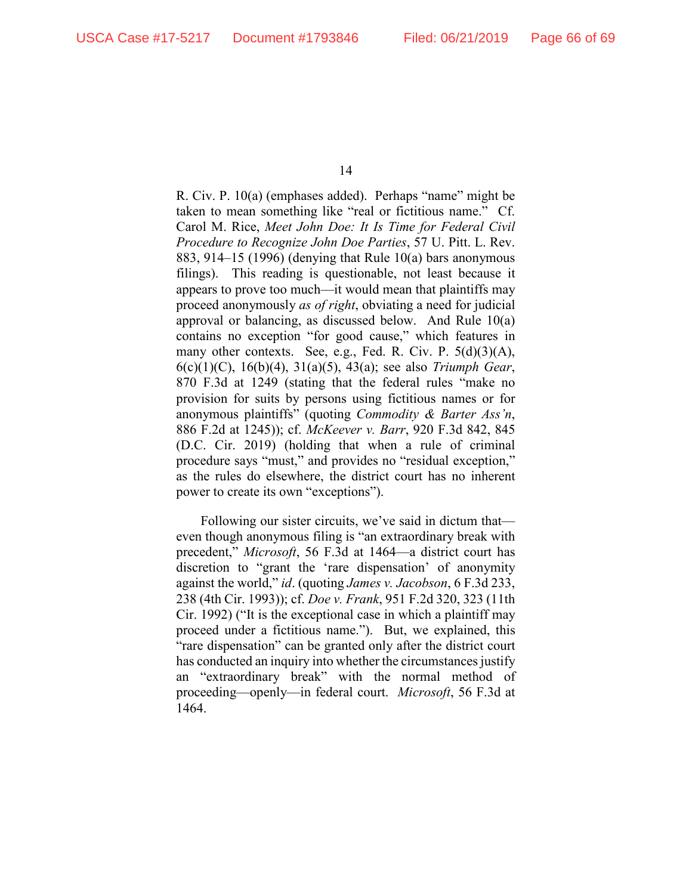R. Civ. P. 10(a) (emphases added). Perhaps "name" might be taken to mean something like "real or fictitious name." Cf. Carol M. Rice, *Meet John Doe: It Is Time for Federal Civil Procedure to Recognize John Doe Parties*, 57 U. Pitt. L. Rev. 883, 914–15 (1996) (denying that Rule 10(a) bars anonymous filings). This reading is questionable, not least because it appears to prove too much—it would mean that plaintiffs may proceed anonymously *as of right*, obviating a need for judicial approval or balancing, as discussed below. And Rule 10(a) contains no exception "for good cause," which features in many other contexts. See, e.g., Fed. R. Civ. P. 5(d)(3)(A), 6(c)(1)(C), 16(b)(4), 31(a)(5), 43(a); see also *Triumph Gear*, 870 F.3d at 1249 (stating that the federal rules "make no provision for suits by persons using fictitious names or for anonymous plaintiffs" (quoting *Commodity & Barter Ass'n*, 886 F.2d at 1245)); cf. *McKeever v. Barr*, 920 F.3d 842, 845 (D.C. Cir. 2019) (holding that when a rule of criminal procedure says "must," and provides no "residual exception," as the rules do elsewhere, the district court has no inherent power to create its own "exceptions").

Following our sister circuits, we've said in dictum that—even though anonymous filing is "an extraordinary break with precedent," *Microsoft*, 56 F.3d at 1464—a district court has discretion to "grant the 'rare dispensation' of anonymity against the world," *id*. (quoting *James v. Jacobson*, 6 F.3d 233, 238 (4th Cir. 1993)); cf. *Doe v. Frank*, 951 F.2d 320, 323 (11th Cir. 1992) ("It is the exceptional case in which a plaintiff may proceed under a fictitious name."). But, we explained, this "rare dispensation" can be granted only after the district court has conducted an inquiry into whether the circumstances justify an "extraordinary break" with the normal method of proceeding—openly—in federal court. *Microsoft*, 56 F.3d at 1464.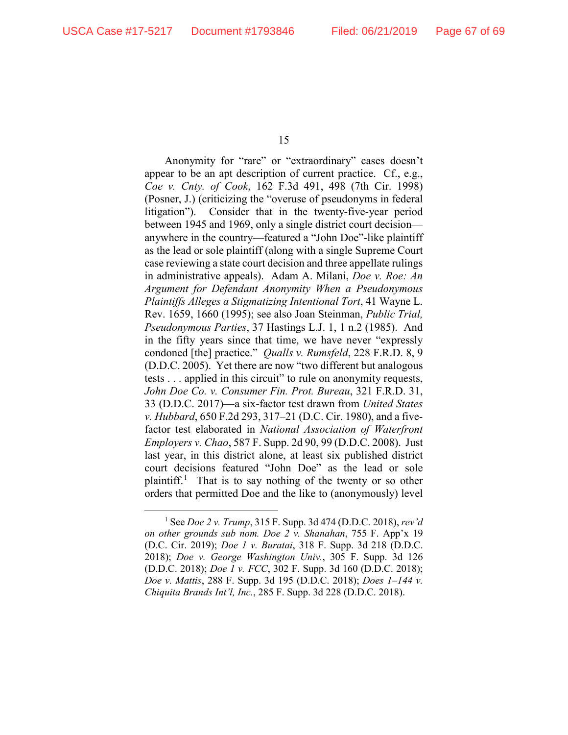Anonymity for "rare" or "extraordinary" cases doesn't appear to be an apt description of current practice. Cf., e.g., *Coe v. Cnty. of Cook*, 162 F.3d 491, 498 (7th Cir. 1998) (Posner, J.) (criticizing the "overuse of pseudonyms in federal litigation"). Consider that in the twenty-five-year period between 1945 and 1969, only a single district court decision—anywhere in the country—featured a "John Doe"-like plaintiff as the lead or sole plaintiff (along with a single Supreme Court case reviewing a state court decision and three appellate rulings in administrative appeals). Adam A. Milani, *Doe v. Roe: An Argument for Defendant Anonymity When a Pseudonymous Plaintiffs Alleges a Stigmatizing Intentional Tort*, 41 Wayne L. Rev. 1659, 1660 (1995); see also Joan Steinman, *Public Trial, Pseudonymous Parties*, 37 Hastings L.J. 1, 1 n.2 (1985). And in the fifty years since that time, we have never "expressly condoned [the] practice." *Qualls v. Rumsfeld*, 228 F.R.D. 8, 9 (D.D.C. 2005). Yet there are now "two different but analogous tests . . . applied in this circuit" to rule on anonymity requests, *John Doe Co. v. Consumer Fin. Prot. Bureau*, 321 F.R.D. 31, 33 (D.D.C. 2017)—a six-factor test drawn from *United States v. Hubbard*, 650 F.2d 293, 317–21 (D.C. Cir. 1980), and a five-factor test elaborated in *National Association of Waterfront Employers v. Chao*, 587 F. Supp. 2d 90, 99 (D.D.C. 2008). Just last year, in this district alone, at least six published district court decisions featured "John Doe" as the lead or sole plaintiff.[1] That is to say nothing of the twenty or so other orders that permitted Doe and the like to (anonymously) level

---

[1] See *Doe 2 v. Trump*, 315 F. Supp. 3d 474 (D.D.C. 2018), *rev'd on other grounds sub nom. Doe 2 v. Shanahan*, 755 F. App'x 19 (D.C. Cir. 2019); *Doe 1 v. Buratai*, 318 F. Supp. 3d 218 (D.D.C. 2018); *Doe v. George Washington Univ.*, 305 F. Supp. 3d 126 (D.D.C. 2018); *Doe 1 v. FCC*, 302 F. Supp. 3d 160 (D.D.C. 2018); *Doe v. Mattis*, 288 F. Supp. 3d 195 (D.D.C. 2018); *Does 1–144 v. Chiquita Brands Int'l, Inc.*, 285 F. Supp. 3d 228 (D.D.C. 2018).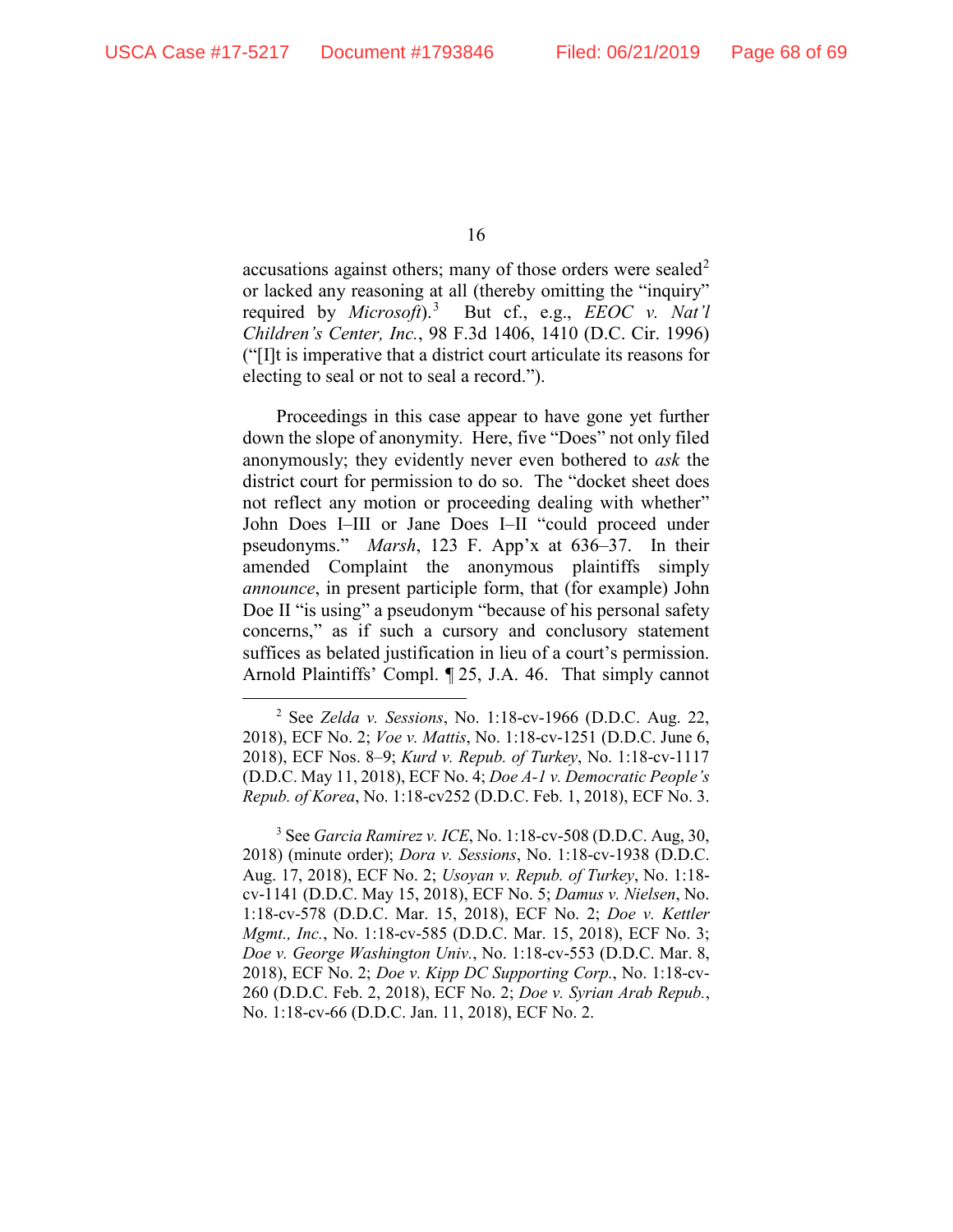accusations against others; many of those orders were sealed[2] or lacked any reasoning at all (thereby omitting the "inquiry" required by *Microsoft*).[3] But cf., e.g., *EEOC v. Nat'l Children's Center, Inc.*, 98 F.3d 1406, 1410 (D.C. Cir. 1996) ("[I]t is imperative that a district court articulate its reasons for electing to seal or not to seal a record.").

Proceedings in this case appear to have gone yet further down the slope of anonymity. Here, five "Does" not only filed anonymously; they evidently never even bothered to *ask* the district court for permission to do so. The "docket sheet does not reflect any motion or proceeding dealing with whether" John Does I–III or Jane Does I–II "could proceed under pseudonyms." *Marsh*, 123 F. App'x at 636–37. In their amended Complaint the anonymous plaintiffs simply *announce*, in present participle form, that (for example) John Doe II "is using" a pseudonym "because of his personal safety concerns," as if such a cursory and conclusory statement suffices as belated justification in lieu of a court's permission. Arnold Plaintiffs' Compl. ¶ 25, J.A. 46. That simply cannot

---

[2] See *Zelda v. Sessions*, No. 1:18-cv-1966 (D.D.C. Aug. 22, 2018), ECF No. 2; *Voe v. Mattis*, No. 1:18-cv-1251 (D.D.C. June 6, 2018), ECF Nos. 8–9; *Kurd v. Repub. of Turkey*, No. 1:18-cv-1117 (D.D.C. May 11, 2018), ECF No. 4; *Doe A-1 v. Democratic People's Repub. of Korea*, No. 1:18-cv252 (D.D.C. Feb. 1, 2018), ECF No. 3.

[3] See *Garcia Ramirez v. ICE*, No. 1:18-cv-508 (D.D.C. Aug, 30, 2018) (minute order); *Dora v. Sessions*, No. 1:18-cv-1938 (D.D.C. Aug. 17, 2018), ECF No. 2; *Usoyan v. Repub. of Turkey*, No. 1:18-cv-1141 (D.D.C. May 15, 2018), ECF No. 5; *Damus v. Nielsen*, No. 1:18-cv-578 (D.D.C. Mar. 15, 2018), ECF No. 2; *Doe v. Kettler Mgmt., Inc.*, No. 1:18-cv-585 (D.D.C. Mar. 15, 2018), ECF No. 3; *Doe v. George Washington Univ.*, No. 1:18-cv-553 (D.D.C. Mar. 8, 2018), ECF No. 2; *Doe v. Kipp DC Supporting Corp.*, No. 1:18-cv-260 (D.D.C. Feb. 2, 2018), ECF No. 2; *Doe v. Syrian Arab Repub.*, No. 1:18-cv-66 (D.D.C. Jan. 11, 2018), ECF No. 2.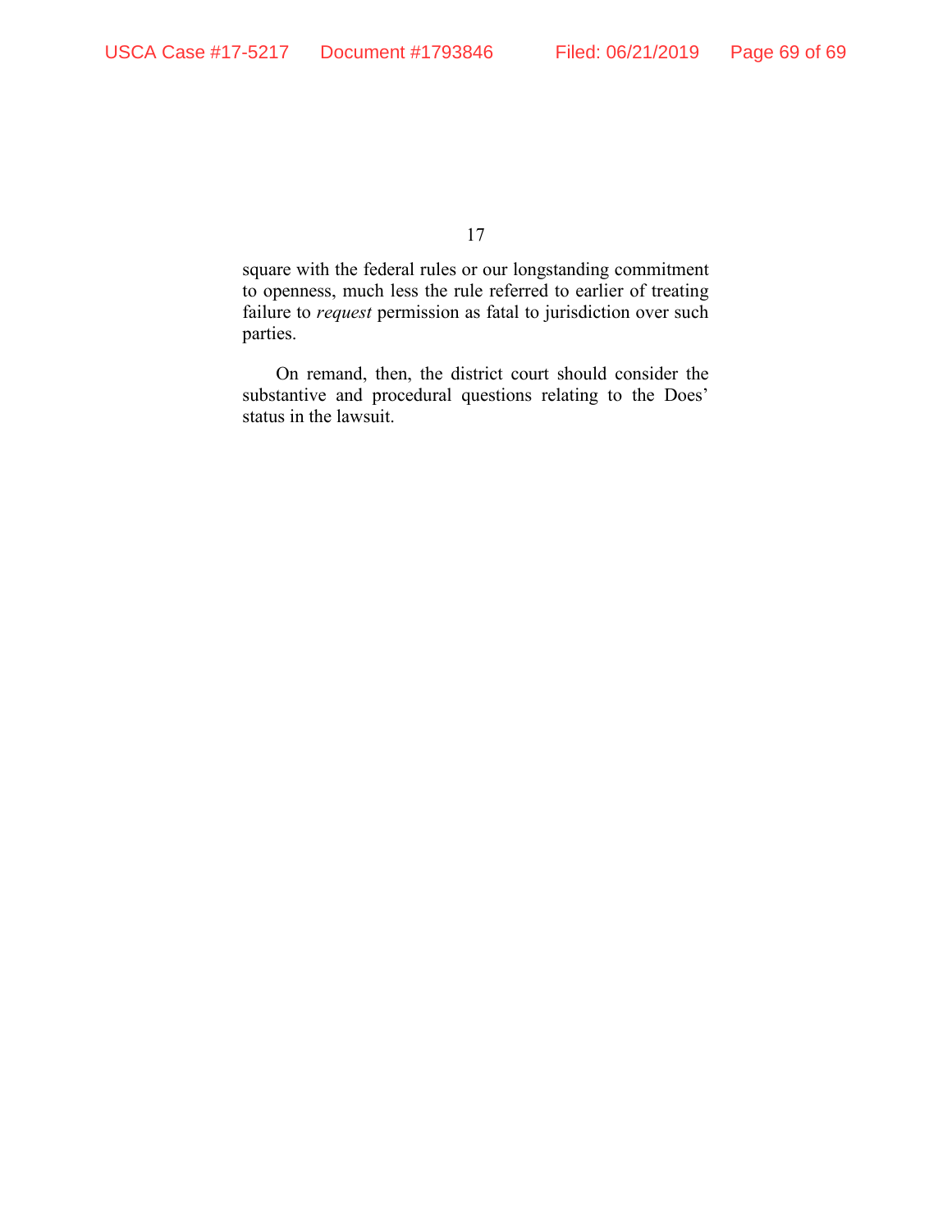square with the federal rules or our longstanding commitment to openness, much less the rule referred to earlier of treating failure to *request* permission as fatal to jurisdiction over such parties.

On remand, then, the district court should consider the substantive and procedural questions relating to the Does' status in the lawsuit.